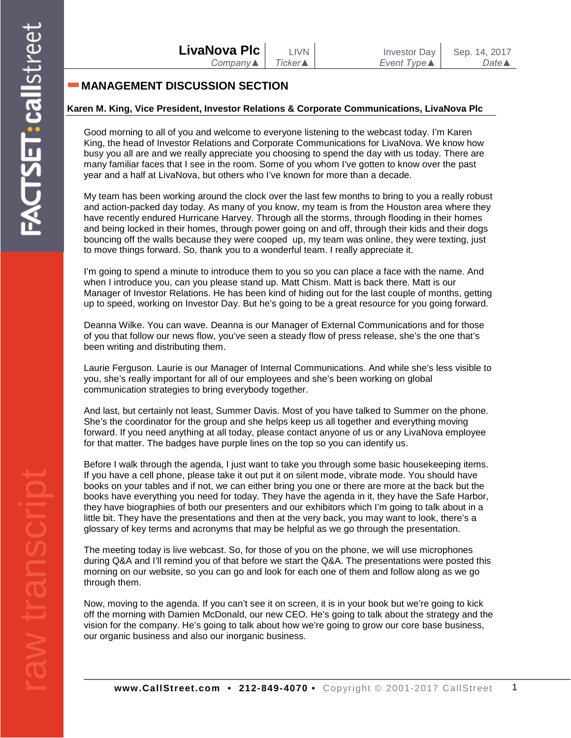## MANAGEMENT DISCUSSION SECTION

**Karen M. King, Vice President, Investor Relations & Corporate Communications, LivaNova Plc**

Good morning to all of you and welcome to everyone listening to the webcast today. I'm Karen King, the head of Investor Relations and Corporate Communications for LivaNova. We know how busy you all are and we really appreciate you choosing to spend the day with us today. There are many familiar faces that I see in the room. Some of you whom I've gotten to know over the past year and a half at LivaNova, but others who I've known for more than a decade.

My team has been working around the clock over the last few months to bring to you a really robust and action-packed day today. As many of you know, my team is from the Houston area where they have recently endured Hurricane Harvey. Through all the storms, through flooding in their homes and being locked in their homes, through power going on and off, through their kids and their dogs bouncing off the walls because they were cooped up, my team was online, they were texting, just to move things forward. So, thank you to a wonderful team. I really appreciate it.

I'm going to spend a minute to introduce them to you so you can place a face with the name. And when I introduce you, can you please stand up. Matt Chism. Matt is back there. Matt is our Manager of Investor Relations. He has been kind of hiding out for the last couple of months, getting up to speed, working on Investor Day. But he's going to be a great resource for you going forward.

Deanna Wilke. You can wave. Deanna is our Manager of External Communications and for those of you that follow our news flow, you've seen a steady flow of press release, she's the one that's been writing and distributing them.

Laurie Ferguson. Laurie is our Manager of Internal Communications. And while she's less visible to you, she's really important for all of our employees and she's been working on global communication strategies to bring everybody together.

And last, but certainly not least, Summer Davis. Most of you have talked to Summer on the phone. She's the coordinator for the group and she helps keep us all together and everything moving forward. If you need anything at all today, please contact anyone of us or any LivaNova employee for that matter. The badges have purple lines on the top so you can identify us.

Before I walk through the agenda, I just want to take you through some basic housekeeping items. If you have a cell phone, please take it out put it on silent mode, vibrate mode. You should have books on your tables and if not, we can either bring you one or there are more at the back but the books have everything you need for today. They have the agenda in it, they have the Safe Harbor, they have biographies of both our presenters and our exhibitors which I'm going to talk about in a little bit. They have the presentations and then at the very back, you may want to look, there's a glossary of key terms and acronyms that may be helpful as we go through the presentation.

The meeting today is live webcast. So, for those of you on the phone, we will use microphones during Q&A and I'll remind you of that before we start the Q&A. The presentations were posted this morning on our website, so you can go and look for each one of them and follow along as we go through them.

Now, moving to the agenda. If you can't see it on screen, it is in your book but we're going to kick off the morning with Damien McDonald, our new CEO. He's going to talk about the strategy and the vision for the company. He's going to talk about how we're going to grow our core base business, our organic business and also our inorganic business.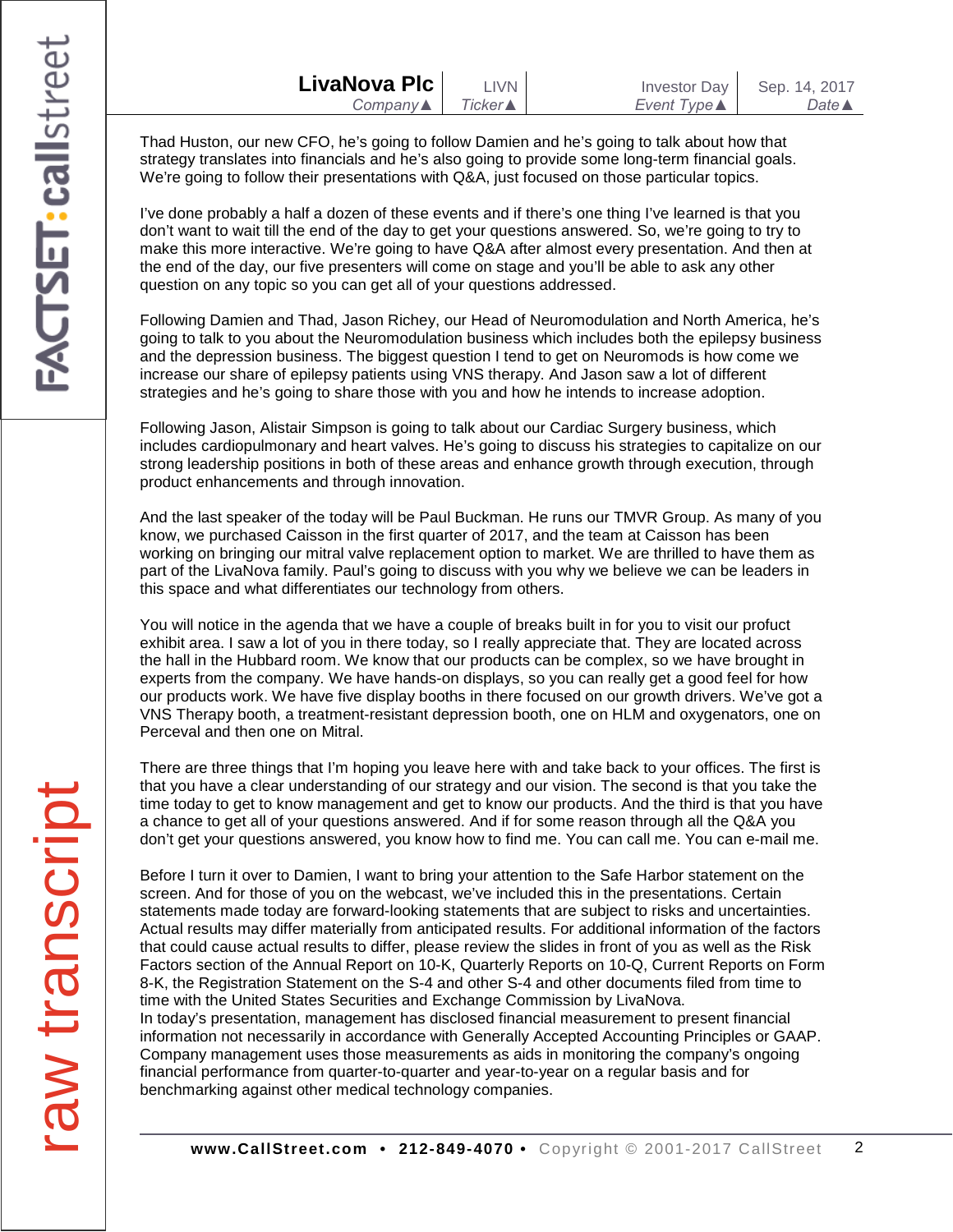Thad Huston, our new CFO, he's going to follow Damien and he's going to talk about how that strategy translates into financials and he's also going to provide some long-term financial goals. We're going to follow their presentations with Q&A, just focused on those particular topics.

I've done probably a half a dozen of these events and if there's one thing I've learned is that you don't want to wait till the end of the day to get your questions answered. So, we're going to try to make this more interactive. We're going to have Q&A after almost every presentation. And then at the end of the day, our five presenters will come on stage and you'll be able to ask any other question on any topic so you can get all of your questions addressed.

Following Damien and Thad, Jason Richey, our Head of Neuromodulation and North America, he's going to talk to you about the Neuromodulation business which includes both the epilepsy business and the depression business. The biggest question I tend to get on Neuromods is how come we increase our share of epilepsy patients using VNS therapy. And Jason saw a lot of different strategies and he's going to share those with you and how he intends to increase adoption.

Following Jason, Alistair Simpson is going to talk about our Cardiac Surgery business, which includes cardiopulmonary and heart valves. He's going to discuss his strategies to capitalize on our strong leadership positions in both of these areas and enhance growth through execution, through product enhancements and through innovation.

And the last speaker of the today will be Paul Buckman. He runs our TMVR Group. As many of you know, we purchased Caisson in the first quarter of 2017, and the team at Caisson has been working on bringing our mitral valve replacement option to market. We are thrilled to have them as part of the LivaNova family. Paul's going to discuss with you why we believe we can be leaders in this space and what differentiates our technology from others.

You will notice in the agenda that we have a couple of breaks built in for you to visit our profuct exhibit area. I saw a lot of you in there today, so I really appreciate that. They are located across the hall in the Hubbard room. We know that our products can be complex, so we have brought in experts from the company. We have hands-on displays, so you can really get a good feel for how our products work. We have five display booths in there focused on our growth drivers. We've got a VNS Therapy booth, a treatment-resistant depression booth, one on HLM and oxygenators, one on Perceval and then one on Mitral.

There are three things that I'm hoping you leave here with and take back to your offices. The first is that you have a clear understanding of our strategy and our vision. The second is that you take the time today to get to know management and get to know our products. And the third is that you have a chance to get all of your questions answered. And if for some reason through all the Q&A you don't get your questions answered, you know how to find me. You can call me. You can e-mail me.

Before I turn it over to Damien, I want to bring your attention to the Safe Harbor statement on the screen. And for those of you on the webcast, we've included this in the presentations. Certain statements made today are forward-looking statements that are subject to risks and uncertainties. Actual results may differ materially from anticipated results. For additional information of the factors that could cause actual results to differ, please review the slides in front of you as well as the Risk Factors section of the Annual Report on 10-K, Quarterly Reports on 10-Q, Current Reports on Form 8-K, the Registration Statement on the S-4 and other S-4 and other documents filed from time to time with the United States Securities and Exchange Commission by LivaNova.
In today's presentation, management has disclosed financial measurement to present financial information not necessarily in accordance with Generally Accepted Accounting Principles or GAAP. Company management uses those measurements as aids in monitoring the company's ongoing financial performance from quarter-to-quarter and year-to-year on a regular basis and for benchmarking against other medical technology companies.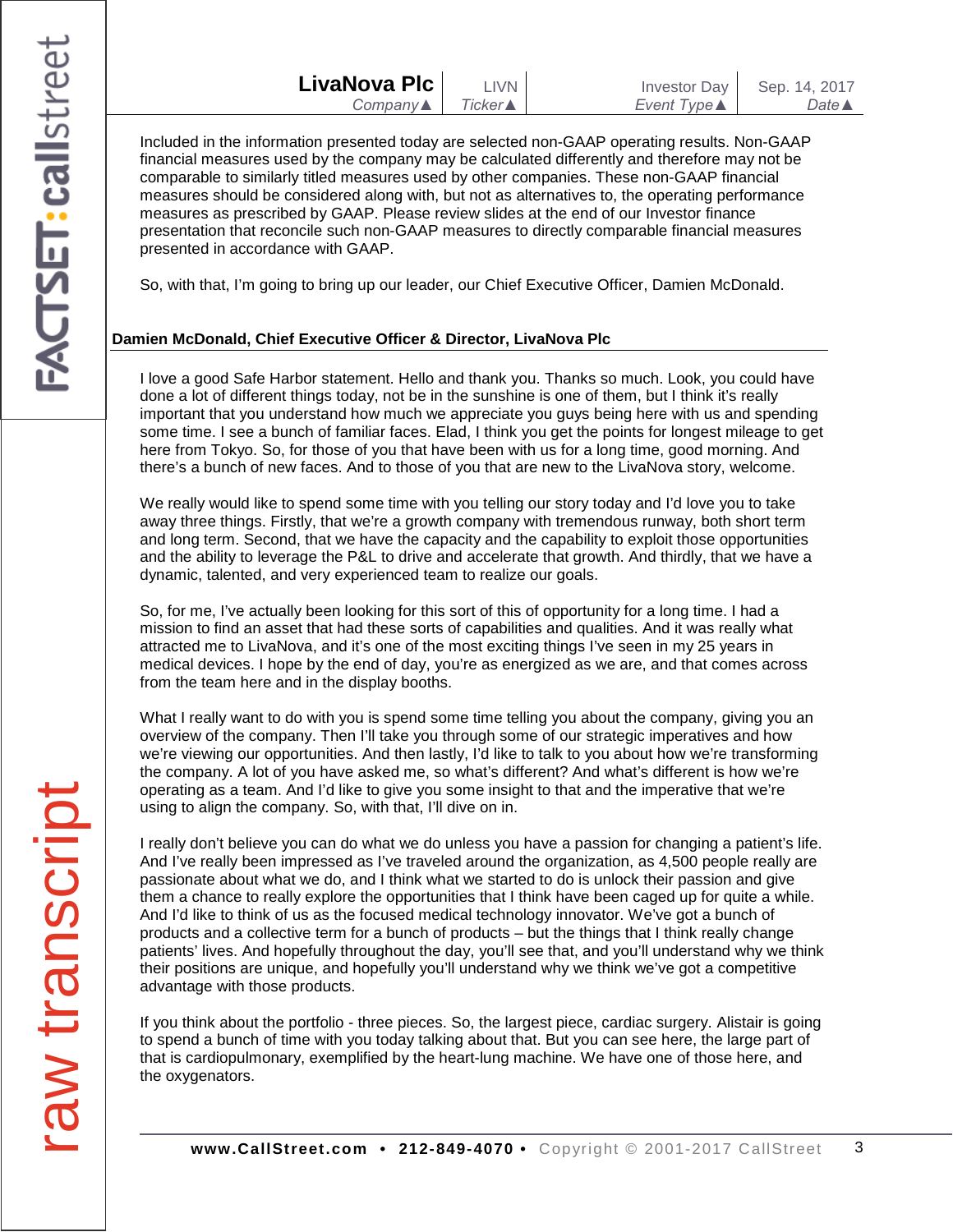Included in the information presented today are selected non-GAAP operating results. Non-GAAP financial measures used by the company may be calculated differently and therefore may not be comparable to similarly titled measures used by other companies. These non-GAAP financial measures should be considered along with, but not as alternatives to, the operating performance measures as prescribed by GAAP. Please review slides at the end of our Investor finance presentation that reconcile such non-GAAP measures to directly comparable financial measures presented in accordance with GAAP.

So, with that, I'm going to bring up our leader, our Chief Executive Officer, Damien McDonald.

**Damien McDonald, Chief Executive Officer & Director, LivaNova Plc**

I love a good Safe Harbor statement. Hello and thank you. Thanks so much. Look, you could have done a lot of different things today, not be in the sunshine is one of them, but I think it's really important that you understand how much we appreciate you guys being here with us and spending some time. I see a bunch of familiar faces. Elad, I think you get the points for longest mileage to get here from Tokyo. So, for those of you that have been with us for a long time, good morning. And there's a bunch of new faces. And to those of you that are new to the LivaNova story, welcome.

We really would like to spend some time with you telling our story today and I'd love you to take away three things. Firstly, that we're a growth company with tremendous runway, both short term and long term. Second, that we have the capacity and the capability to exploit those opportunities and the ability to leverage the P&L to drive and accelerate that growth. And thirdly, that we have a dynamic, talented, and very experienced team to realize our goals.

So, for me, I've actually been looking for this sort of this of opportunity for a long time. I had a mission to find an asset that had these sorts of capabilities and qualities. And it was really what attracted me to LivaNova, and it's one of the most exciting things I've seen in my 25 years in medical devices. I hope by the end of day, you're as energized as we are, and that comes across from the team here and in the display booths.

What I really want to do with you is spend some time telling you about the company, giving you an overview of the company. Then I'll take you through some of our strategic imperatives and how we're viewing our opportunities. And then lastly, I'd like to talk to you about how we're transforming the company. A lot of you have asked me, so what's different? And what's different is how we're operating as a team. And I'd like to give you some insight to that and the imperative that we're using to align the company. So, with that, I'll dive on in.

I really don't believe you can do what we do unless you have a passion for changing a patient's life. And I've really been impressed as I've traveled around the organization, as 4,500 people really are passionate about what we do, and I think what we started to do is unlock their passion and give them a chance to really explore the opportunities that I think have been caged up for quite a while. And I'd like to think of us as the focused medical technology innovator. We've got a bunch of products and a collective term for a bunch of products – but the things that I think really change patients' lives. And hopefully throughout the day, you'll see that, and you'll understand why we think their positions are unique, and hopefully you'll understand why we think we've got a competitive advantage with those products.

If you think about the portfolio - three pieces. So, the largest piece, cardiac surgery. Alistair is going to spend a bunch of time with you today talking about that. But you can see here, the large part of that is cardiopulmonary, exemplified by the heart-lung machine. We have one of those here, and the oxygenators.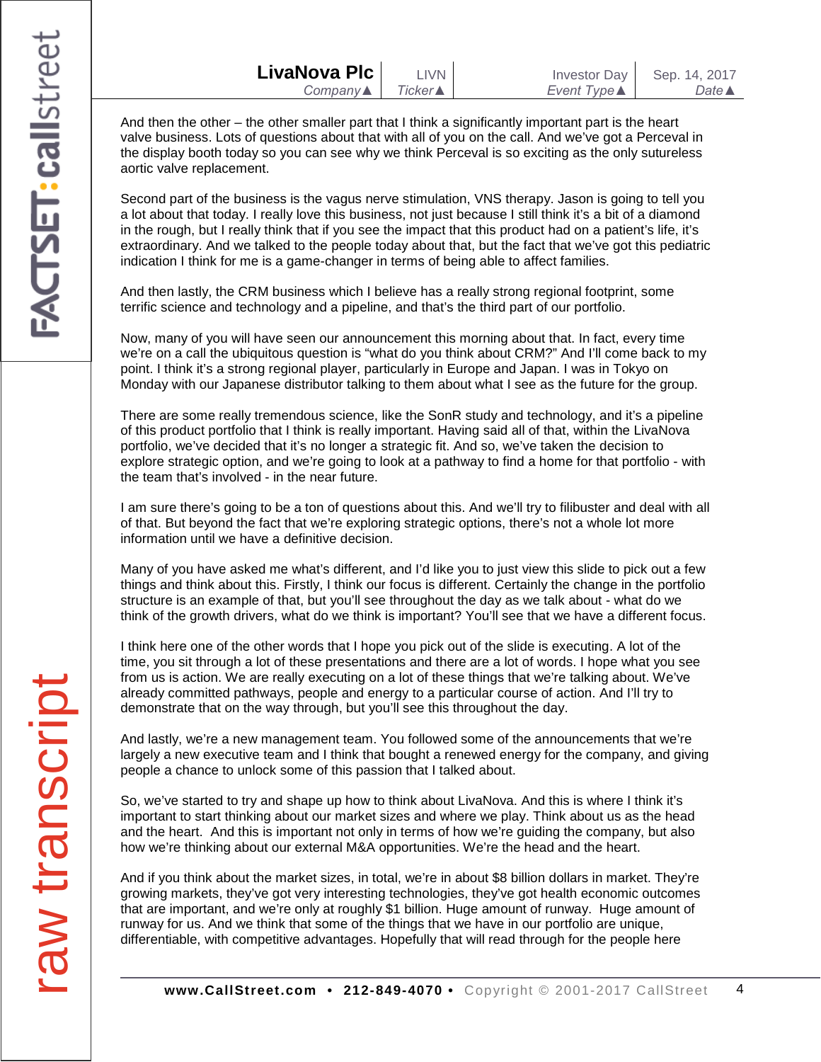And then the other – the other smaller part that I think a significantly important part is the heart valve business. Lots of questions about that with all of you on the call. And we've got a Perceval in the display booth today so you can see why we think Perceval is so exciting as the only sutureless aortic valve replacement.

Second part of the business is the vagus nerve stimulation, VNS therapy. Jason is going to tell you a lot about that today. I really love this business, not just because I still think it's a bit of a diamond in the rough, but I really think that if you see the impact that this product had on a patient's life, it's extraordinary. And we talked to the people today about that, but the fact that we've got this pediatric indication I think for me is a game-changer in terms of being able to affect families.

And then lastly, the CRM business which I believe has a really strong regional footprint, some terrific science and technology and a pipeline, and that's the third part of our portfolio.

Now, many of you will have seen our announcement this morning about that. In fact, every time we're on a call the ubiquitous question is "what do you think about CRM?" And I'll come back to my point. I think it's a strong regional player, particularly in Europe and Japan. I was in Tokyo on Monday with our Japanese distributor talking to them about what I see as the future for the group.

There are some really tremendous science, like the SonR study and technology, and it's a pipeline of this product portfolio that I think is really important. Having said all of that, within the LivaNova portfolio, we've decided that it's no longer a strategic fit. And so, we've taken the decision to explore strategic option, and we're going to look at a pathway to find a home for that portfolio - with the team that's involved - in the near future.

I am sure there's going to be a ton of questions about this. And we'll try to filibuster and deal with all of that. But beyond the fact that we're exploring strategic options, there's not a whole lot more information until we have a definitive decision.

Many of you have asked me what's different, and I'd like you to just view this slide to pick out a few things and think about this. Firstly, I think our focus is different. Certainly the change in the portfolio structure is an example of that, but you'll see throughout the day as we talk about - what do we think of the growth drivers, what do we think is important? You'll see that we have a different focus.

I think here one of the other words that I hope you pick out of the slide is executing. A lot of the time, you sit through a lot of these presentations and there are a lot of words. I hope what you see from us is action. We are really executing on a lot of these things that we're talking about. We've already committed pathways, people and energy to a particular course of action. And I'll try to demonstrate that on the way through, but you'll see this throughout the day.

And lastly, we're a new management team. You followed some of the announcements that we're largely a new executive team and I think that bought a renewed energy for the company, and giving people a chance to unlock some of this passion that I talked about.

So, we've started to try and shape up how to think about LivaNova. And this is where I think it's important to start thinking about our market sizes and where we play. Think about us as the head and the heart. And this is important not only in terms of how we're guiding the company, but also how we're thinking about our external M&A opportunities. We're the head and the heart.

And if you think about the market sizes, in total, we're in about $8 billion dollars in market. They're growing markets, they've got very interesting technologies, they've got health economic outcomes that are important, and we're only at roughly $1 billion. Huge amount of runway. Huge amount of runway for us. And we think that some of the things that we have in our portfolio are unique, differentiable, with competitive advantages. Hopefully that will read through for the people here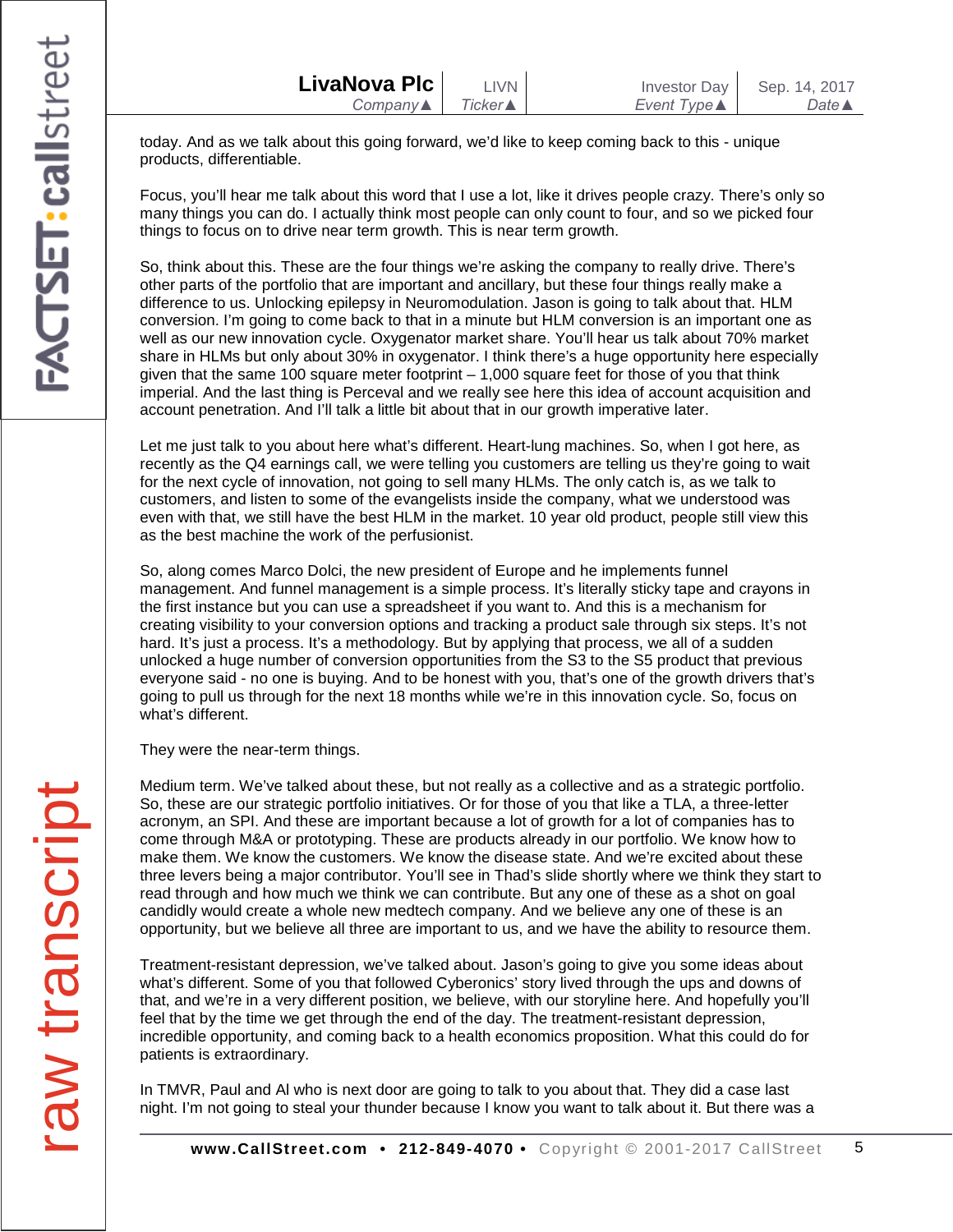today. And as we talk about this going forward, we'd like to keep coming back to this - unique products, differentiable.

Focus, you'll hear me talk about this word that I use a lot, like it drives people crazy. There's only so many things you can do. I actually think most people can only count to four, and so we picked four things to focus on to drive near term growth. This is near term growth.

So, think about this. These are the four things we're asking the company to really drive. There's other parts of the portfolio that are important and ancillary, but these four things really make a difference to us. Unlocking epilepsy in Neuromodulation. Jason is going to talk about that. HLM conversion. I'm going to come back to that in a minute but HLM conversion is an important one as well as our new innovation cycle. Oxygenator market share. You'll hear us talk about 70% market share in HLMs but only about 30% in oxygenator. I think there's a huge opportunity here especially given that the same 100 square meter footprint – 1,000 square feet for those of you that think imperial. And the last thing is Perceval and we really see here this idea of account acquisition and account penetration. And I'll talk a little bit about that in our growth imperative later.

Let me just talk to you about here what's different. Heart-lung machines. So, when I got here, as recently as the Q4 earnings call, we were telling you customers are telling us they're going to wait for the next cycle of innovation, not going to sell many HLMs. The only catch is, as we talk to customers, and listen to some of the evangelists inside the company, what we understood was even with that, we still have the best HLM in the market. 10 year old product, people still view this as the best machine the work of the perfusionist.

So, along comes Marco Dolci, the new president of Europe and he implements funnel management. And funnel management is a simple process. It's literally sticky tape and crayons in the first instance but you can use a spreadsheet if you want to. And this is a mechanism for creating visibility to your conversion options and tracking a product sale through six steps. It's not hard. It's just a process. It's a methodology. But by applying that process, we all of a sudden unlocked a huge number of conversion opportunities from the S3 to the S5 product that previous everyone said - no one is buying. And to be honest with you, that's one of the growth drivers that's going to pull us through for the next 18 months while we're in this innovation cycle. So, focus on what's different.

They were the near-term things.

Medium term. We've talked about these, but not really as a collective and as a strategic portfolio. So, these are our strategic portfolio initiatives. Or for those of you that like a TLA, a three-letter acronym, an SPI. And these are important because a lot of growth for a lot of companies has to come through M&A or prototyping. These are products already in our portfolio. We know how to make them. We know the customers. We know the disease state. And we're excited about these three levers being a major contributor. You'll see in Thad's slide shortly where we think they start to read through and how much we think we can contribute. But any one of these as a shot on goal candidly would create a whole new medtech company. And we believe any one of these is an opportunity, but we believe all three are important to us, and we have the ability to resource them.

Treatment-resistant depression, we've talked about. Jason's going to give you some ideas about what's different. Some of you that followed Cyberonics' story lived through the ups and downs of that, and we're in a very different position, we believe, with our storyline here. And hopefully you'll feel that by the time we get through the end of the day. The treatment-resistant depression, incredible opportunity, and coming back to a health economics proposition. What this could do for patients is extraordinary.

In TMVR, Paul and Al who is next door are going to talk to you about that. They did a case last night. I'm not going to steal your thunder because I know you want to talk about it. But there was a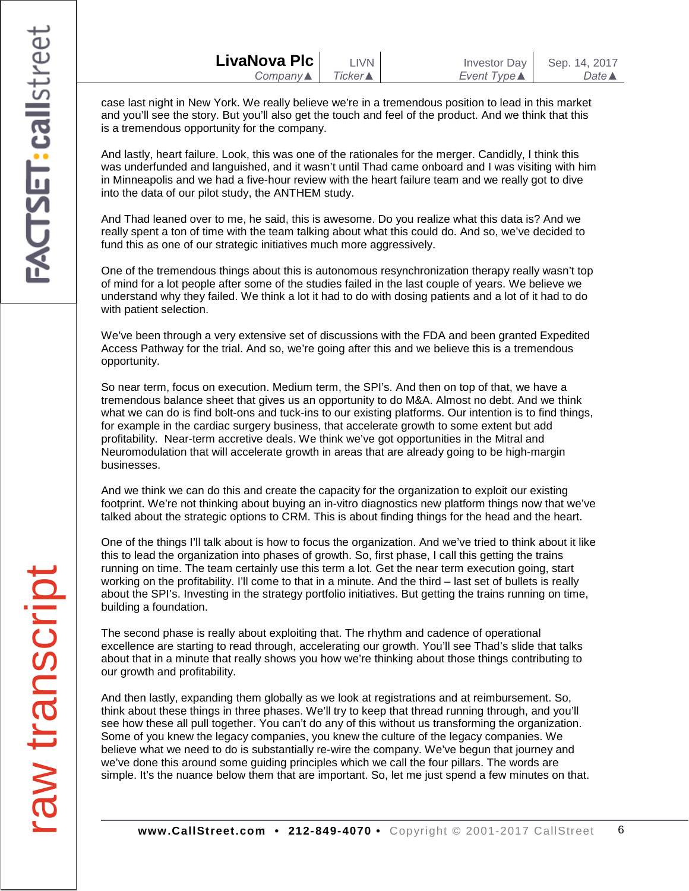case last night in New York. We really believe we're in a tremendous position to lead in this market and you'll see the story. But you'll also get the touch and feel of the product. And we think that this is a tremendous opportunity for the company.

And lastly, heart failure. Look, this was one of the rationales for the merger. Candidly, I think this was underfunded and languished, and it wasn't until Thad came onboard and I was visiting with him in Minneapolis and we had a five-hour review with the heart failure team and we really got to dive into the data of our pilot study, the ANTHEM study.

And Thad leaned over to me, he said, this is awesome. Do you realize what this data is? And we really spent a ton of time with the team talking about what this could do. And so, we've decided to fund this as one of our strategic initiatives much more aggressively.

One of the tremendous things about this is autonomous resynchronization therapy really wasn't top of mind for a lot people after some of the studies failed in the last couple of years. We believe we understand why they failed. We think a lot it had to do with dosing patients and a lot of it had to do with patient selection.

We've been through a very extensive set of discussions with the FDA and been granted Expedited Access Pathway for the trial. And so, we're going after this and we believe this is a tremendous opportunity.

So near term, focus on execution. Medium term, the SPI's. And then on top of that, we have a tremendous balance sheet that gives us an opportunity to do M&A. Almost no debt. And we think what we can do is find bolt-ons and tuck-ins to our existing platforms. Our intention is to find things, for example in the cardiac surgery business, that accelerate growth to some extent but add profitability. Near-term accretive deals. We think we've got opportunities in the Mitral and Neuromodulation that will accelerate growth in areas that are already going to be high-margin businesses.

And we think we can do this and create the capacity for the organization to exploit our existing footprint. We're not thinking about buying an in-vitro diagnostics new platform things now that we've talked about the strategic options to CRM. This is about finding things for the head and the heart.

One of the things I'll talk about is how to focus the organization. And we've tried to think about it like this to lead the organization into phases of growth. So, first phase, I call this getting the trains running on time. The team certainly use this term a lot. Get the near term execution going, start working on the profitability. I'll come to that in a minute. And the third – last set of bullets is really about the SPI's. Investing in the strategy portfolio initiatives. But getting the trains running on time, building a foundation.

The second phase is really about exploiting that. The rhythm and cadence of operational excellence are starting to read through, accelerating our growth. You'll see Thad's slide that talks about that in a minute that really shows you how we're thinking about those things contributing to our growth and profitability.

And then lastly, expanding them globally as we look at registrations and at reimbursement. So, think about these things in three phases. We'll try to keep that thread running through, and you'll see how these all pull together. You can't do any of this without us transforming the organization. Some of you knew the legacy companies, you knew the culture of the legacy companies. We believe what we need to do is substantially re-wire the company. We've begun that journey and we've done this around some guiding principles which we call the four pillars. The words are simple. It's the nuance below them that are important. So, let me just spend a few minutes on that.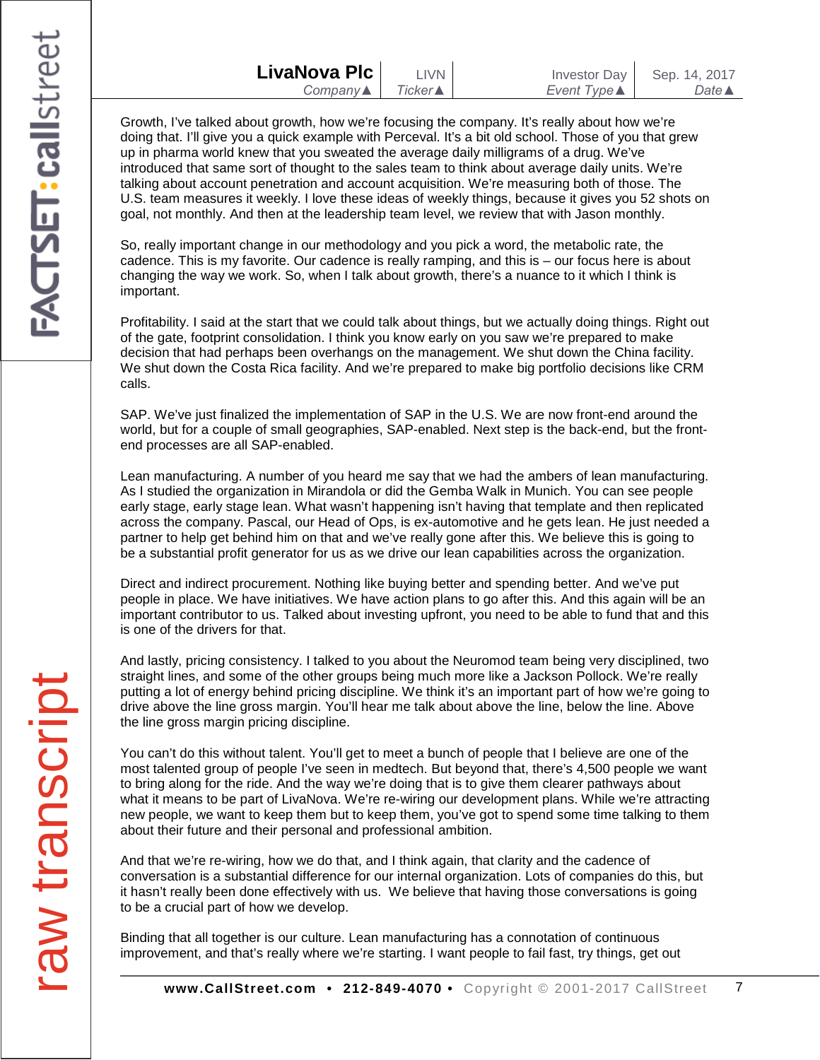Growth, I've talked about growth, how we're focusing the company. It's really about how we're doing that. I'll give you a quick example with Perceval. It's a bit old school. Those of you that grew up in pharma world knew that you sweated the average daily milligrams of a drug. We've introduced that same sort of thought to the sales team to think about average daily units. We're talking about account penetration and account acquisition. We're measuring both of those. The U.S. team measures it weekly. I love these ideas of weekly things, because it gives you 52 shots on goal, not monthly. And then at the leadership team level, we review that with Jason monthly.

So, really important change in our methodology and you pick a word, the metabolic rate, the cadence. This is my favorite. Our cadence is really ramping, and this is – our focus here is about changing the way we work. So, when I talk about growth, there's a nuance to it which I think is important.

Profitability. I said at the start that we could talk about things, but we actually doing things. Right out of the gate, footprint consolidation. I think you know early on you saw we're prepared to make decision that had perhaps been overhangs on the management. We shut down the China facility. We shut down the Costa Rica facility. And we're prepared to make big portfolio decisions like CRM calls.

SAP. We've just finalized the implementation of SAP in the U.S. We are now front-end around the world, but for a couple of small geographies, SAP-enabled. Next step is the back-end, but the front-end processes are all SAP-enabled.

Lean manufacturing. A number of you heard me say that we had the ambers of lean manufacturing. As I studied the organization in Mirandola or did the Gemba Walk in Munich. You can see people early stage, early stage lean. What wasn't happening isn't having that template and then replicated across the company. Pascal, our Head of Ops, is ex-automotive and he gets lean. He just needed a partner to help get behind him on that and we've really gone after this. We believe this is going to be a substantial profit generator for us as we drive our lean capabilities across the organization.

Direct and indirect procurement. Nothing like buying better and spending better. And we've put people in place. We have initiatives. We have action plans to go after this. And this again will be an important contributor to us. Talked about investing upfront, you need to be able to fund that and this is one of the drivers for that.

And lastly, pricing consistency. I talked to you about the Neuromod team being very disciplined, two straight lines, and some of the other groups being much more like a Jackson Pollock. We're really putting a lot of energy behind pricing discipline. We think it's an important part of how we're going to drive above the line gross margin. You'll hear me talk about above the line, below the line. Above the line gross margin pricing discipline.

You can't do this without talent. You'll get to meet a bunch of people that I believe are one of the most talented group of people I've seen in medtech. But beyond that, there's 4,500 people we want to bring along for the ride. And the way we're doing that is to give them clearer pathways about what it means to be part of LivaNova. We're re-wiring our development plans. While we're attracting new people, we want to keep them but to keep them, you've got to spend some time talking to them about their future and their personal and professional ambition.

And that we're re-wiring, how we do that, and I think again, that clarity and the cadence of conversation is a substantial difference for our internal organization. Lots of companies do this, but it hasn't really been done effectively with us. We believe that having those conversations is going to be a crucial part of how we develop.

Binding that all together is our culture. Lean manufacturing has a connotation of continuous improvement, and that's really where we're starting. I want people to fail fast, try things, get out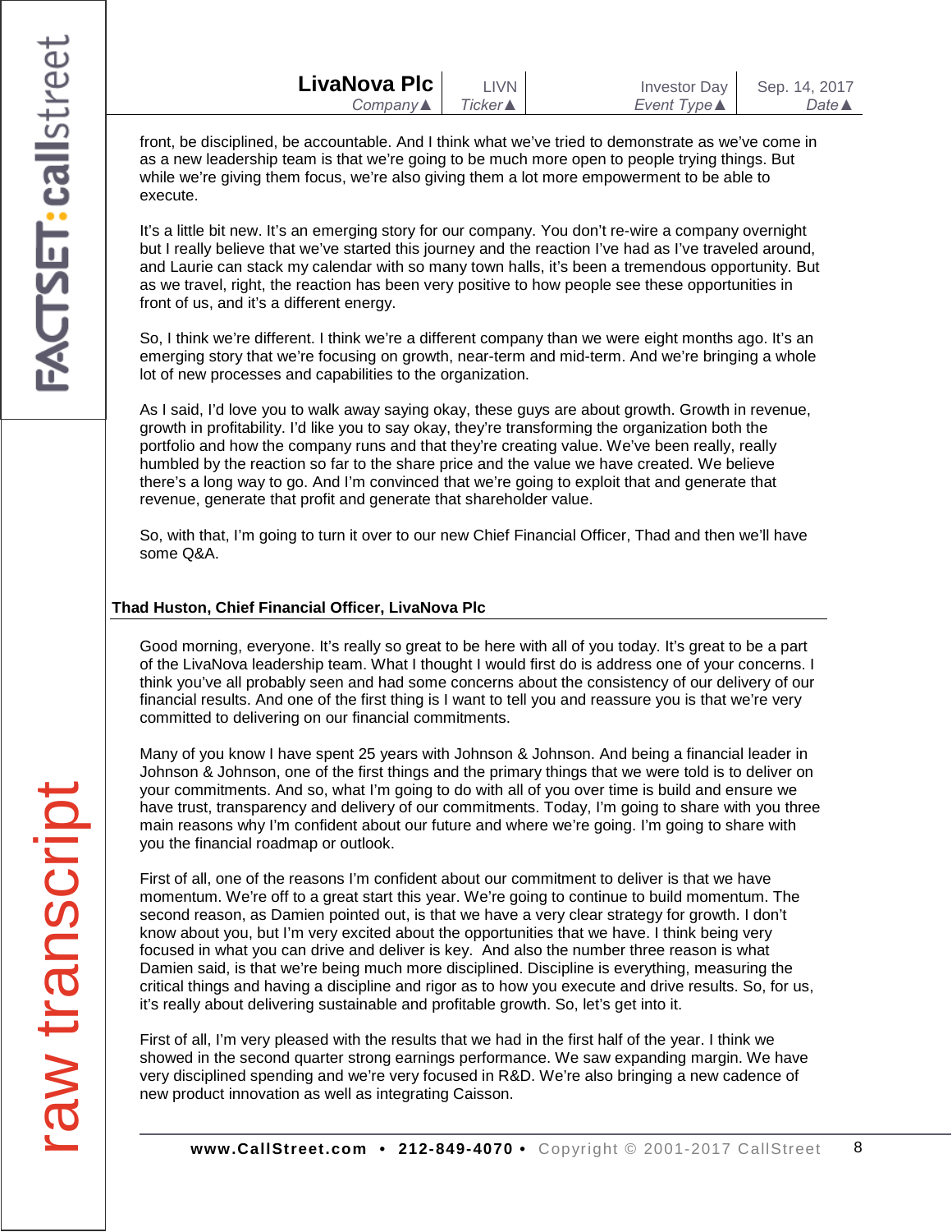front, be disciplined, be accountable. And I think what we've tried to demonstrate as we've come in as a new leadership team is that we're going to be much more open to people trying things. But while we're giving them focus, we're also giving them a lot more empowerment to be able to execute.

It's a little bit new. It's an emerging story for our company. You don't re-wire a company overnight but I really believe that we've started this journey and the reaction I've had as I've traveled around, and Laurie can stack my calendar with so many town halls, it's been a tremendous opportunity. But as we travel, right, the reaction has been very positive to how people see these opportunities in front of us, and it's a different energy.

So, I think we're different. I think we're a different company than we were eight months ago. It's an emerging story that we're focusing on growth, near-term and mid-term. And we're bringing a whole lot of new processes and capabilities to the organization.

As I said, I'd love you to walk away saying okay, these guys are about growth. Growth in revenue, growth in profitability. I'd like you to say okay, they're transforming the organization both the portfolio and how the company runs and that they're creating value. We've been really, really humbled by the reaction so far to the share price and the value we have created. We believe there's a long way to go. And I'm convinced that we're going to exploit that and generate that revenue, generate that profit and generate that shareholder value.

So, with that, I'm going to turn it over to our new Chief Financial Officer, Thad and then we'll have some Q&A.

**Thad Huston, Chief Financial Officer, LivaNova Plc**

Good morning, everyone. It's really so great to be here with all of you today. It's great to be a part of the LivaNova leadership team. What I thought I would first do is address one of your concerns. I think you've all probably seen and had some concerns about the consistency of our delivery of our financial results. And one of the first thing is I want to tell you and reassure you is that we're very committed to delivering on our financial commitments.

Many of you know I have spent 25 years with Johnson & Johnson. And being a financial leader in Johnson & Johnson, one of the first things and the primary things that we were told is to deliver on your commitments. And so, what I'm going to do with all of you over time is build and ensure we have trust, transparency and delivery of our commitments. Today, I'm going to share with you three main reasons why I'm confident about our future and where we're going. I'm going to share with you the financial roadmap or outlook.

First of all, one of the reasons I'm confident about our commitment to deliver is that we have momentum. We're off to a great start this year. We're going to continue to build momentum. The second reason, as Damien pointed out, is that we have a very clear strategy for growth. I don't know about you, but I'm very excited about the opportunities that we have. I think being very focused in what you can drive and deliver is key. And also the number three reason is what Damien said, is that we're being much more disciplined. Discipline is everything, measuring the critical things and having a discipline and rigor as to how you execute and drive results. So, for us, it's really about delivering sustainable and profitable growth. So, let's get into it.

First of all, I'm very pleased with the results that we had in the first half of the year. I think we showed in the second quarter strong earnings performance. We saw expanding margin. We have very disciplined spending and we're very focused in R&D. We're also bringing a new cadence of new product innovation as well as integrating Caisson.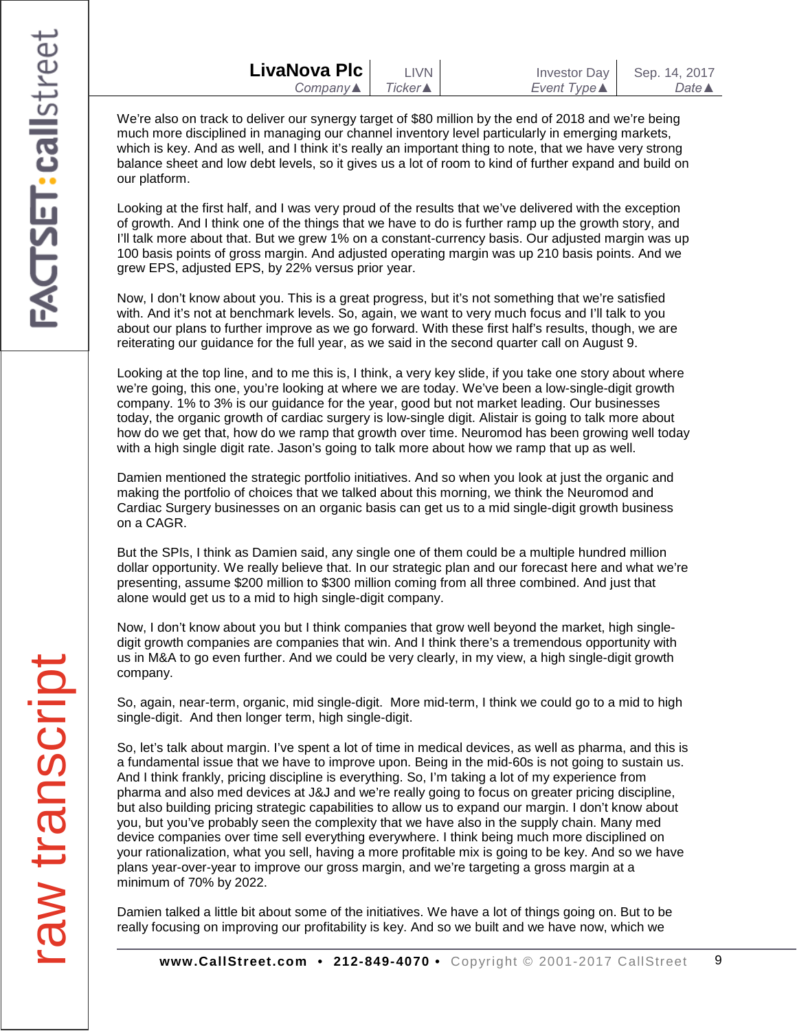We're also on track to deliver our synergy target of $80 million by the end of 2018 and we're being much more disciplined in managing our channel inventory level particularly in emerging markets, which is key. And as well, and I think it's really an important thing to note, that we have very strong balance sheet and low debt levels, so it gives us a lot of room to kind of further expand and build on our platform.

Looking at the first half, and I was very proud of the results that we've delivered with the exception of growth. And I think one of the things that we have to do is further ramp up the growth story, and I'll talk more about that. But we grew 1% on a constant-currency basis. Our adjusted margin was up 100 basis points of gross margin. And adjusted operating margin was up 210 basis points. And we grew EPS, adjusted EPS, by 22% versus prior year.

Now, I don't know about you. This is a great progress, but it's not something that we're satisfied with. And it's not at benchmark levels. So, again, we want to very much focus and I'll talk to you about our plans to further improve as we go forward. With these first half's results, though, we are reiterating our guidance for the full year, as we said in the second quarter call on August 9.

Looking at the top line, and to me this is, I think, a very key slide, if you take one story about where we're going, this one, you're looking at where we are today. We've been a low-single-digit growth company. 1% to 3% is our guidance for the year, good but not market leading. Our businesses today, the organic growth of cardiac surgery is low-single digit. Alistair is going to talk more about how do we get that, how do we ramp that growth over time. Neuromod has been growing well today with a high single digit rate. Jason's going to talk more about how we ramp that up as well.

Damien mentioned the strategic portfolio initiatives. And so when you look at just the organic and making the portfolio of choices that we talked about this morning, we think the Neuromod and Cardiac Surgery businesses on an organic basis can get us to a mid single-digit growth business on a CAGR.

But the SPIs, I think as Damien said, any single one of them could be a multiple hundred million dollar opportunity. We really believe that. In our strategic plan and our forecast here and what we're presenting, assume $200 million to $300 million coming from all three combined. And just that alone would get us to a mid to high single-digit company.

Now, I don't know about you but I think companies that grow well beyond the market, high single-digit growth companies are companies that win. And I think there's a tremendous opportunity with us in M&A to go even further. And we could be very clearly, in my view, a high single-digit growth company.

So, again, near-term, organic, mid single-digit. More mid-term, I think we could go to a mid to high single-digit. And then longer term, high single-digit.

So, let's talk about margin. I've spent a lot of time in medical devices, as well as pharma, and this is a fundamental issue that we have to improve upon. Being in the mid-60s is not going to sustain us. And I think frankly, pricing discipline is everything. So, I'm taking a lot of my experience from pharma and also med devices at J&J and we're really going to focus on greater pricing discipline, but also building pricing strategic capabilities to allow us to expand our margin. I don't know about you, but you've probably seen the complexity that we have also in the supply chain. Many med device companies over time sell everything everywhere. I think being much more disciplined on your rationalization, what you sell, having a more profitable mix is going to be key. And so we have plans year-over-year to improve our gross margin, and we're targeting a gross margin at a minimum of 70% by 2022.

Damien talked a little bit about some of the initiatives. We have a lot of things going on. But to be really focusing on improving our profitability is key. And so we built and we have now, which we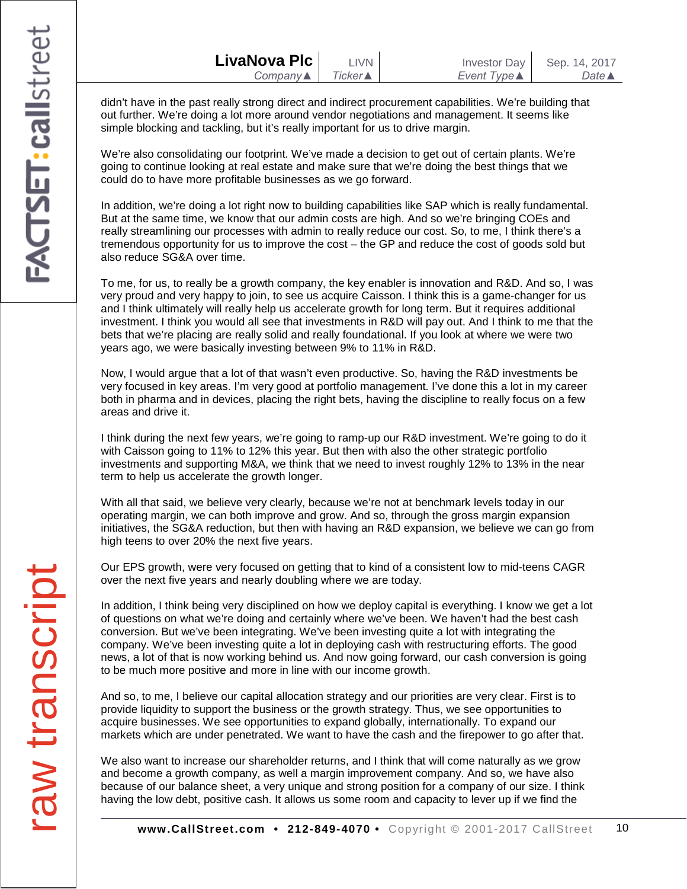didn't have in the past really strong direct and indirect procurement capabilities. We're building that out further. We're doing a lot more around vendor negotiations and management. It seems like simple blocking and tackling, but it's really important for us to drive margin.

We're also consolidating our footprint. We've made a decision to get out of certain plants. We're going to continue looking at real estate and make sure that we're doing the best things that we could do to have more profitable businesses as we go forward.

In addition, we're doing a lot right now to building capabilities like SAP which is really fundamental. But at the same time, we know that our admin costs are high. And so we're bringing COEs and really streamlining our processes with admin to really reduce our cost. So, to me, I think there's a tremendous opportunity for us to improve the cost – the GP and reduce the cost of goods sold but also reduce SG&A over time.

To me, for us, to really be a growth company, the key enabler is innovation and R&D. And so, I was very proud and very happy to join, to see us acquire Caisson. I think this is a game-changer for us and I think ultimately will really help us accelerate growth for long term. But it requires additional investment. I think you would all see that investments in R&D will pay out. And I think to me that the bets that we're placing are really solid and really foundational. If you look at where we were two years ago, we were basically investing between 9% to 11% in R&D.

Now, I would argue that a lot of that wasn't even productive. So, having the R&D investments be very focused in key areas. I'm very good at portfolio management. I've done this a lot in my career both in pharma and in devices, placing the right bets, having the discipline to really focus on a few areas and drive it.

I think during the next few years, we're going to ramp-up our R&D investment. We're going to do it with Caisson going to 11% to 12% this year. But then with also the other strategic portfolio investments and supporting M&A, we think that we need to invest roughly 12% to 13% in the near term to help us accelerate the growth longer.

With all that said, we believe very clearly, because we're not at benchmark levels today in our operating margin, we can both improve and grow. And so, through the gross margin expansion initiatives, the SG&A reduction, but then with having an R&D expansion, we believe we can go from high teens to over 20% the next five years.

Our EPS growth, were very focused on getting that to kind of a consistent low to mid-teens CAGR over the next five years and nearly doubling where we are today.

In addition, I think being very disciplined on how we deploy capital is everything. I know we get a lot of questions on what we're doing and certainly where we've been. We haven't had the best cash conversion. But we've been integrating. We've been investing quite a lot with integrating the company. We've been investing quite a lot in deploying cash with restructuring efforts. The good news, a lot of that is now working behind us. And now going forward, our cash conversion is going to be much more positive and more in line with our income growth.

And so, to me, I believe our capital allocation strategy and our priorities are very clear. First is to provide liquidity to support the business or the growth strategy. Thus, we see opportunities to acquire businesses. We see opportunities to expand globally, internationally. To expand our markets which are under penetrated. We want to have the cash and the firepower to go after that.

We also want to increase our shareholder returns, and I think that will come naturally as we grow and become a growth company, as well a margin improvement company. And so, we have also because of our balance sheet, a very unique and strong position for a company of our size. I think having the low debt, positive cash. It allows us some room and capacity to lever up if we find the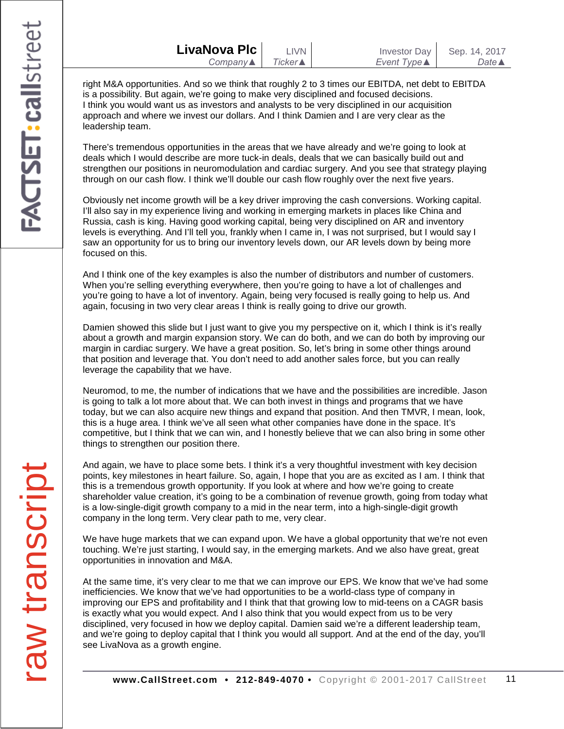right M&A opportunities. And so we think that roughly 2 to 3 times our EBITDA, net debt to EBITDA is a possibility. But again, we're going to make very disciplined and focused decisions. I think you would want us as investors and analysts to be very disciplined in our acquisition approach and where we invest our dollars. And I think Damien and I are very clear as the leadership team.

There's tremendous opportunities in the areas that we have already and we're going to look at deals which I would describe are more tuck-in deals, deals that we can basically build out and strengthen our positions in neuromodulation and cardiac surgery. And you see that strategy playing through on our cash flow. I think we'll double our cash flow roughly over the next five years.

Obviously net income growth will be a key driver improving the cash conversions. Working capital. I'll also say in my experience living and working in emerging markets in places like China and Russia, cash is king. Having good working capital, being very disciplined on AR and inventory levels is everything. And I'll tell you, frankly when I came in, I was not surprised, but I would say I saw an opportunity for us to bring our inventory levels down, our AR levels down by being more focused on this.

And I think one of the key examples is also the number of distributors and number of customers. When you're selling everything everywhere, then you're going to have a lot of challenges and you're going to have a lot of inventory. Again, being very focused is really going to help us. And again, focusing in two very clear areas I think is really going to drive our growth.

Damien showed this slide but I just want to give you my perspective on it, which I think is it's really about a growth and margin expansion story. We can do both, and we can do both by improving our margin in cardiac surgery. We have a great position. So, let's bring in some other things around that position and leverage that. You don't need to add another sales force, but you can really leverage the capability that we have.

Neuromod, to me, the number of indications that we have and the possibilities are incredible. Jason is going to talk a lot more about that. We can both invest in things and programs that we have today, but we can also acquire new things and expand that position. And then TMVR, I mean, look, this is a huge area. I think we've all seen what other companies have done in the space. It's competitive, but I think that we can win, and I honestly believe that we can also bring in some other things to strengthen our position there.

And again, we have to place some bets. I think it's a very thoughtful investment with key decision points, key milestones in heart failure. So, again, I hope that you are as excited as I am. I think that this is a tremendous growth opportunity. If you look at where and how we're going to create shareholder value creation, it's going to be a combination of revenue growth, going from today what is a low-single-digit growth company to a mid in the near term, into a high-single-digit growth company in the long term. Very clear path to me, very clear.

We have huge markets that we can expand upon. We have a global opportunity that we're not even touching. We're just starting, I would say, in the emerging markets. And we also have great, great opportunities in innovation and M&A.

At the same time, it's very clear to me that we can improve our EPS. We know that we've had some inefficiencies. We know that we've had opportunities to be a world-class type of company in improving our EPS and profitability and I think that that growing low to mid-teens on a CAGR basis is exactly what you would expect. And I also think that you would expect from us to be very disciplined, very focused in how we deploy capital. Damien said we're a different leadership team, and we're going to deploy capital that I think you would all support. And at the end of the day, you'll see LivaNova as a growth engine.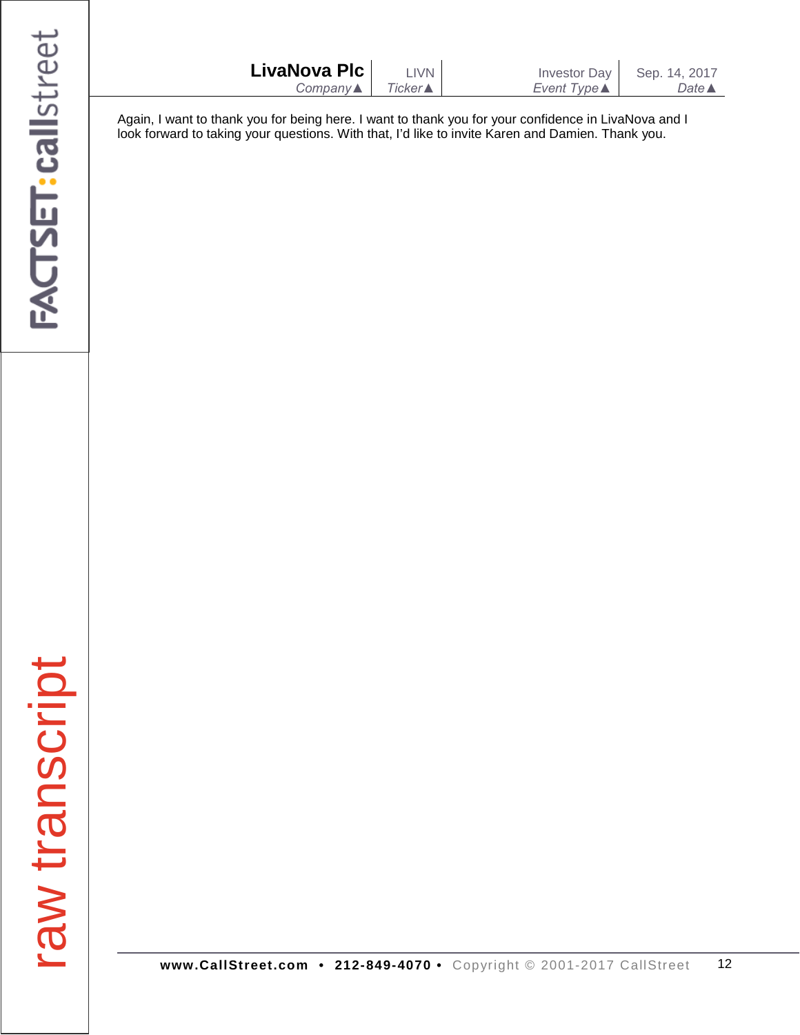Again, I want to thank you for being here. I want to thank you for your confidence in LivaNova and I look forward to taking your questions. With that, I'd like to invite Karen and Damien. Thank you.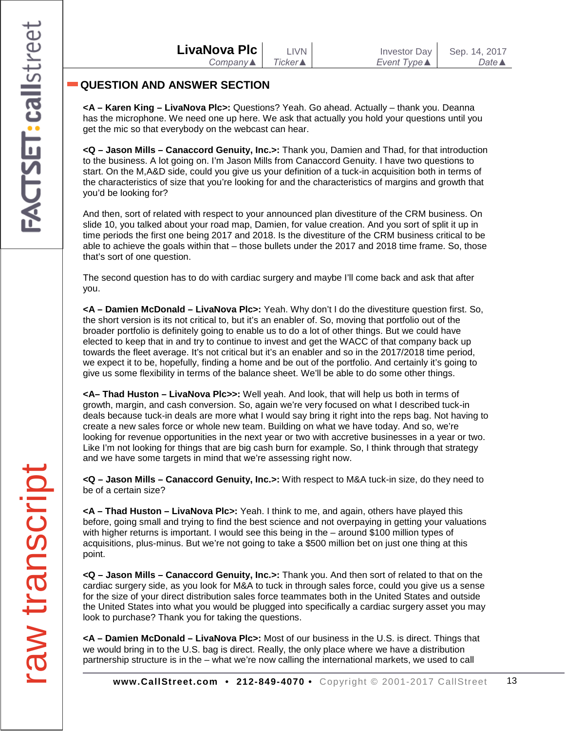## QUESTION AND ANSWER SECTION

**<A – Karen King – LivaNova Plc>:** Questions? Yeah. Go ahead. Actually – thank you. Deanna has the microphone. We need one up here. We ask that actually you hold your questions until you get the mic so that everybody on the webcast can hear.

**<Q – Jason Mills – Canaccord Genuity, Inc.>:** Thank you, Damien and Thad, for that introduction to the business. A lot going on. I'm Jason Mills from Canaccord Genuity. I have two questions to start. On the M,A&D side, could you give us your definition of a tuck-in acquisition both in terms of the characteristics of size that you're looking for and the characteristics of margins and growth that you'd be looking for?

And then, sort of related with respect to your announced plan divestiture of the CRM business. On slide 10, you talked about your road map, Damien, for value creation. And you sort of split it up in time periods the first one being 2017 and 2018. Is the divestiture of the CRM business critical to be able to achieve the goals within that – those bullets under the 2017 and 2018 time frame. So, those that's sort of one question.

The second question has to do with cardiac surgery and maybe I'll come back and ask that after you.

**<A – Damien McDonald – LivaNova Plc>:** Yeah. Why don't I do the divestiture question first. So, the short version is its not critical to, but it's an enabler of. So, moving that portfolio out of the broader portfolio is definitely going to enable us to do a lot of other things. But we could have elected to keep that in and try to continue to invest and get the WACC of that company back up towards the fleet average. It's not critical but it's an enabler and so in the 2017/2018 time period, we expect it to be, hopefully, finding a home and be out of the portfolio. And certainly it's going to give us some flexibility in terms of the balance sheet. We'll be able to do some other things.

**<A– Thad Huston – LivaNova Plc>>:** Well yeah. And look, that will help us both in terms of growth, margin, and cash conversion. So, again we're very focused on what I described tuck-in deals because tuck-in deals are more what I would say bring it right into the reps bag. Not having to create a new sales force or whole new team. Building on what we have today. And so, we're looking for revenue opportunities in the next year or two with accretive businesses in a year or two. Like I'm not looking for things that are big cash burn for example. So, I think through that strategy and we have some targets in mind that we're assessing right now.

**<Q – Jason Mills – Canaccord Genuity, Inc.>:** With respect to M&A tuck-in size, do they need to be of a certain size?

**<A – Thad Huston – LivaNova Plc>:** Yeah. I think to me, and again, others have played this before, going small and trying to find the best science and not overpaying in getting your valuations with higher returns is important. I would see this being in the – around $100 million types of acquisitions, plus-minus. But we're not going to take a $500 million bet on just one thing at this point.

**<Q – Jason Mills – Canaccord Genuity, Inc.>:** Thank you. And then sort of related to that on the cardiac surgery side, as you look for M&A to tuck in through sales force, could you give us a sense for the size of your direct distribution sales force teammates both in the United States and outside the United States into what you would be plugged into specifically a cardiac surgery asset you may look to purchase? Thank you for taking the questions.

**<A – Damien McDonald – LivaNova Plc>:** Most of our business in the U.S. is direct. Things that we would bring in to the U.S. bag is direct. Really, the only place where we have a distribution partnership structure is in the – what we're now calling the international markets, we used to call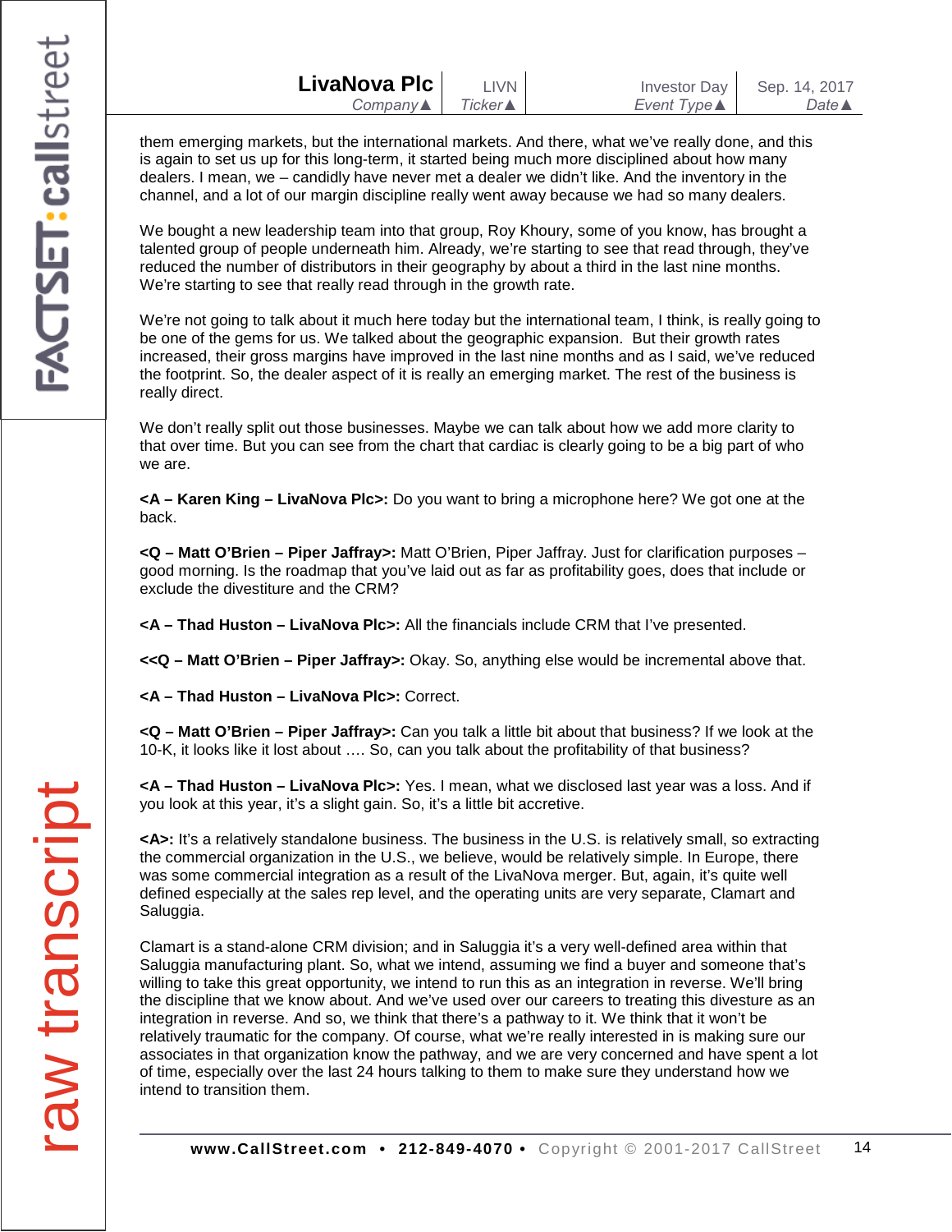them emerging markets, but the international markets. And there, what we've really done, and this is again to set us up for this long-term, it started being much more disciplined about how many dealers. I mean, we – candidly have never met a dealer we didn't like. And the inventory in the channel, and a lot of our margin discipline really went away because we had so many dealers.

We bought a new leadership team into that group, Roy Khoury, some of you know, has brought a talented group of people underneath him. Already, we're starting to see that read through, they've reduced the number of distributors in their geography by about a third in the last nine months. We're starting to see that really read through in the growth rate.

We're not going to talk about it much here today but the international team, I think, is really going to be one of the gems for us. We talked about the geographic expansion.  But their growth rates increased, their gross margins have improved in the last nine months and as I said, we've reduced the footprint. So, the dealer aspect of it is really an emerging market. The rest of the business is really direct.

We don't really split out those businesses. Maybe we can talk about how we add more clarity to that over time. But you can see from the chart that cardiac is clearly going to be a big part of who we are.

**<A – Karen King – LivaNova Plc>:** Do you want to bring a microphone here? We got one at the back.

**<Q – Matt O'Brien – Piper Jaffray>:** Matt O'Brien, Piper Jaffray. Just for clarification purposes – good morning. Is the roadmap that you've laid out as far as profitability goes, does that include or exclude the divestiture and the CRM?

**<A – Thad Huston – LivaNova Plc>:** All the financials include CRM that I've presented.

**<<Q – Matt O'Brien – Piper Jaffray>:** Okay. So, anything else would be incremental above that.

**<A – Thad Huston – LivaNova Plc>:** Correct.

**<Q – Matt O'Brien – Piper Jaffray>:** Can you talk a little bit about that business? If we look at the 10-K, it looks like it lost about …. So, can you talk about the profitability of that business?

**<A – Thad Huston – LivaNova Plc>:** Yes. I mean, what we disclosed last year was a loss. And if you look at this year, it's a slight gain. So, it's a little bit accretive.

**<A>:** It's a relatively standalone business. The business in the U.S. is relatively small, so extracting the commercial organization in the U.S., we believe, would be relatively simple. In Europe, there was some commercial integration as a result of the LivaNova merger. But, again, it's quite well defined especially at the sales rep level, and the operating units are very separate, Clamart and Saluggia.

Clamart is a stand-alone CRM division; and in Saluggia it's a very well-defined area within that Saluggia manufacturing plant. So, what we intend, assuming we find a buyer and someone that's willing to take this great opportunity, we intend to run this as an integration in reverse. We'll bring the discipline that we know about. And we've used over our careers to treating this divesture as an integration in reverse. And so, we think that there's a pathway to it. We think that it won't be relatively traumatic for the company. Of course, what we're really interested in is making sure our associates in that organization know the pathway, and we are very concerned and have spent a lot of time, especially over the last 24 hours talking to them to make sure they understand how we intend to transition them.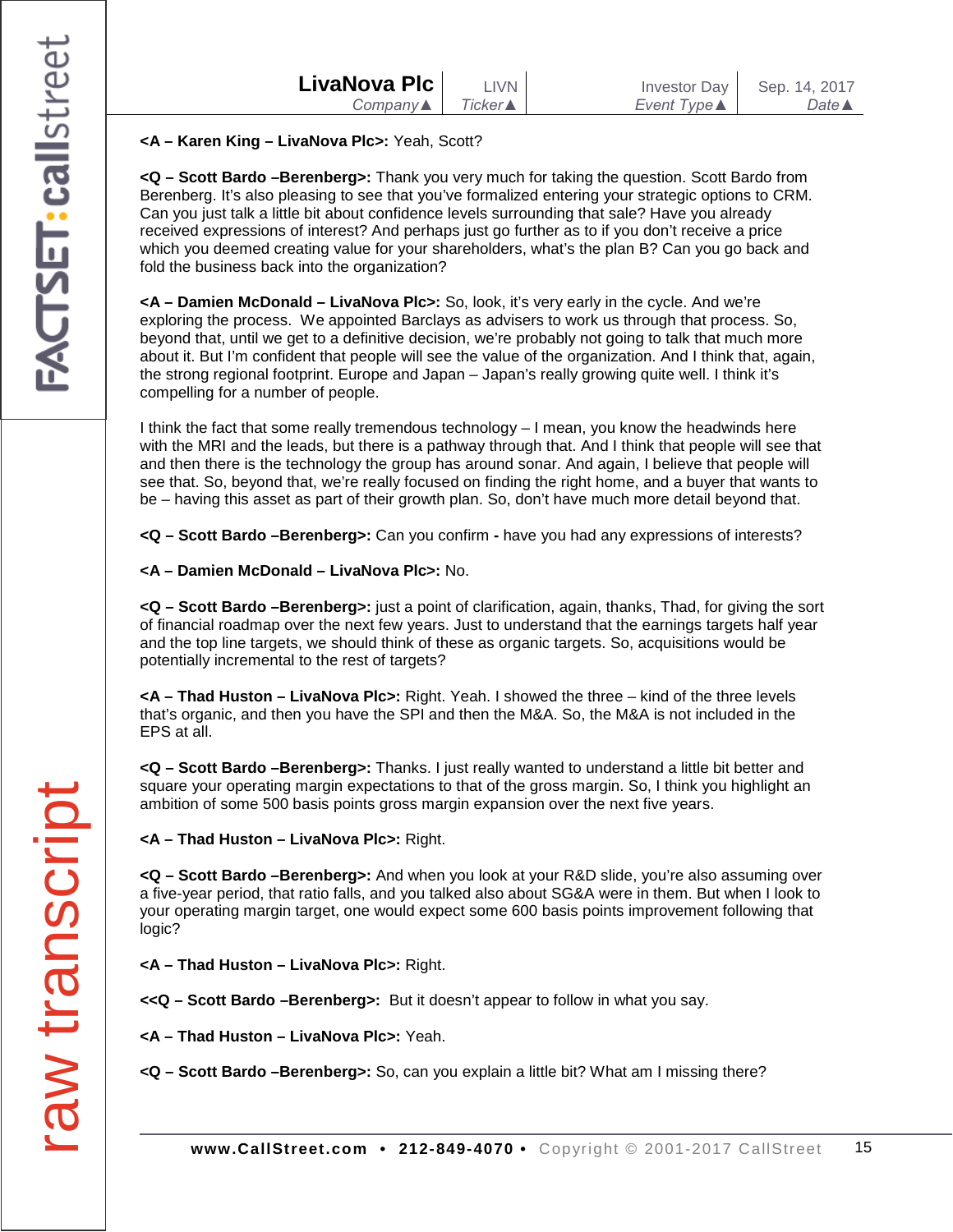**<A – Karen King – LivaNova Plc>:** Yeah, Scott?

**<Q – Scott Bardo –Berenberg>:** Thank you very much for taking the question. Scott Bardo from Berenberg. It's also pleasing to see that you've formalized entering your strategic options to CRM. Can you just talk a little bit about confidence levels surrounding that sale? Have you already received expressions of interest? And perhaps just go further as to if you don't receive a price which you deemed creating value for your shareholders, what's the plan B? Can you go back and fold the business back into the organization?

**<A – Damien McDonald – LivaNova Plc>:** So, look, it's very early in the cycle. And we're exploring the process. We appointed Barclays as advisers to work us through that process. So, beyond that, until we get to a definitive decision, we're probably not going to talk that much more about it. But I'm confident that people will see the value of the organization. And I think that, again, the strong regional footprint. Europe and Japan – Japan's really growing quite well. I think it's compelling for a number of people.

I think the fact that some really tremendous technology – I mean, you know the headwinds here with the MRI and the leads, but there is a pathway through that. And I think that people will see that and then there is the technology the group has around sonar. And again, I believe that people will see that. So, beyond that, we're really focused on finding the right home, and a buyer that wants to be – having this asset as part of their growth plan. So, don't have much more detail beyond that.

**<Q – Scott Bardo –Berenberg>:** Can you confirm **-** have you had any expressions of interests?

**<A – Damien McDonald – LivaNova Plc>:** No.

**<Q – Scott Bardo –Berenberg>:** just a point of clarification, again, thanks, Thad, for giving the sort of financial roadmap over the next few years. Just to understand that the earnings targets half year and the top line targets, we should think of these as organic targets. So, acquisitions would be potentially incremental to the rest of targets?

**<A – Thad Huston – LivaNova Plc>:** Right. Yeah. I showed the three – kind of the three levels that's organic, and then you have the SPI and then the M&A. So, the M&A is not included in the EPS at all.

**<Q – Scott Bardo –Berenberg>:** Thanks. I just really wanted to understand a little bit better and square your operating margin expectations to that of the gross margin. So, I think you highlight an ambition of some 500 basis points gross margin expansion over the next five years.

**<A – Thad Huston – LivaNova Plc>:** Right.

**<Q – Scott Bardo –Berenberg>:** And when you look at your R&D slide, you're also assuming over a five-year period, that ratio falls, and you talked also about SG&A were in them. But when I look to your operating margin target, one would expect some 600 basis points improvement following that logic?

**<A – Thad Huston – LivaNova Plc>:** Right.

**<<Q – Scott Bardo –Berenberg>:** But it doesn't appear to follow in what you say.

**<A – Thad Huston – LivaNova Plc>:** Yeah.

**<Q – Scott Bardo –Berenberg>:** So, can you explain a little bit? What am I missing there?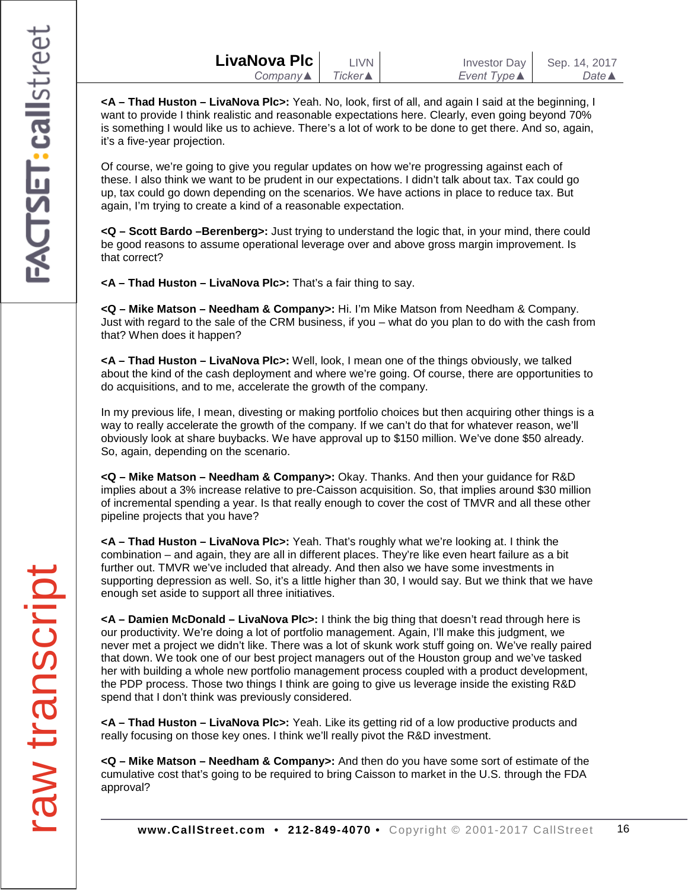**<A – Thad Huston – LivaNova Plc>:** Yeah. No, look, first of all, and again I said at the beginning, I want to provide I think realistic and reasonable expectations here. Clearly, even going beyond 70% is something I would like us to achieve. There's a lot of work to be done to get there. And so, again, it's a five-year projection.

Of course, we're going to give you regular updates on how we're progressing against each of these. I also think we want to be prudent in our expectations. I didn't talk about tax. Tax could go up, tax could go down depending on the scenarios. We have actions in place to reduce tax. But again, I'm trying to create a kind of a reasonable expectation.

**<Q – Scott Bardo –Berenberg>:** Just trying to understand the logic that, in your mind, there could be good reasons to assume operational leverage over and above gross margin improvement. Is that correct?

**<A – Thad Huston – LivaNova Plc>:** That's a fair thing to say.

**<Q – Mike Matson – Needham & Company>:** Hi. I'm Mike Matson from Needham & Company. Just with regard to the sale of the CRM business, if you – what do you plan to do with the cash from that? When does it happen?

**<A – Thad Huston – LivaNova Plc>:** Well, look, I mean one of the things obviously, we talked about the kind of the cash deployment and where we're going. Of course, there are opportunities to do acquisitions, and to me, accelerate the growth of the company.

In my previous life, I mean, divesting or making portfolio choices but then acquiring other things is a way to really accelerate the growth of the company. If we can't do that for whatever reason, we'll obviously look at share buybacks. We have approval up to $150 million. We've done $50 already. So, again, depending on the scenario.

**<Q – Mike Matson – Needham & Company>:** Okay. Thanks. And then your guidance for R&D implies about a 3% increase relative to pre-Caisson acquisition. So, that implies around $30 million of incremental spending a year. Is that really enough to cover the cost of TMVR and all these other pipeline projects that you have?

**<A – Thad Huston – LivaNova Plc>:** Yeah. That's roughly what we're looking at. I think the combination – and again, they are all in different places. They're like even heart failure as a bit further out. TMVR we've included that already. And then also we have some investments in supporting depression as well. So, it's a little higher than 30, I would say. But we think that we have enough set aside to support all three initiatives.

**<A – Damien McDonald – LivaNova Plc>:** I think the big thing that doesn't read through here is our productivity. We're doing a lot of portfolio management. Again, I'll make this judgment, we never met a project we didn't like. There was a lot of skunk work stuff going on. We've really paired that down. We took one of our best project managers out of the Houston group and we've tasked her with building a whole new portfolio management process coupled with a product development, the PDP process. Those two things I think are going to give us leverage inside the existing R&D spend that I don't think was previously considered.

**<A – Thad Huston – LivaNova Plc>:** Yeah. Like its getting rid of a low productive products and really focusing on those key ones. I think we'll really pivot the R&D investment.

**<Q – Mike Matson – Needham & Company>:** And then do you have some sort of estimate of the cumulative cost that's going to be required to bring Caisson to market in the U.S. through the FDA approval?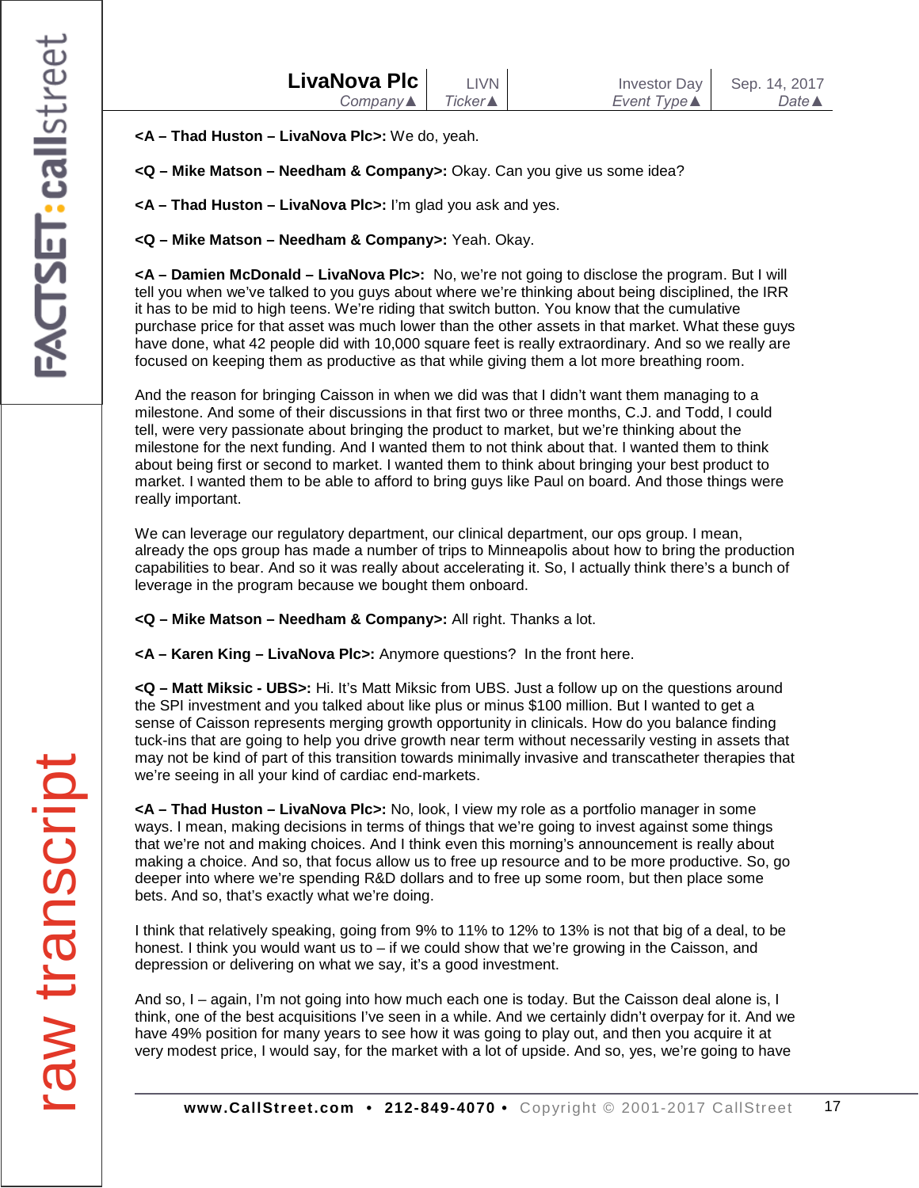**<A – Thad Huston – LivaNova Plc>:** We do, yeah.

**<Q – Mike Matson – Needham & Company>:** Okay. Can you give us some idea?

**<A – Thad Huston – LivaNova Plc>:** I'm glad you ask and yes.

**<Q – Mike Matson – Needham & Company>:** Yeah. Okay.

**<A – Damien McDonald – LivaNova Plc>:** No, we're not going to disclose the program. But I will tell you when we've talked to you guys about where we're thinking about being disciplined, the IRR it has to be mid to high teens. We're riding that switch button. You know that the cumulative purchase price for that asset was much lower than the other assets in that market. What these guys have done, what 42 people did with 10,000 square feet is really extraordinary. And so we really are focused on keeping them as productive as that while giving them a lot more breathing room.

And the reason for bringing Caisson in when we did was that I didn't want them managing to a milestone. And some of their discussions in that first two or three months, C.J. and Todd, I could tell, were very passionate about bringing the product to market, but we're thinking about the milestone for the next funding. And I wanted them to not think about that. I wanted them to think about being first or second to market. I wanted them to think about bringing your best product to market. I wanted them to be able to afford to bring guys like Paul on board. And those things were really important.

We can leverage our regulatory department, our clinical department, our ops group. I mean, already the ops group has made a number of trips to Minneapolis about how to bring the production capabilities to bear. And so it was really about accelerating it. So, I actually think there's a bunch of leverage in the program because we bought them onboard.

**<Q – Mike Matson – Needham & Company>:** All right. Thanks a lot.

**<A – Karen King – LivaNova Plc>:** Anymore questions? In the front here.

**<Q – Matt Miksic - UBS>:** Hi. It's Matt Miksic from UBS. Just a follow up on the questions around the SPI investment and you talked about like plus or minus $100 million. But I wanted to get a sense of Caisson represents merging growth opportunity in clinicals. How do you balance finding tuck-ins that are going to help you drive growth near term without necessarily vesting in assets that may not be kind of part of this transition towards minimally invasive and transcatheter therapies that we're seeing in all your kind of cardiac end-markets.

**<A – Thad Huston – LivaNova Plc>:** No, look, I view my role as a portfolio manager in some ways. I mean, making decisions in terms of things that we're going to invest against some things that we're not and making choices. And I think even this morning's announcement is really about making a choice. And so, that focus allow us to free up resource and to be more productive. So, go deeper into where we're spending R&D dollars and to free up some room, but then place some bets. And so, that's exactly what we're doing.

I think that relatively speaking, going from 9% to 11% to 12% to 13% is not that big of a deal, to be honest. I think you would want us to – if we could show that we're growing in the Caisson, and depression or delivering on what we say, it's a good investment.

And so, I – again, I'm not going into how much each one is today. But the Caisson deal alone is, I think, one of the best acquisitions I've seen in a while. And we certainly didn't overpay for it. And we have 49% position for many years to see how it was going to play out, and then you acquire it at very modest price, I would say, for the market with a lot of upside. And so, yes, we're going to have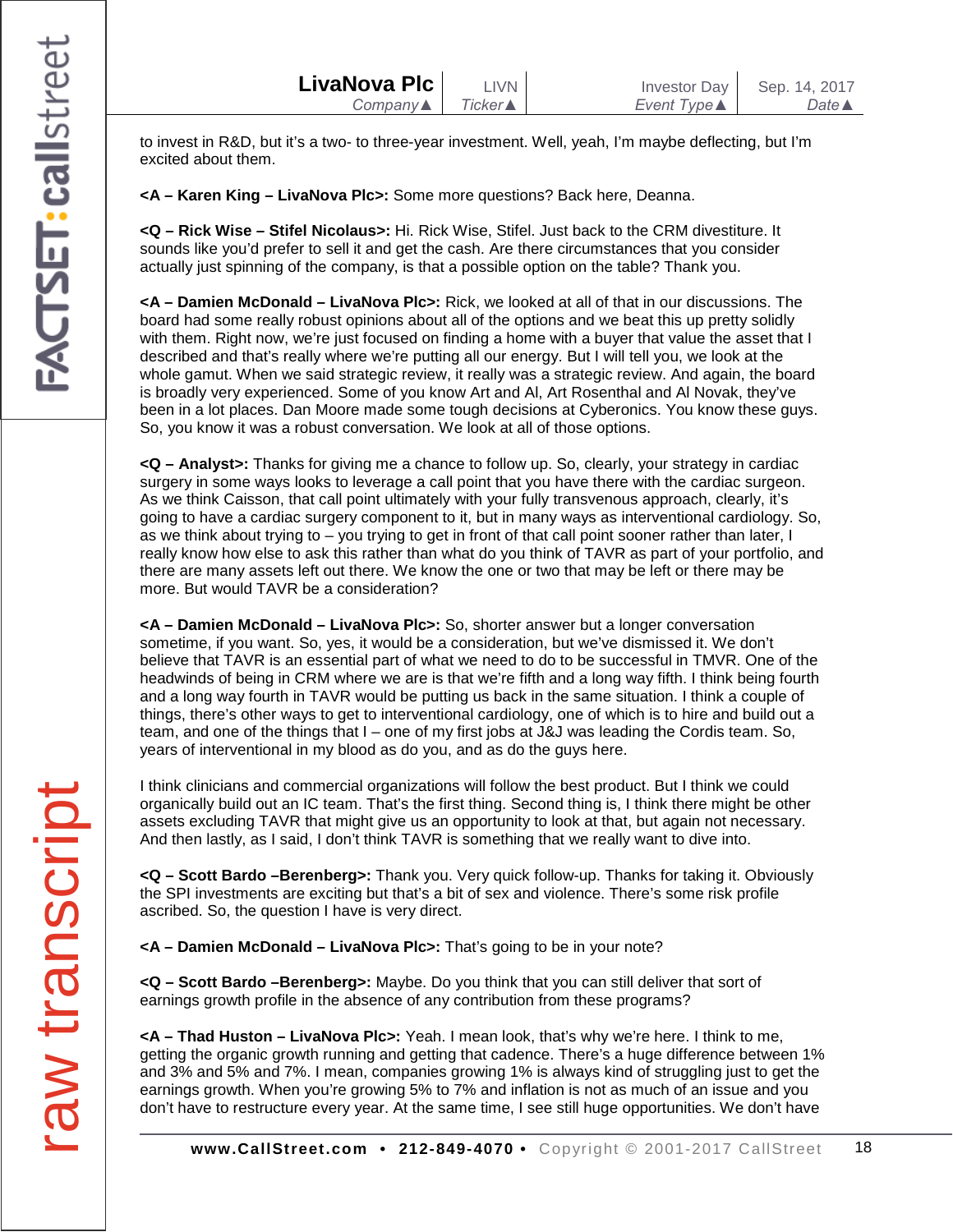to invest in R&D, but it's a two- to three-year investment. Well, yeah, I'm maybe deflecting, but I'm excited about them.

**<A – Karen King – LivaNova Plc>:** Some more questions? Back here, Deanna.

**<Q – Rick Wise – Stifel Nicolaus>:** Hi. Rick Wise, Stifel. Just back to the CRM divestiture. It sounds like you'd prefer to sell it and get the cash. Are there circumstances that you consider actually just spinning of the company, is that a possible option on the table? Thank you.

**<A – Damien McDonald – LivaNova Plc>:** Rick, we looked at all of that in our discussions. The board had some really robust opinions about all of the options and we beat this up pretty solidly with them. Right now, we're just focused on finding a home with a buyer that value the asset that I described and that's really where we're putting all our energy. But I will tell you, we look at the whole gamut. When we said strategic review, it really was a strategic review. And again, the board is broadly very experienced. Some of you know Art and Al, Art Rosenthal and Al Novak, they've been in a lot places. Dan Moore made some tough decisions at Cyberonics. You know these guys. So, you know it was a robust conversation. We look at all of those options.

**<Q – Analyst>:** Thanks for giving me a chance to follow up. So, clearly, your strategy in cardiac surgery in some ways looks to leverage a call point that you have there with the cardiac surgeon. As we think Caisson, that call point ultimately with your fully transvenous approach, clearly, it's going to have a cardiac surgery component to it, but in many ways as interventional cardiology. So, as we think about trying to – you trying to get in front of that call point sooner rather than later, I really know how else to ask this rather than what do you think of TAVR as part of your portfolio, and there are many assets left out there. We know the one or two that may be left or there may be more. But would TAVR be a consideration?

**<A – Damien McDonald – LivaNova Plc>:** So, shorter answer but a longer conversation sometime, if you want. So, yes, it would be a consideration, but we've dismissed it. We don't believe that TAVR is an essential part of what we need to do to be successful in TMVR. One of the headwinds of being in CRM where we are is that we're fifth and a long way fifth. I think being fourth and a long way fourth in TAVR would be putting us back in the same situation. I think a couple of things, there's other ways to get to interventional cardiology, one of which is to hire and build out a team, and one of the things that I – one of my first jobs at J&J was leading the Cordis team. So, years of interventional in my blood as do you, and as do the guys here.

I think clinicians and commercial organizations will follow the best product. But I think we could organically build out an IC team. That's the first thing. Second thing is, I think there might be other assets excluding TAVR that might give us an opportunity to look at that, but again not necessary. And then lastly, as I said, I don't think TAVR is something that we really want to dive into.

**<Q – Scott Bardo –Berenberg>:** Thank you. Very quick follow-up. Thanks for taking it. Obviously the SPI investments are exciting but that's a bit of sex and violence. There's some risk profile ascribed. So, the question I have is very direct.

**<A – Damien McDonald – LivaNova Plc>:** That's going to be in your note?

**<Q – Scott Bardo –Berenberg>:** Maybe. Do you think that you can still deliver that sort of earnings growth profile in the absence of any contribution from these programs?

**<A – Thad Huston – LivaNova Plc>:** Yeah. I mean look, that's why we're here. I think to me, getting the organic growth running and getting that cadence. There's a huge difference between 1% and 3% and 5% and 7%. I mean, companies growing 1% is always kind of struggling just to get the earnings growth. When you're growing 5% to 7% and inflation is not as much of an issue and you don't have to restructure every year. At the same time, I see still huge opportunities. We don't have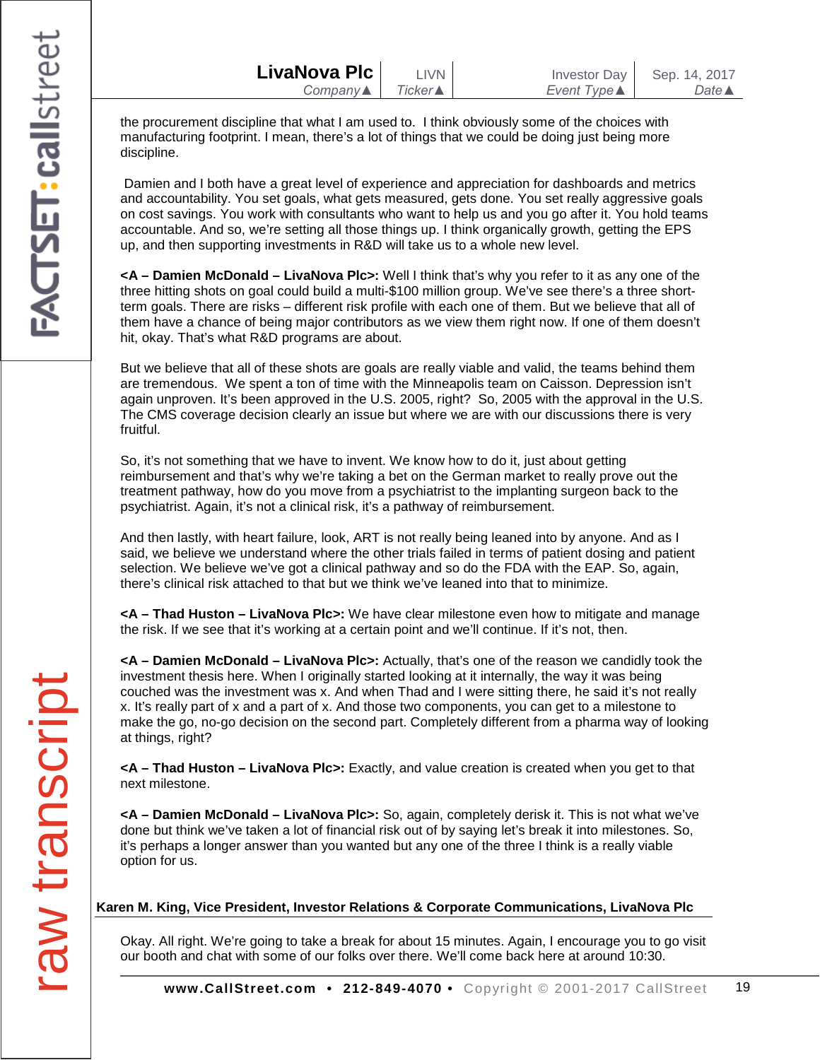the procurement discipline that what I am used to.  I think obviously some of the choices with manufacturing footprint. I mean, there's a lot of things that we could be doing just being more discipline.

Damien and I both have a great level of experience and appreciation for dashboards and metrics and accountability. You set goals, what gets measured, gets done. You set really aggressive goals on cost savings. You work with consultants who want to help us and you go after it. You hold teams accountable. And so, we're setting all those things up. I think organically growth, getting the EPS up, and then supporting investments in R&D will take us to a whole new level.

**<A – Damien McDonald – LivaNova Plc>:** Well I think that's why you refer to it as any one of the three hitting shots on goal could build a multi-$100 million group. We've see there's a three short-term goals. There are risks – different risk profile with each one of them. But we believe that all of them have a chance of being major contributors as we view them right now. If one of them doesn't hit, okay. That's what R&D programs are about.

But we believe that all of these shots are goals are really viable and valid, the teams behind them are tremendous.  We spent a ton of time with the Minneapolis team on Caisson. Depression isn't again unproven. It's been approved in the U.S. 2005, right?  So, 2005 with the approval in the U.S. The CMS coverage decision clearly an issue but where we are with our discussions there is very fruitful.

So, it's not something that we have to invent. We know how to do it, just about getting reimbursement and that's why we're taking a bet on the German market to really prove out the treatment pathway, how do you move from a psychiatrist to the implanting surgeon back to the psychiatrist. Again, it's not a clinical risk, it's a pathway of reimbursement.

And then lastly, with heart failure, look, ART is not really being leaned into by anyone. And as I said, we believe we understand where the other trials failed in terms of patient dosing and patient selection. We believe we've got a clinical pathway and so do the FDA with the EAP. So, again, there's clinical risk attached to that but we think we've leaned into that to minimize.

**<A – Thad Huston – LivaNova Plc>:** We have clear milestone even how to mitigate and manage the risk. If we see that it's working at a certain point and we'll continue. If it's not, then.

**<A – Damien McDonald – LivaNova Plc>:** Actually, that's one of the reason we candidly took the investment thesis here. When I originally started looking at it internally, the way it was being couched was the investment was x. And when Thad and I were sitting there, he said it's not really x. It's really part of x and a part of x. And those two components, you can get to a milestone to make the go, no-go decision on the second part. Completely different from a pharma way of looking at things, right?

**<A – Thad Huston – LivaNova Plc>:** Exactly, and value creation is created when you get to that next milestone.

**<A – Damien McDonald – LivaNova Plc>:** So, again, completely derisk it. This is not what we've done but think we've taken a lot of financial risk out of by saying let's break it into milestones. So, it's perhaps a longer answer than you wanted but any one of the three I think is a really viable option for us.

**Karen M. King, Vice President, Investor Relations & Corporate Communications, LivaNova Plc**

Okay. All right. We're going to take a break for about 15 minutes. Again, I encourage you to go visit our booth and chat with some of our folks over there. We'll come back here at around 10:30.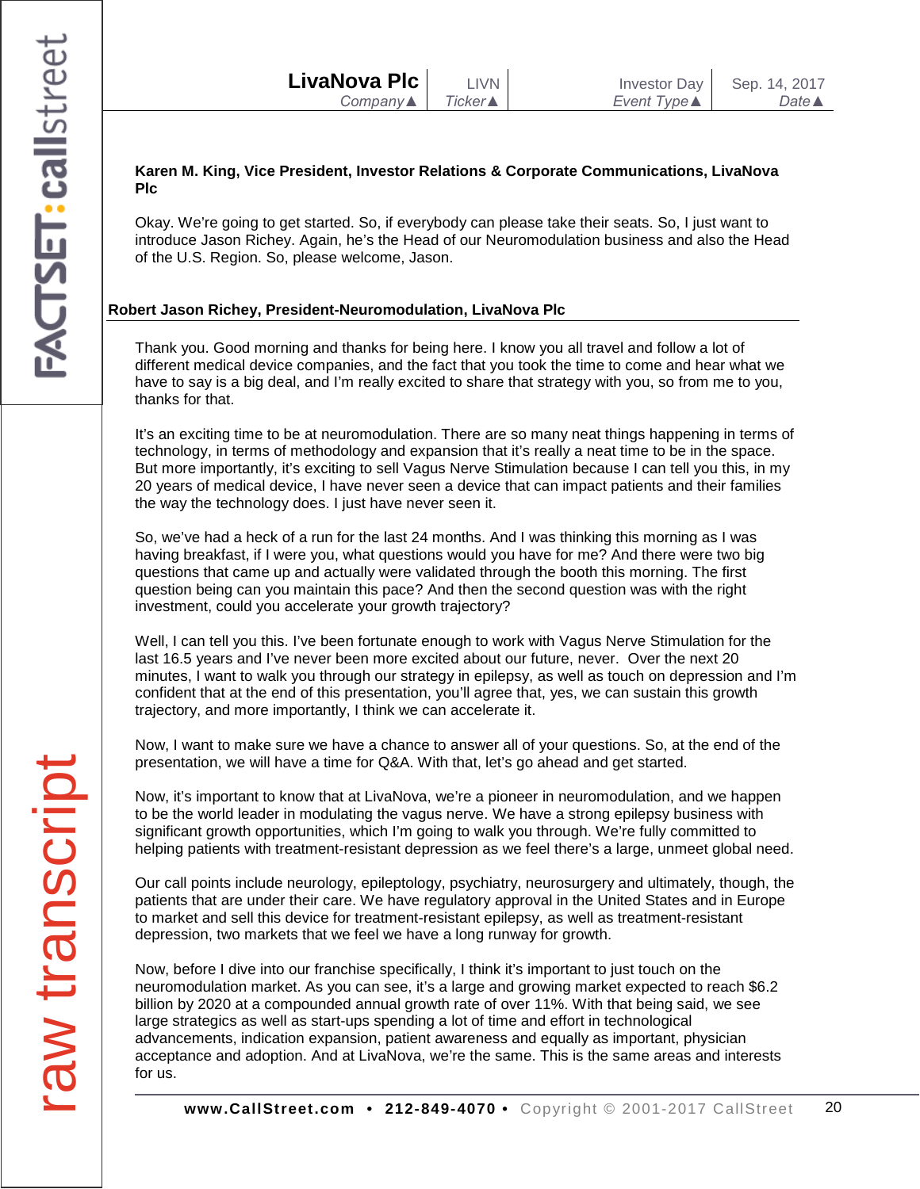**Karen M. King, Vice President, Investor Relations & Corporate Communications, LivaNova Plc**

Okay. We're going to get started. So, if everybody can please take their seats. So, I just want to introduce Jason Richey. Again, he's the Head of our Neuromodulation business and also the Head of the U.S. Region. So, please welcome, Jason.

**Robert Jason Richey, President-Neuromodulation, LivaNova Plc**

Thank you. Good morning and thanks for being here. I know you all travel and follow a lot of different medical device companies, and the fact that you took the time to come and hear what we have to say is a big deal, and I'm really excited to share that strategy with you, so from me to you, thanks for that.

It's an exciting time to be at neuromodulation. There are so many neat things happening in terms of technology, in terms of methodology and expansion that it's really a neat time to be in the space. But more importantly, it's exciting to sell Vagus Nerve Stimulation because I can tell you this, in my 20 years of medical device, I have never seen a device that can impact patients and their families the way the technology does. I just have never seen it.

So, we've had a heck of a run for the last 24 months. And I was thinking this morning as I was having breakfast, if I were you, what questions would you have for me? And there were two big questions that came up and actually were validated through the booth this morning. The first question being can you maintain this pace? And then the second question was with the right investment, could you accelerate your growth trajectory?

Well, I can tell you this. I've been fortunate enough to work with Vagus Nerve Stimulation for the last 16.5 years and I've never been more excited about our future, never. Over the next 20 minutes, I want to walk you through our strategy in epilepsy, as well as touch on depression and I'm confident that at the end of this presentation, you'll agree that, yes, we can sustain this growth trajectory, and more importantly, I think we can accelerate it.

Now, I want to make sure we have a chance to answer all of your questions. So, at the end of the presentation, we will have a time for Q&A. With that, let's go ahead and get started.

Now, it's important to know that at LivaNova, we're a pioneer in neuromodulation, and we happen to be the world leader in modulating the vagus nerve. We have a strong epilepsy business with significant growth opportunities, which I'm going to walk you through. We're fully committed to helping patients with treatment-resistant depression as we feel there's a large, unmeet global need.

Our call points include neurology, epileptology, psychiatry, neurosurgery and ultimately, though, the patients that are under their care. We have regulatory approval in the United States and in Europe to market and sell this device for treatment-resistant epilepsy, as well as treatment-resistant depression, two markets that we feel we have a long runway for growth.

Now, before I dive into our franchise specifically, I think it's important to just touch on the neuromodulation market. As you can see, it's a large and growing market expected to reach $6.2 billion by 2020 at a compounded annual growth rate of over 11%. With that being said, we see large strategics as well as start-ups spending a lot of time and effort in technological advancements, indication expansion, patient awareness and equally as important, physician acceptance and adoption. And at LivaNova, we're the same. This is the same areas and interests for us.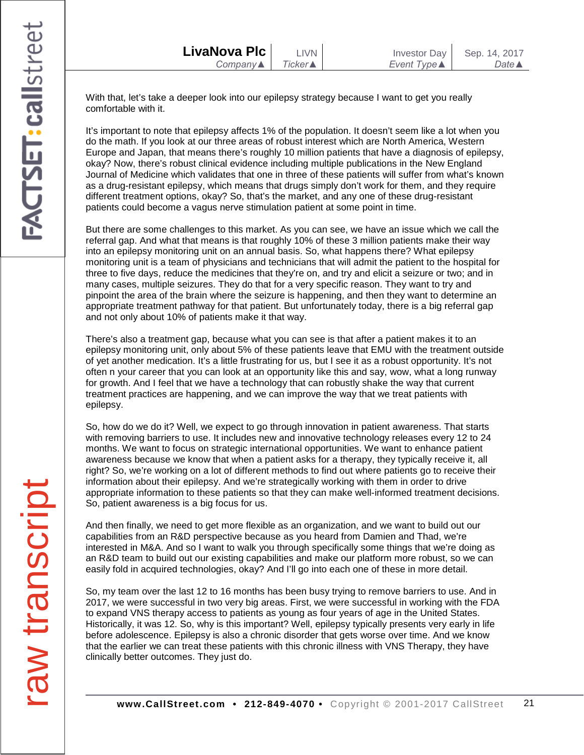With that, let's take a deeper look into our epilepsy strategy because I want to get you really comfortable with it.

It's important to note that epilepsy affects 1% of the population. It doesn't seem like a lot when you do the math. If you look at our three areas of robust interest which are North America, Western Europe and Japan, that means there's roughly 10 million patients that have a diagnosis of epilepsy, okay? Now, there's robust clinical evidence including multiple publications in the New England Journal of Medicine which validates that one in three of these patients will suffer from what's known as a drug-resistant epilepsy, which means that drugs simply don't work for them, and they require different treatment options, okay? So, that's the market, and any one of these drug-resistant patients could become a vagus nerve stimulation patient at some point in time.

But there are some challenges to this market. As you can see, we have an issue which we call the referral gap. And what that means is that roughly 10% of these 3 million patients make their way into an epilepsy monitoring unit on an annual basis. So, what happens there? What epilepsy monitoring unit is a team of physicians and technicians that will admit the patient to the hospital for three to five days, reduce the medicines that they're on, and try and elicit a seizure or two; and in many cases, multiple seizures. They do that for a very specific reason. They want to try and pinpoint the area of the brain where the seizure is happening, and then they want to determine an appropriate treatment pathway for that patient. But unfortunately today, there is a big referral gap and not only about 10% of patients make it that way.

There's also a treatment gap, because what you can see is that after a patient makes it to an epilepsy monitoring unit, only about 5% of these patients leave that EMU with the treatment outside of yet another medication. It's a little frustrating for us, but I see it as a robust opportunity. It's not often n your career that you can look at an opportunity like this and say, wow, what a long runway for growth. And I feel that we have a technology that can robustly shake the way that current treatment practices are happening, and we can improve the way that we treat patients with epilepsy.

So, how do we do it? Well, we expect to go through innovation in patient awareness. That starts with removing barriers to use. It includes new and innovative technology releases every 12 to 24 months. We want to focus on strategic international opportunities. We want to enhance patient awareness because we know that when a patient asks for a therapy, they typically receive it, all right? So, we're working on a lot of different methods to find out where patients go to receive their information about their epilepsy. And we're strategically working with them in order to drive appropriate information to these patients so that they can make well-informed treatment decisions. So, patient awareness is a big focus for us.

And then finally, we need to get more flexible as an organization, and we want to build out our capabilities from an R&D perspective because as you heard from Damien and Thad, we're interested in M&A. And so I want to walk you through specifically some things that we're doing as an R&D team to build out our existing capabilities and make our platform more robust, so we can easily fold in acquired technologies, okay? And I'll go into each one of these in more detail.

So, my team over the last 12 to 16 months has been busy trying to remove barriers to use. And in 2017, we were successful in two very big areas. First, we were successful in working with the FDA to expand VNS therapy access to patients as young as four years of age in the United States. Historically, it was 12. So, why is this important? Well, epilepsy typically presents very early in life before adolescence. Epilepsy is also a chronic disorder that gets worse over time. And we know that the earlier we can treat these patients with this chronic illness with VNS Therapy, they have clinically better outcomes. They just do.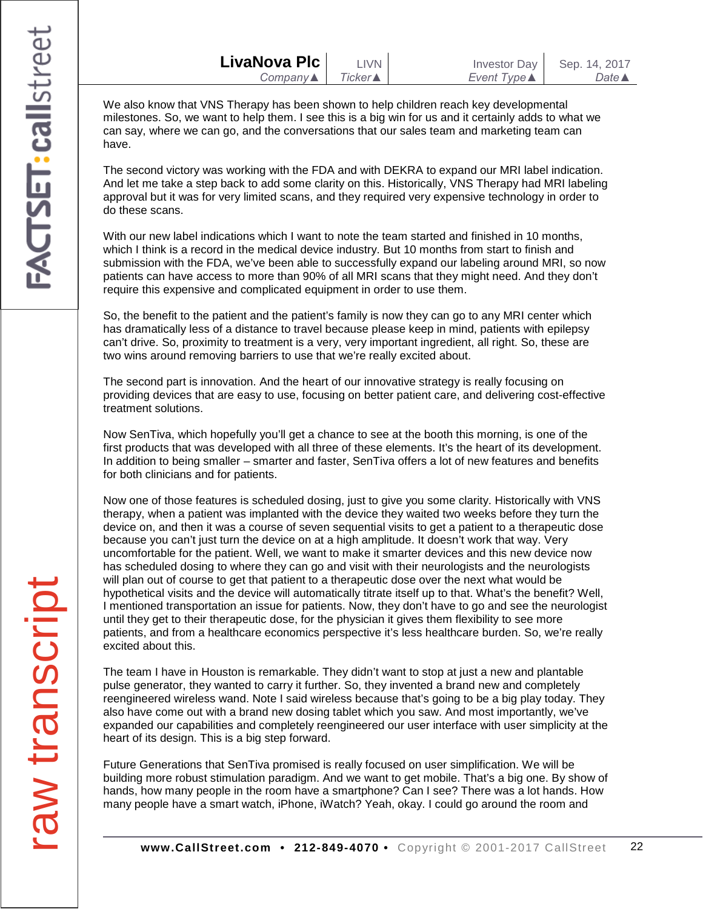We also know that VNS Therapy has been shown to help children reach key developmental milestones. So, we want to help them. I see this is a big win for us and it certainly adds to what we can say, where we can go, and the conversations that our sales team and marketing team can have.

The second victory was working with the FDA and with DEKRA to expand our MRI label indication. And let me take a step back to add some clarity on this. Historically, VNS Therapy had MRI labeling approval but it was for very limited scans, and they required very expensive technology in order to do these scans.

With our new label indications which I want to note the team started and finished in 10 months, which I think is a record in the medical device industry. But 10 months from start to finish and submission with the FDA, we've been able to successfully expand our labeling around MRI, so now patients can have access to more than 90% of all MRI scans that they might need. And they don't require this expensive and complicated equipment in order to use them.

So, the benefit to the patient and the patient's family is now they can go to any MRI center which has dramatically less of a distance to travel because please keep in mind, patients with epilepsy can't drive. So, proximity to treatment is a very, very important ingredient, all right. So, these are two wins around removing barriers to use that we're really excited about.

The second part is innovation. And the heart of our innovative strategy is really focusing on providing devices that are easy to use, focusing on better patient care, and delivering cost-effective treatment solutions.

Now SenTiva, which hopefully you'll get a chance to see at the booth this morning, is one of the first products that was developed with all three of these elements. It's the heart of its development. In addition to being smaller – smarter and faster, SenTiva offers a lot of new features and benefits for both clinicians and for patients.

Now one of those features is scheduled dosing, just to give you some clarity. Historically with VNS therapy, when a patient was implanted with the device they waited two weeks before they turn the device on, and then it was a course of seven sequential visits to get a patient to a therapeutic dose because you can't just turn the device on at a high amplitude. It doesn't work that way. Very uncomfortable for the patient. Well, we want to make it smarter devices and this new device now has scheduled dosing to where they can go and visit with their neurologists and the neurologists will plan out of course to get that patient to a therapeutic dose over the next what would be hypothetical visits and the device will automatically titrate itself up to that. What's the benefit? Well, I mentioned transportation an issue for patients. Now, they don't have to go and see the neurologist until they get to their therapeutic dose, for the physician it gives them flexibility to see more patients, and from a healthcare economics perspective it's less healthcare burden. So, we're really excited about this.

The team I have in Houston is remarkable. They didn't want to stop at just a new and plantable pulse generator, they wanted to carry it further. So, they invented a brand new and completely reengineered wireless wand. Note I said wireless because that's going to be a big play today. They also have come out with a brand new dosing tablet which you saw. And most importantly, we've expanded our capabilities and completely reengineered our user interface with user simplicity at the heart of its design. This is a big step forward.

Future Generations that SenTiva promised is really focused on user simplification. We will be building more robust stimulation paradigm. And we want to get mobile. That's a big one. By show of hands, how many people in the room have a smartphone? Can I see? There was a lot hands. How many people have a smart watch, iPhone, iWatch? Yeah, okay. I could go around the room and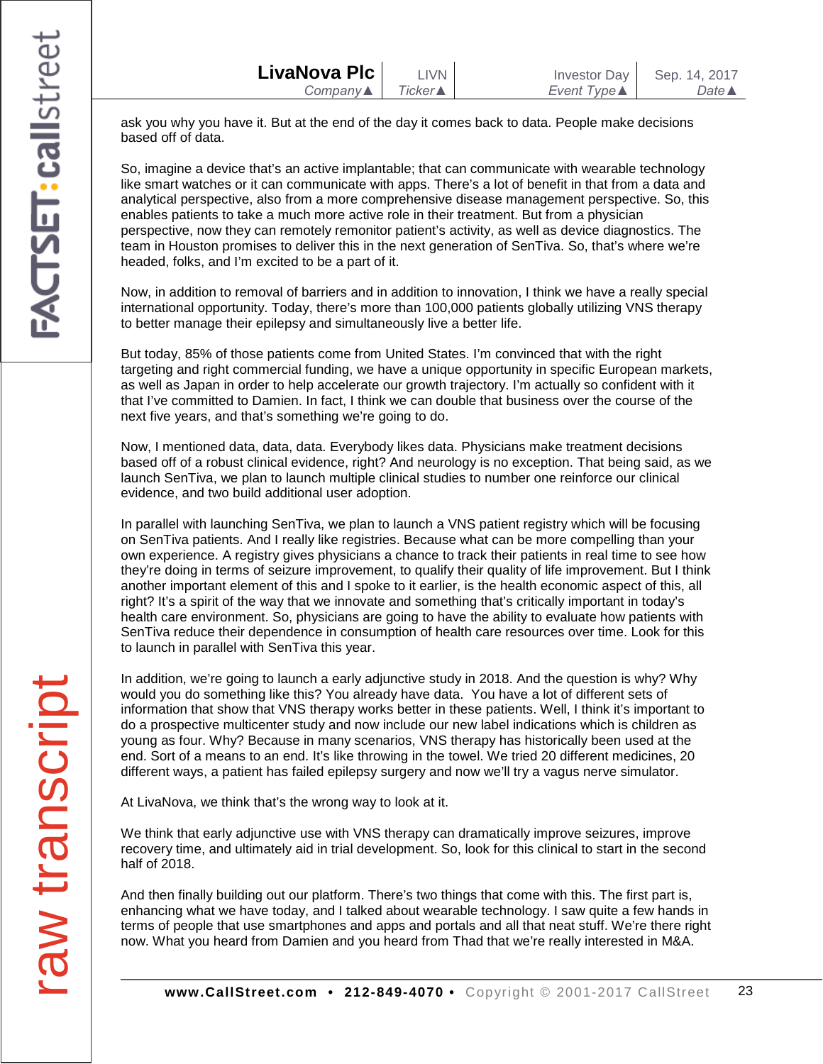ask you why you have it. But at the end of the day it comes back to data. People make decisions based off of data.

So, imagine a device that's an active implantable; that can communicate with wearable technology like smart watches or it can communicate with apps. There's a lot of benefit in that from a data and analytical perspective, also from a more comprehensive disease management perspective. So, this enables patients to take a much more active role in their treatment. But from a physician perspective, now they can remotely remonitor patient's activity, as well as device diagnostics. The team in Houston promises to deliver this in the next generation of SenTiva. So, that's where we're headed, folks, and I'm excited to be a part of it.

Now, in addition to removal of barriers and in addition to innovation, I think we have a really special international opportunity. Today, there's more than 100,000 patients globally utilizing VNS therapy to better manage their epilepsy and simultaneously live a better life.

But today, 85% of those patients come from United States. I'm convinced that with the right targeting and right commercial funding, we have a unique opportunity in specific European markets, as well as Japan in order to help accelerate our growth trajectory. I'm actually so confident with it that I've committed to Damien. In fact, I think we can double that business over the course of the next five years, and that's something we're going to do.

Now, I mentioned data, data, data. Everybody likes data. Physicians make treatment decisions based off of a robust clinical evidence, right? And neurology is no exception. That being said, as we launch SenTiva, we plan to launch multiple clinical studies to number one reinforce our clinical evidence, and two build additional user adoption.

In parallel with launching SenTiva, we plan to launch a VNS patient registry which will be focusing on SenTiva patients. And I really like registries. Because what can be more compelling than your own experience. A registry gives physicians a chance to track their patients in real time to see how they're doing in terms of seizure improvement, to qualify their quality of life improvement. But I think another important element of this and I spoke to it earlier, is the health economic aspect of this, all right? It's a spirit of the way that we innovate and something that's critically important in today's health care environment. So, physicians are going to have the ability to evaluate how patients with SenTiva reduce their dependence in consumption of health care resources over time. Look for this to launch in parallel with SenTiva this year.

In addition, we're going to launch a early adjunctive study in 2018. And the question is why? Why would you do something like this? You already have data. You have a lot of different sets of information that show that VNS therapy works better in these patients. Well, I think it's important to do a prospective multicenter study and now include our new label indications which is children as young as four. Why? Because in many scenarios, VNS therapy has historically been used at the end. Sort of a means to an end. It's like throwing in the towel. We tried 20 different medicines, 20 different ways, a patient has failed epilepsy surgery and now we'll try a vagus nerve simulator.

At LivaNova, we think that's the wrong way to look at it.

We think that early adjunctive use with VNS therapy can dramatically improve seizures, improve recovery time, and ultimately aid in trial development. So, look for this clinical to start in the second half of 2018.

And then finally building out our platform. There's two things that come with this. The first part is, enhancing what we have today, and I talked about wearable technology. I saw quite a few hands in terms of people that use smartphones and apps and portals and all that neat stuff. We're there right now. What you heard from Damien and you heard from Thad that we're really interested in M&A.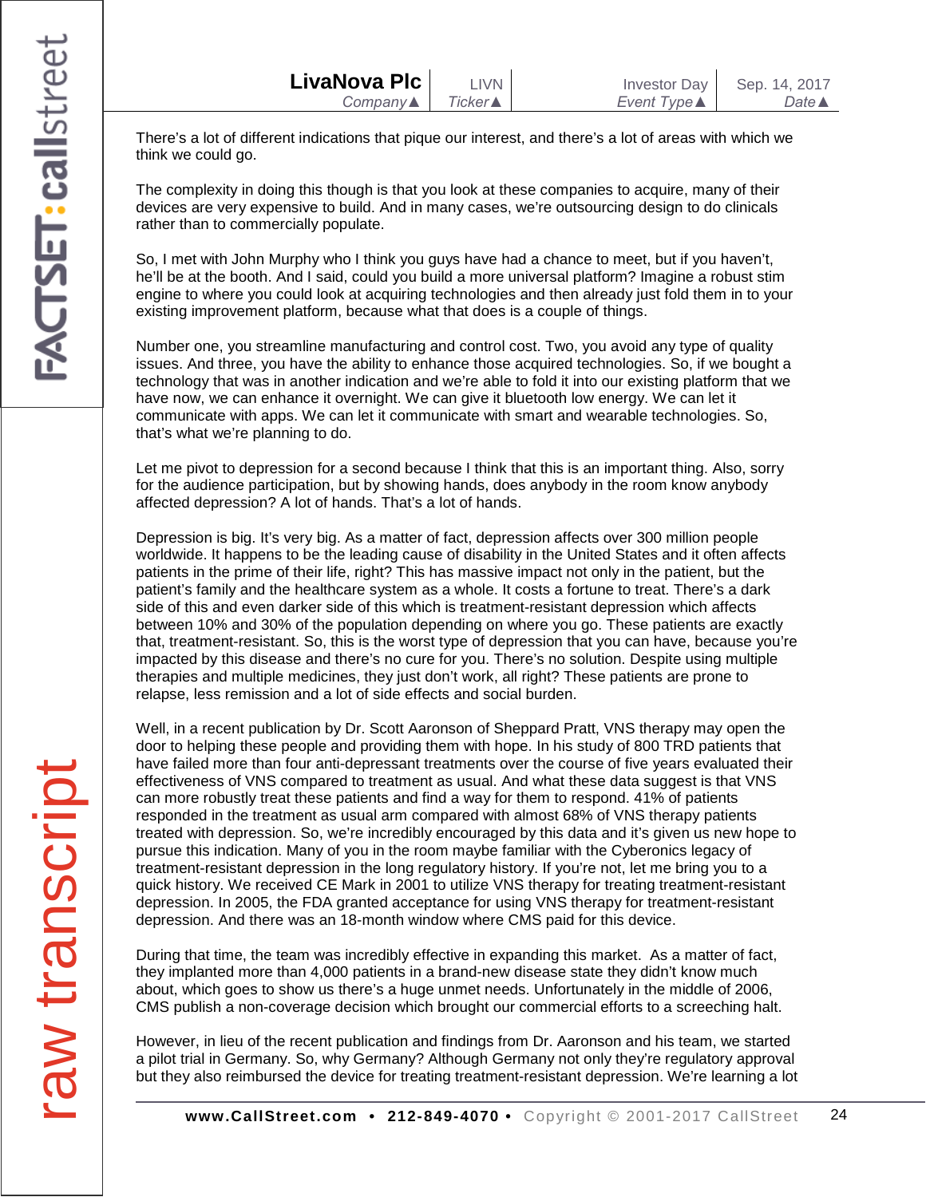There's a lot of different indications that pique our interest, and there's a lot of areas with which we think we could go.

The complexity in doing this though is that you look at these companies to acquire, many of their devices are very expensive to build. And in many cases, we're outsourcing design to do clinicals rather than to commercially populate.

So, I met with John Murphy who I think you guys have had a chance to meet, but if you haven't, he'll be at the booth. And I said, could you build a more universal platform? Imagine a robust stim engine to where you could look at acquiring technologies and then already just fold them in to your existing improvement platform, because what that does is a couple of things.

Number one, you streamline manufacturing and control cost. Two, you avoid any type of quality issues. And three, you have the ability to enhance those acquired technologies. So, if we bought a technology that was in another indication and we're able to fold it into our existing platform that we have now, we can enhance it overnight. We can give it bluetooth low energy. We can let it communicate with apps. We can let it communicate with smart and wearable technologies. So, that's what we're planning to do.

Let me pivot to depression for a second because I think that this is an important thing. Also, sorry for the audience participation, but by showing hands, does anybody in the room know anybody affected depression? A lot of hands. That's a lot of hands.

Depression is big. It's very big. As a matter of fact, depression affects over 300 million people worldwide. It happens to be the leading cause of disability in the United States and it often affects patients in the prime of their life, right? This has massive impact not only in the patient, but the patient's family and the healthcare system as a whole. It costs a fortune to treat. There's a dark side of this and even darker side of this which is treatment-resistant depression which affects between 10% and 30% of the population depending on where you go. These patients are exactly that, treatment-resistant. So, this is the worst type of depression that you can have, because you're impacted by this disease and there's no cure for you. There's no solution. Despite using multiple therapies and multiple medicines, they just don't work, all right? These patients are prone to relapse, less remission and a lot of side effects and social burden.

Well, in a recent publication by Dr. Scott Aaronson of Sheppard Pratt, VNS therapy may open the door to helping these people and providing them with hope. In his study of 800 TRD patients that have failed more than four anti-depressant treatments over the course of five years evaluated their effectiveness of VNS compared to treatment as usual. And what these data suggest is that VNS can more robustly treat these patients and find a way for them to respond. 41% of patients responded in the treatment as usual arm compared with almost 68% of VNS therapy patients treated with depression. So, we're incredibly encouraged by this data and it's given us new hope to pursue this indication. Many of you in the room maybe familiar with the Cyberonics legacy of treatment-resistant depression in the long regulatory history. If you're not, let me bring you to a quick history. We received CE Mark in 2001 to utilize VNS therapy for treating treatment-resistant depression. In 2005, the FDA granted acceptance for using VNS therapy for treatment-resistant depression. And there was an 18-month window where CMS paid for this device.

During that time, the team was incredibly effective in expanding this market. As a matter of fact, they implanted more than 4,000 patients in a brand-new disease state they didn't know much about, which goes to show us there's a huge unmet needs. Unfortunately in the middle of 2006, CMS publish a non-coverage decision which brought our commercial efforts to a screeching halt.

However, in lieu of the recent publication and findings from Dr. Aaronson and his team, we started a pilot trial in Germany. So, why Germany? Although Germany not only they're regulatory approval but they also reimbursed the device for treating treatment-resistant depression. We're learning a lot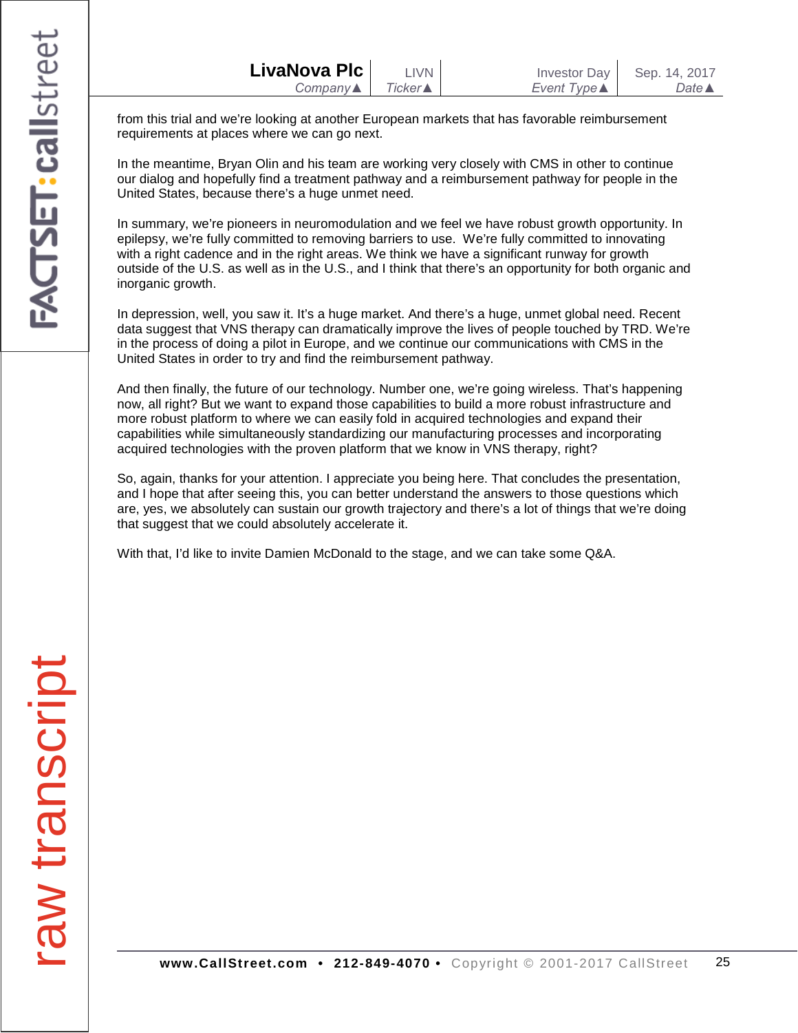from this trial and we're looking at another European markets that has favorable reimbursement requirements at places where we can go next.

In the meantime, Bryan Olin and his team are working very closely with CMS in other to continue our dialog and hopefully find a treatment pathway and a reimbursement pathway for people in the United States, because there's a huge unmet need.

In summary, we're pioneers in neuromodulation and we feel we have robust growth opportunity. In epilepsy, we're fully committed to removing barriers to use. We're fully committed to innovating with a right cadence and in the right areas. We think we have a significant runway for growth outside of the U.S. as well as in the U.S., and I think that there's an opportunity for both organic and inorganic growth.

In depression, well, you saw it. It's a huge market. And there's a huge, unmet global need. Recent data suggest that VNS therapy can dramatically improve the lives of people touched by TRD. We're in the process of doing a pilot in Europe, and we continue our communications with CMS in the United States in order to try and find the reimbursement pathway.

And then finally, the future of our technology. Number one, we're going wireless. That's happening now, all right? But we want to expand those capabilities to build a more robust infrastructure and more robust platform to where we can easily fold in acquired technologies and expand their capabilities while simultaneously standardizing our manufacturing processes and incorporating acquired technologies with the proven platform that we know in VNS therapy, right?

So, again, thanks for your attention. I appreciate you being here. That concludes the presentation, and I hope that after seeing this, you can better understand the answers to those questions which are, yes, we absolutely can sustain our growth trajectory and there's a lot of things that we're doing that suggest that we could absolutely accelerate it.

With that, I'd like to invite Damien McDonald to the stage, and we can take some Q&A.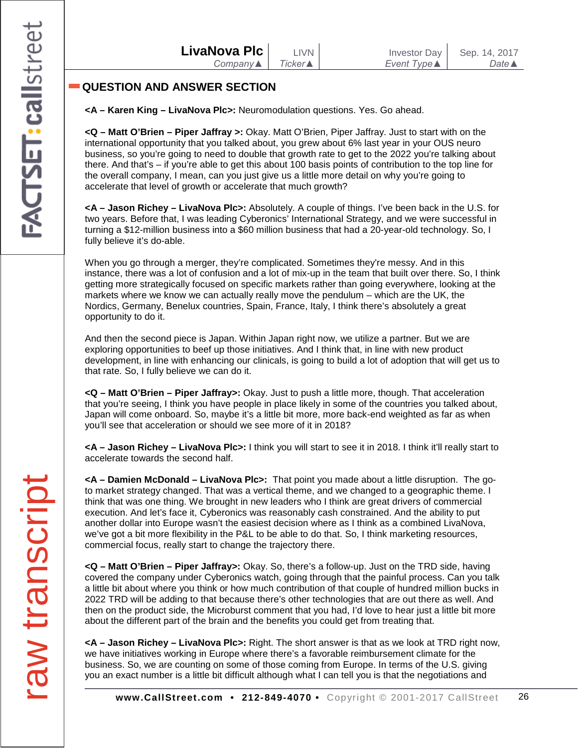## QUESTION AND ANSWER SECTION

**<A – Karen King – LivaNova Plc>:** Neuromodulation questions. Yes. Go ahead.

**<Q – Matt O'Brien – Piper Jaffray >:** Okay. Matt O'Brien, Piper Jaffray. Just to start with on the international opportunity that you talked about, you grew about 6% last year in your OUS neuro business, so you're going to need to double that growth rate to get to the 2022 you're talking about there. And that's – if you're able to get this about 100 basis points of contribution to the top line for the overall company, I mean, can you just give us a little more detail on why you're going to accelerate that level of growth or accelerate that much growth?

**<A – Jason Richey – LivaNova Plc>:** Absolutely. A couple of things. I've been back in the U.S. for two years. Before that, I was leading Cyberonics' International Strategy, and we were successful in turning a $12-million business into a $60 million business that had a 20-year-old technology. So, I fully believe it's do-able.

When you go through a merger, they're complicated. Sometimes they're messy. And in this instance, there was a lot of confusion and a lot of mix-up in the team that built over there. So, I think getting more strategically focused on specific markets rather than going everywhere, looking at the markets where we know we can actually really move the pendulum – which are the UK, the Nordics, Germany, Benelux countries, Spain, France, Italy, I think there's absolutely a great opportunity to do it.

And then the second piece is Japan. Within Japan right now, we utilize a partner. But we are exploring opportunities to beef up those initiatives. And I think that, in line with new product development, in line with enhancing our clinicals, is going to build a lot of adoption that will get us to that rate. So, I fully believe we can do it.

**<Q – Matt O'Brien – Piper Jaffray>:** Okay. Just to push a little more, though. That acceleration that you're seeing, I think you have people in place likely in some of the countries you talked about, Japan will come onboard. So, maybe it's a little bit more, more back-end weighted as far as when you'll see that acceleration or should we see more of it in 2018?

**<A – Jason Richey – LivaNova Plc>:** I think you will start to see it in 2018. I think it'll really start to accelerate towards the second half.

**<A – Damien McDonald – LivaNova Plc>:** That point you made about a little disruption. The go-to market strategy changed. That was a vertical theme, and we changed to a geographic theme. I think that was one thing. We brought in new leaders who I think are great drivers of commercial execution. And let's face it, Cyberonics was reasonably cash constrained. And the ability to put another dollar into Europe wasn't the easiest decision where as I think as a combined LivaNova, we've got a bit more flexibility in the P&L to be able to do that. So, I think marketing resources, commercial focus, really start to change the trajectory there.

**<Q – Matt O'Brien – Piper Jaffray>:** Okay. So, there's a follow-up. Just on the TRD side, having covered the company under Cyberonics watch, going through that the painful process. Can you talk a little bit about where you think or how much contribution of that couple of hundred million bucks in 2022 TRD will be adding to that because there's other technologies that are out there as well. And then on the product side, the Microburst comment that you had, I'd love to hear just a little bit more about the different part of the brain and the benefits you could get from treating that.

**<A – Jason Richey – LivaNova Plc>:** Right. The short answer is that as we look at TRD right now, we have initiatives working in Europe where there's a favorable reimbursement climate for the business. So, we are counting on some of those coming from Europe. In terms of the U.S. giving you an exact number is a little bit difficult although what I can tell you is that the negotiations and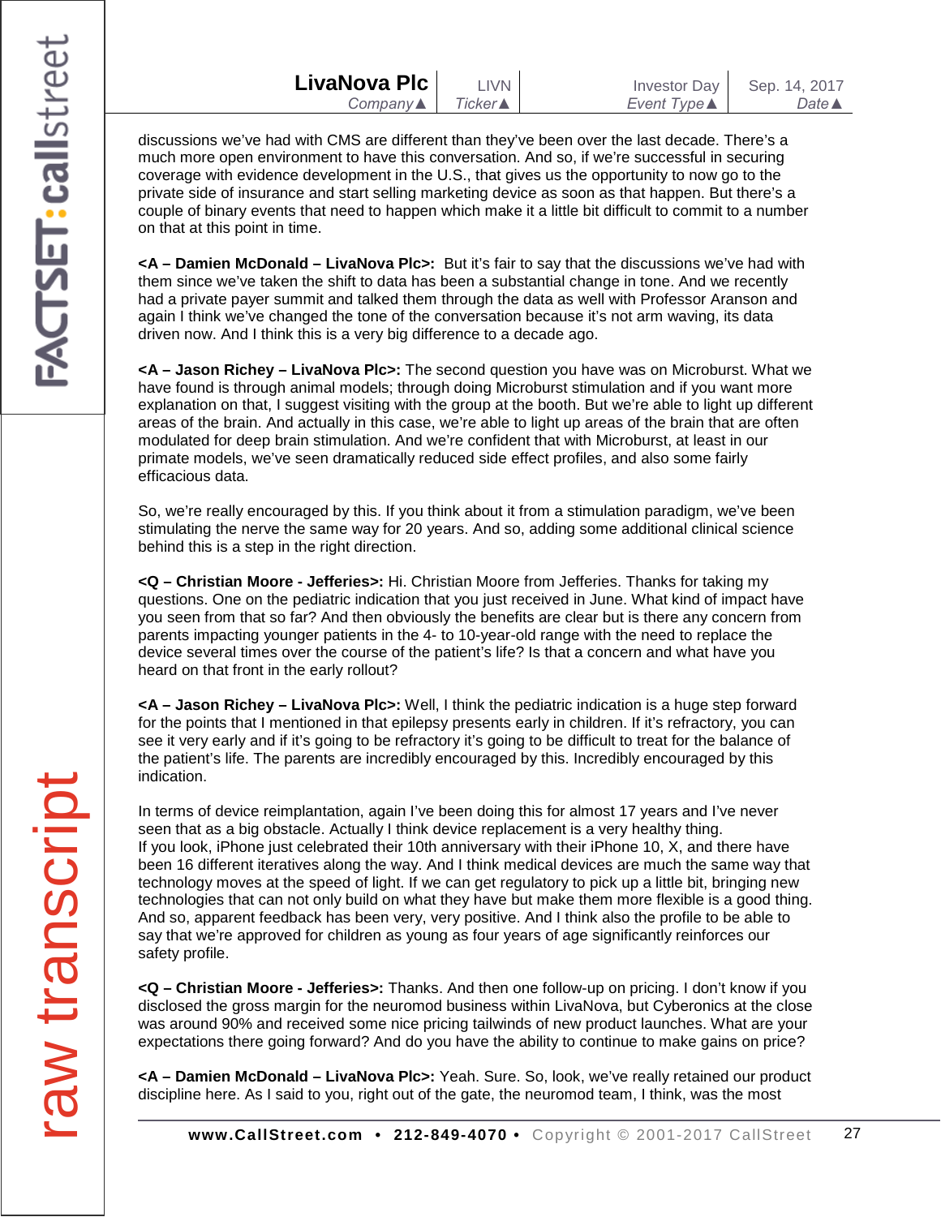discussions we've had with CMS are different than they've been over the last decade. There's a much more open environment to have this conversation. And so, if we're successful in securing coverage with evidence development in the U.S., that gives us the opportunity to now go to the private side of insurance and start selling marketing device as soon as that happen. But there's a couple of binary events that need to happen which make it a little bit difficult to commit to a number on that at this point in time.

**<A – Damien McDonald – LivaNova Plc>:** But it's fair to say that the discussions we've had with them since we've taken the shift to data has been a substantial change in tone. And we recently had a private payer summit and talked them through the data as well with Professor Aranson and again I think we've changed the tone of the conversation because it's not arm waving, its data driven now. And I think this is a very big difference to a decade ago.

**<A – Jason Richey – LivaNova Plc>:** The second question you have was on Microburst. What we have found is through animal models; through doing Microburst stimulation and if you want more explanation on that, I suggest visiting with the group at the booth. But we're able to light up different areas of the brain. And actually in this case, we're able to light up areas of the brain that are often modulated for deep brain stimulation. And we're confident that with Microburst, at least in our primate models, we've seen dramatically reduced side effect profiles, and also some fairly efficacious data.

So, we're really encouraged by this. If you think about it from a stimulation paradigm, we've been stimulating the nerve the same way for 20 years. And so, adding some additional clinical science behind this is a step in the right direction.

**<Q – Christian Moore - Jefferies>:** Hi. Christian Moore from Jefferies. Thanks for taking my questions. One on the pediatric indication that you just received in June. What kind of impact have you seen from that so far? And then obviously the benefits are clear but is there any concern from parents impacting younger patients in the 4- to 10-year-old range with the need to replace the device several times over the course of the patient's life? Is that a concern and what have you heard on that front in the early rollout?

**<A – Jason Richey – LivaNova Plc>:** Well, I think the pediatric indication is a huge step forward for the points that I mentioned in that epilepsy presents early in children. If it's refractory, you can see it very early and if it's going to be refractory it's going to be difficult to treat for the balance of the patient's life. The parents are incredibly encouraged by this. Incredibly encouraged by this indication.

In terms of device reimplantation, again I've been doing this for almost 17 years and I've never seen that as a big obstacle. Actually I think device replacement is a very healthy thing.
If you look, iPhone just celebrated their 10th anniversary with their iPhone 10, X, and there have been 16 different iteratives along the way. And I think medical devices are much the same way that technology moves at the speed of light. If we can get regulatory to pick up a little bit, bringing new technologies that can not only build on what they have but make them more flexible is a good thing. And so, apparent feedback has been very, very positive. And I think also the profile to be able to say that we're approved for children as young as four years of age significantly reinforces our safety profile.

**<Q – Christian Moore - Jefferies>:** Thanks. And then one follow-up on pricing. I don't know if you disclosed the gross margin for the neuromod business within LivaNova, but Cyberonics at the close was around 90% and received some nice pricing tailwinds of new product launches. What are your expectations there going forward? And do you have the ability to continue to make gains on price?

**<A – Damien McDonald – LivaNova Plc>:** Yeah. Sure. So, look, we've really retained our product discipline here. As I said to you, right out of the gate, the neuromod team, I think, was the most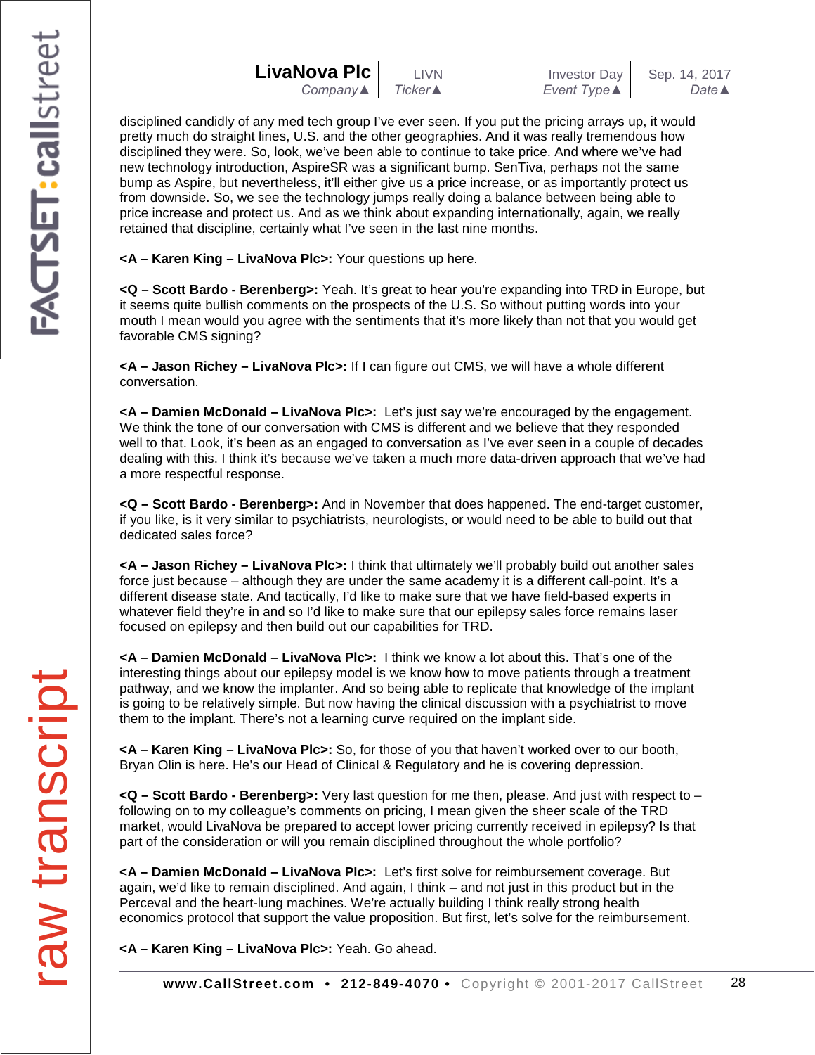disciplined candidly of any med tech group I've ever seen. If you put the pricing arrays up, it would pretty much do straight lines, U.S. and the other geographies. And it was really tremendous how disciplined they were. So, look, we've been able to continue to take price. And where we've had new technology introduction, AspireSR was a significant bump. SenTiva, perhaps not the same bump as Aspire, but nevertheless, it'll either give us a price increase, or as importantly protect us from downside. So, we see the technology jumps really doing a balance between being able to price increase and protect us. And as we think about expanding internationally, again, we really retained that discipline, certainly what I've seen in the last nine months.

**<A – Karen King – LivaNova Plc>:** Your questions up here.

**<Q – Scott Bardo - Berenberg>:** Yeah. It's great to hear you're expanding into TRD in Europe, but it seems quite bullish comments on the prospects of the U.S. So without putting words into your mouth I mean would you agree with the sentiments that it's more likely than not that you would get favorable CMS signing?

**<A – Jason Richey – LivaNova Plc>:** If I can figure out CMS, we will have a whole different conversation.

**<A – Damien McDonald – LivaNova Plc>:** Let's just say we're encouraged by the engagement. We think the tone of our conversation with CMS is different and we believe that they responded well to that. Look, it's been as an engaged to conversation as I've ever seen in a couple of decades dealing with this. I think it's because we've taken a much more data-driven approach that we've had a more respectful response.

**<Q – Scott Bardo - Berenberg>:** And in November that does happened. The end-target customer, if you like, is it very similar to psychiatrists, neurologists, or would need to be able to build out that dedicated sales force?

**<A – Jason Richey – LivaNova Plc>:** I think that ultimately we'll probably build out another sales force just because – although they are under the same academy it is a different call-point. It's a different disease state. And tactically, I'd like to make sure that we have field-based experts in whatever field they're in and so I'd like to make sure that our epilepsy sales force remains laser focused on epilepsy and then build out our capabilities for TRD.

**<A – Damien McDonald – LivaNova Plc>:** I think we know a lot about this. That's one of the interesting things about our epilepsy model is we know how to move patients through a treatment pathway, and we know the implanter. And so being able to replicate that knowledge of the implant is going to be relatively simple. But now having the clinical discussion with a psychiatrist to move them to the implant. There's not a learning curve required on the implant side.

**<A – Karen King – LivaNova Plc>:** So, for those of you that haven't worked over to our booth, Bryan Olin is here. He's our Head of Clinical & Regulatory and he is covering depression.

**<Q – Scott Bardo - Berenberg>:** Very last question for me then, please. And just with respect to – following on to my colleague's comments on pricing, I mean given the sheer scale of the TRD market, would LivaNova be prepared to accept lower pricing currently received in epilepsy? Is that part of the consideration or will you remain disciplined throughout the whole portfolio?

**<A – Damien McDonald – LivaNova Plc>:** Let's first solve for reimbursement coverage. But again, we'd like to remain disciplined. And again, I think – and not just in this product but in the Perceval and the heart-lung machines. We're actually building I think really strong health economics protocol that support the value proposition. But first, let's solve for the reimbursement.

**<A – Karen King – LivaNova Plc>:** Yeah. Go ahead.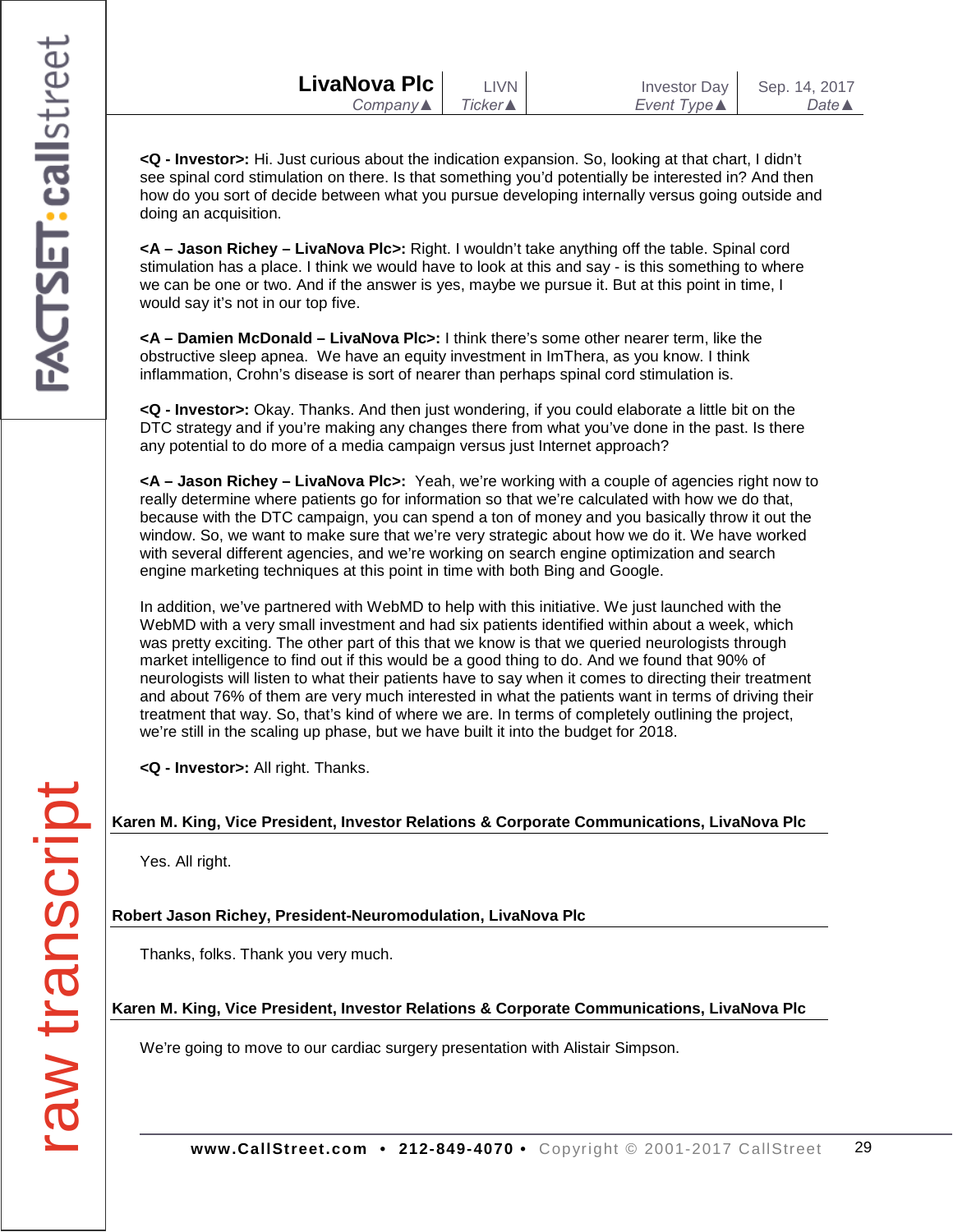**<Q - Investor>:** Hi. Just curious about the indication expansion. So, looking at that chart, I didn't see spinal cord stimulation on there. Is that something you'd potentially be interested in? And then how do you sort of decide between what you pursue developing internally versus going outside and doing an acquisition.

**<A – Jason Richey – LivaNova Plc>:** Right. I wouldn't take anything off the table. Spinal cord stimulation has a place. I think we would have to look at this and say - is this something to where we can be one or two. And if the answer is yes, maybe we pursue it. But at this point in time, I would say it's not in our top five.

**<A – Damien McDonald – LivaNova Plc>:** I think there's some other nearer term, like the obstructive sleep apnea. We have an equity investment in ImThera, as you know. I think inflammation, Crohn's disease is sort of nearer than perhaps spinal cord stimulation is.

**<Q - Investor>:** Okay. Thanks. And then just wondering, if you could elaborate a little bit on the DTC strategy and if you're making any changes there from what you've done in the past. Is there any potential to do more of a media campaign versus just Internet approach?

**<A – Jason Richey – LivaNova Plc>:** Yeah, we're working with a couple of agencies right now to really determine where patients go for information so that we're calculated with how we do that, because with the DTC campaign, you can spend a ton of money and you basically throw it out the window. So, we want to make sure that we're very strategic about how we do it. We have worked with several different agencies, and we're working on search engine optimization and search engine marketing techniques at this point in time with both Bing and Google.

In addition, we've partnered with WebMD to help with this initiative. We just launched with the WebMD with a very small investment and had six patients identified within about a week, which was pretty exciting. The other part of this that we know is that we queried neurologists through market intelligence to find out if this would be a good thing to do. And we found that 90% of neurologists will listen to what their patients have to say when it comes to directing their treatment and about 76% of them are very much interested in what the patients want in terms of driving their treatment that way. So, that's kind of where we are. In terms of completely outlining the project, we're still in the scaling up phase, but we have built it into the budget for 2018.

**<Q - Investor>:** All right. Thanks.

**Karen M. King, Vice President, Investor Relations & Corporate Communications, LivaNova Plc**

Yes. All right.

**Robert Jason Richey, President-Neuromodulation, LivaNova Plc**

Thanks, folks. Thank you very much.

**Karen M. King, Vice President, Investor Relations & Corporate Communications, LivaNova Plc**

We're going to move to our cardiac surgery presentation with Alistair Simpson.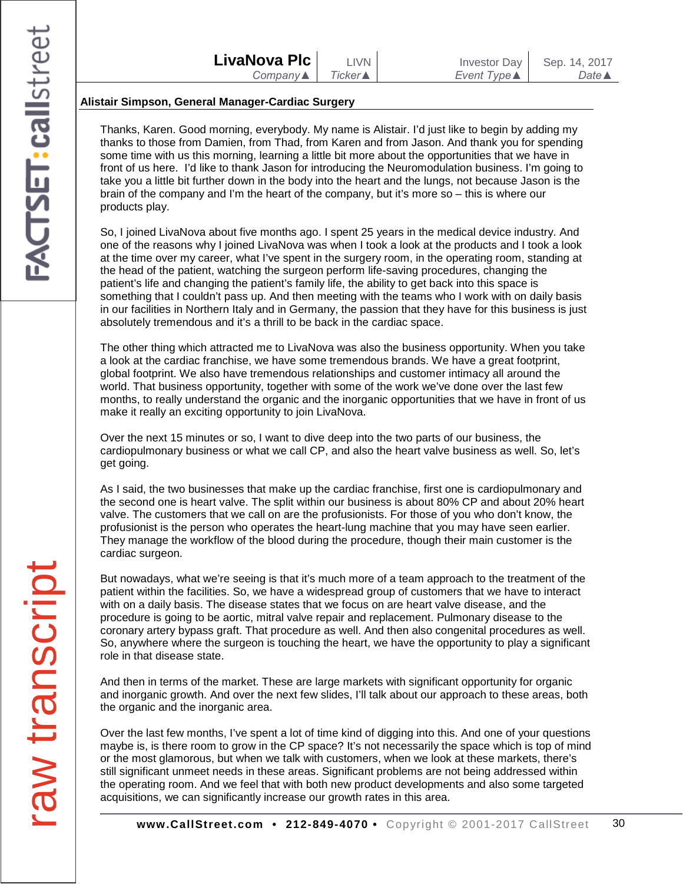**Alistair Simpson, General Manager-Cardiac Surgery**

Thanks, Karen. Good morning, everybody. My name is Alistair. I'd just like to begin by adding my thanks to those from Damien, from Thad, from Karen and from Jason. And thank you for spending some time with us this morning, learning a little bit more about the opportunities that we have in front of us here. I'd like to thank Jason for introducing the Neuromodulation business. I'm going to take you a little bit further down in the body into the heart and the lungs, not because Jason is the brain of the company and I'm the heart of the company, but it's more so – this is where our products play.

So, I joined LivaNova about five months ago. I spent 25 years in the medical device industry. And one of the reasons why I joined LivaNova was when I took a look at the products and I took a look at the time over my career, what I've spent in the surgery room, in the operating room, standing at the head of the patient, watching the surgeon perform life-saving procedures, changing the patient's life and changing the patient's family life, the ability to get back into this space is something that I couldn't pass up. And then meeting with the teams who I work with on daily basis in our facilities in Northern Italy and in Germany, the passion that they have for this business is just absolutely tremendous and it's a thrill to be back in the cardiac space.

The other thing which attracted me to LivaNova was also the business opportunity. When you take a look at the cardiac franchise, we have some tremendous brands. We have a great footprint, global footprint. We also have tremendous relationships and customer intimacy all around the world. That business opportunity, together with some of the work we've done over the last few months, to really understand the organic and the inorganic opportunities that we have in front of us make it really an exciting opportunity to join LivaNova.

Over the next 15 minutes or so, I want to dive deep into the two parts of our business, the cardiopulmonary business or what we call CP, and also the heart valve business as well. So, let's get going.

As I said, the two businesses that make up the cardiac franchise, first one is cardiopulmonary and the second one is heart valve. The split within our business is about 80% CP and about 20% heart valve. The customers that we call on are the profusionists. For those of you who don't know, the profusionist is the person who operates the heart-lung machine that you may have seen earlier. They manage the workflow of the blood during the procedure, though their main customer is the cardiac surgeon.

But nowadays, what we're seeing is that it's much more of a team approach to the treatment of the patient within the facilities. So, we have a widespread group of customers that we have to interact with on a daily basis. The disease states that we focus on are heart valve disease, and the procedure is going to be aortic, mitral valve repair and replacement. Pulmonary disease to the coronary artery bypass graft. That procedure as well. And then also congenital procedures as well. So, anywhere where the surgeon is touching the heart, we have the opportunity to play a significant role in that disease state.

And then in terms of the market. These are large markets with significant opportunity for organic and inorganic growth. And over the next few slides, I'll talk about our approach to these areas, both the organic and the inorganic area.

Over the last few months, I've spent a lot of time kind of digging into this. And one of your questions maybe is, is there room to grow in the CP space? It's not necessarily the space which is top of mind or the most glamorous, but when we talk with customers, when we look at these markets, there's still significant unmeet needs in these areas. Significant problems are not being addressed within the operating room. And we feel that with both new product developments and also some targeted acquisitions, we can significantly increase our growth rates in this area.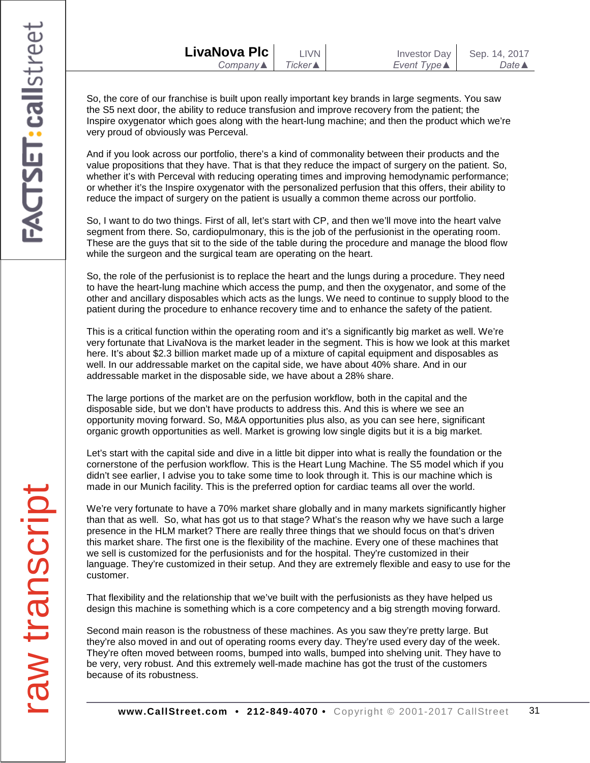So, the core of our franchise is built upon really important key brands in large segments. You saw the S5 next door, the ability to reduce transfusion and improve recovery from the patient; the Inspire oxygenator which goes along with the heart-lung machine; and then the product which we're very proud of obviously was Perceval.

And if you look across our portfolio, there's a kind of commonality between their products and the value propositions that they have. That is that they reduce the impact of surgery on the patient. So, whether it's with Perceval with reducing operating times and improving hemodynamic performance; or whether it's the Inspire oxygenator with the personalized perfusion that this offers, their ability to reduce the impact of surgery on the patient is usually a common theme across our portfolio.

So, I want to do two things. First of all, let's start with CP, and then we'll move into the heart valve segment from there. So, cardiopulmonary, this is the job of the perfusionist in the operating room. These are the guys that sit to the side of the table during the procedure and manage the blood flow while the surgeon and the surgical team are operating on the heart.

So, the role of the perfusionist is to replace the heart and the lungs during a procedure. They need to have the heart-lung machine which access the pump, and then the oxygenator, and some of the other and ancillary disposables which acts as the lungs. We need to continue to supply blood to the patient during the procedure to enhance recovery time and to enhance the safety of the patient.

This is a critical function within the operating room and it's a significantly big market as well. We're very fortunate that LivaNova is the market leader in the segment. This is how we look at this market here. It's about $2.3 billion market made up of a mixture of capital equipment and disposables as well. In our addressable market on the capital side, we have about 40% share. And in our addressable market in the disposable side, we have about a 28% share.

The large portions of the market are on the perfusion workflow, both in the capital and the disposable side, but we don't have products to address this. And this is where we see an opportunity moving forward. So, M&A opportunities plus also, as you can see here, significant organic growth opportunities as well. Market is growing low single digits but it is a big market.

Let's start with the capital side and dive in a little bit dipper into what is really the foundation or the cornerstone of the perfusion workflow. This is the Heart Lung Machine. The S5 model which if you didn't see earlier, I advise you to take some time to look through it. This is our machine which is made in our Munich facility. This is the preferred option for cardiac teams all over the world.

We're very fortunate to have a 70% market share globally and in many markets significantly higher than that as well. So, what has got us to that stage? What's the reason why we have such a large presence in the HLM market? There are really three things that we should focus on that's driven this market share. The first one is the flexibility of the machine. Every one of these machines that we sell is customized for the perfusionists and for the hospital. They're customized in their language. They're customized in their setup. And they are extremely flexible and easy to use for the customer.

That flexibility and the relationship that we've built with the perfusionists as they have helped us design this machine is something which is a core competency and a big strength moving forward.

Second main reason is the robustness of these machines. As you saw they're pretty large. But they're also moved in and out of operating rooms every day. They're used every day of the week. They're often moved between rooms, bumped into walls, bumped into shelving unit. They have to be very, very robust. And this extremely well-made machine has got the trust of the customers because of its robustness.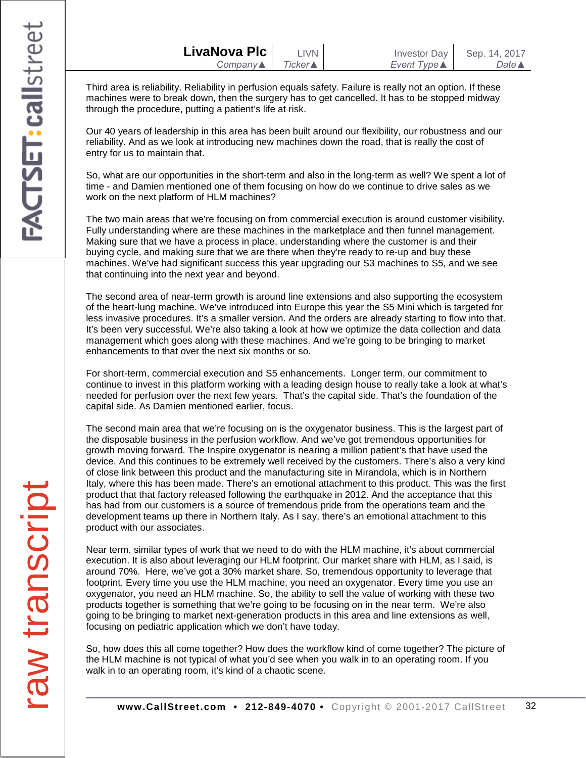Third area is reliability. Reliability in perfusion equals safety. Failure is really not an option. If these machines were to break down, then the surgery has to get cancelled. It has to be stopped midway through the procedure, putting a patient's life at risk.

Our 40 years of leadership in this area has been built around our flexibility, our robustness and our reliability. And as we look at introducing new machines down the road, that is really the cost of entry for us to maintain that.

So, what are our opportunities in the short-term and also in the long-term as well? We spent a lot of time - and Damien mentioned one of them focusing on how do we continue to drive sales as we work on the next platform of HLM machines?

The two main areas that we're focusing on from commercial execution is around customer visibility. Fully understanding where are these machines in the marketplace and then funnel management. Making sure that we have a process in place, understanding where the customer is and their buying cycle, and making sure that we are there when they're ready to re-up and buy these machines. We've had significant success this year upgrading our S3 machines to S5, and we see that continuing into the next year and beyond.

The second area of near-term growth is around line extensions and also supporting the ecosystem of the heart-lung machine. We've introduced into Europe this year the S5 Mini which is targeted for less invasive procedures. It's a smaller version. And the orders are already starting to flow into that. It's been very successful. We're also taking a look at how we optimize the data collection and data management which goes along with these machines. And we're going to be bringing to market enhancements to that over the next six months or so.

For short-term, commercial execution and S5 enhancements. Longer term, our commitment to continue to invest in this platform working with a leading design house to really take a look at what's needed for perfusion over the next few years. That's the capital side. That's the foundation of the capital side. As Damien mentioned earlier, focus.

The second main area that we're focusing on is the oxygenator business. This is the largest part of the disposable business in the perfusion workflow. And we've got tremendous opportunities for growth moving forward. The Inspire oxygenator is nearing a million patient's that have used the device. And this continues to be extremely well received by the customers. There's also a very kind of close link between this product and the manufacturing site in Mirandola, which is in Northern Italy, where this has been made. There's an emotional attachment to this product. This was the first product that that factory released following the earthquake in 2012. And the acceptance that this has had from our customers is a source of tremendous pride from the operations team and the development teams up there in Northern Italy. As I say, there's an emotional attachment to this product with our associates.

Near term, similar types of work that we need to do with the HLM machine, it's about commercial execution. It is also about leveraging our HLM footprint. Our market share with HLM, as I said, is around 70%. Here, we've got a 30% market share. So, tremendous opportunity to leverage that footprint. Every time you use the HLM machine, you need an oxygenator. Every time you use an oxygenator, you need an HLM machine. So, the ability to sell the value of working with these two products together is something that we're going to be focusing on in the near term. We're also going to be bringing to market next-generation products in this area and line extensions as well, focusing on pediatric application which we don't have today.

So, how does this all come together? How does the workflow kind of come together? The picture of the HLM machine is not typical of what you'd see when you walk in to an operating room. If you walk in to an operating room, it's kind of a chaotic scene.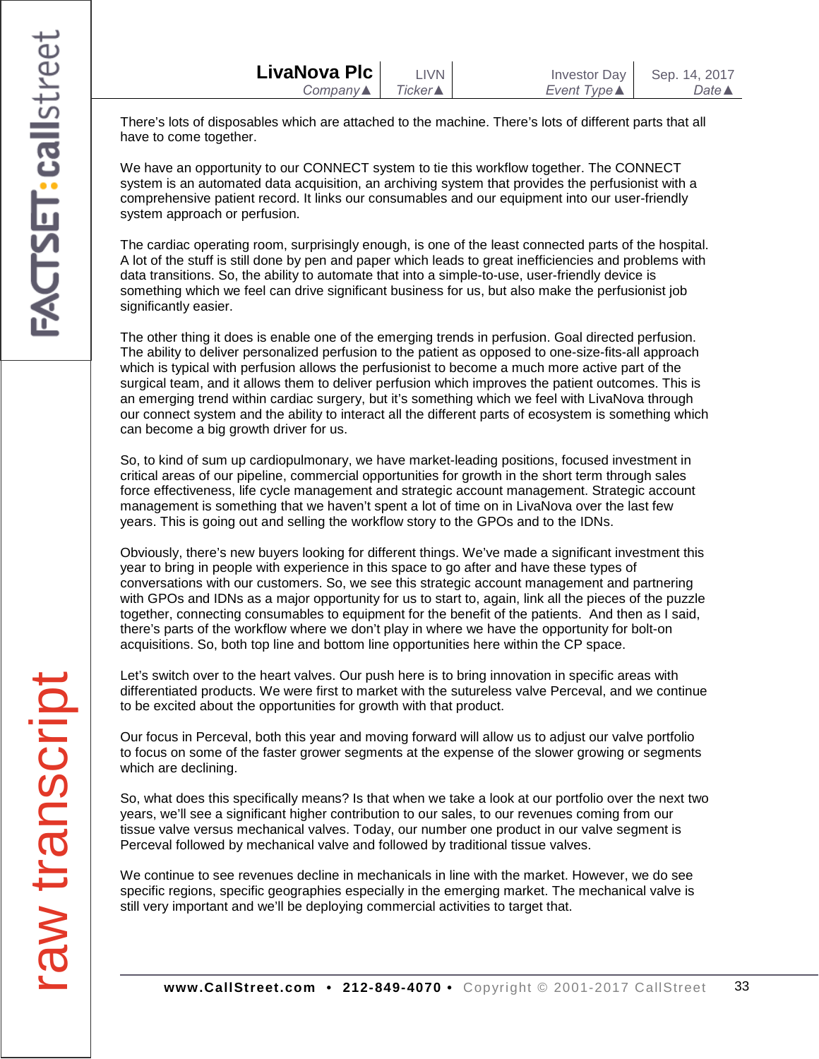There's lots of disposables which are attached to the machine. There's lots of different parts that all have to come together.

We have an opportunity to our CONNECT system to tie this workflow together. The CONNECT system is an automated data acquisition, an archiving system that provides the perfusionist with a comprehensive patient record. It links our consumables and our equipment into our user-friendly system approach or perfusion.

The cardiac operating room, surprisingly enough, is one of the least connected parts of the hospital. A lot of the stuff is still done by pen and paper which leads to great inefficiencies and problems with data transitions. So, the ability to automate that into a simple-to-use, user-friendly device is something which we feel can drive significant business for us, but also make the perfusionist job significantly easier.

The other thing it does is enable one of the emerging trends in perfusion. Goal directed perfusion. The ability to deliver personalized perfusion to the patient as opposed to one-size-fits-all approach which is typical with perfusion allows the perfusionist to become a much more active part of the surgical team, and it allows them to deliver perfusion which improves the patient outcomes. This is an emerging trend within cardiac surgery, but it's something which we feel with LivaNova through our connect system and the ability to interact all the different parts of ecosystem is something which can become a big growth driver for us.

So, to kind of sum up cardiopulmonary, we have market-leading positions, focused investment in critical areas of our pipeline, commercial opportunities for growth in the short term through sales force effectiveness, life cycle management and strategic account management. Strategic account management is something that we haven't spent a lot of time on in LivaNova over the last few years. This is going out and selling the workflow story to the GPOs and to the IDNs.

Obviously, there's new buyers looking for different things. We've made a significant investment this year to bring in people with experience in this space to go after and have these types of conversations with our customers. So, we see this strategic account management and partnering with GPOs and IDNs as a major opportunity for us to start to, again, link all the pieces of the puzzle together, connecting consumables to equipment for the benefit of the patients.  And then as I said, there's parts of the workflow where we don't play in where we have the opportunity for bolt-on acquisitions. So, both top line and bottom line opportunities here within the CP space.

Let's switch over to the heart valves. Our push here is to bring innovation in specific areas with differentiated products. We were first to market with the sutureless valve Perceval, and we continue to be excited about the opportunities for growth with that product.

Our focus in Perceval, both this year and moving forward will allow us to adjust our valve portfolio to focus on some of the faster grower segments at the expense of the slower growing or segments which are declining.

So, what does this specifically means? Is that when we take a look at our portfolio over the next two years, we'll see a significant higher contribution to our sales, to our revenues coming from our tissue valve versus mechanical valves. Today, our number one product in our valve segment is Perceval followed by mechanical valve and followed by traditional tissue valves.

We continue to see revenues decline in mechanicals in line with the market. However, we do see specific regions, specific geographies especially in the emerging market. The mechanical valve is still very important and we'll be deploying commercial activities to target that.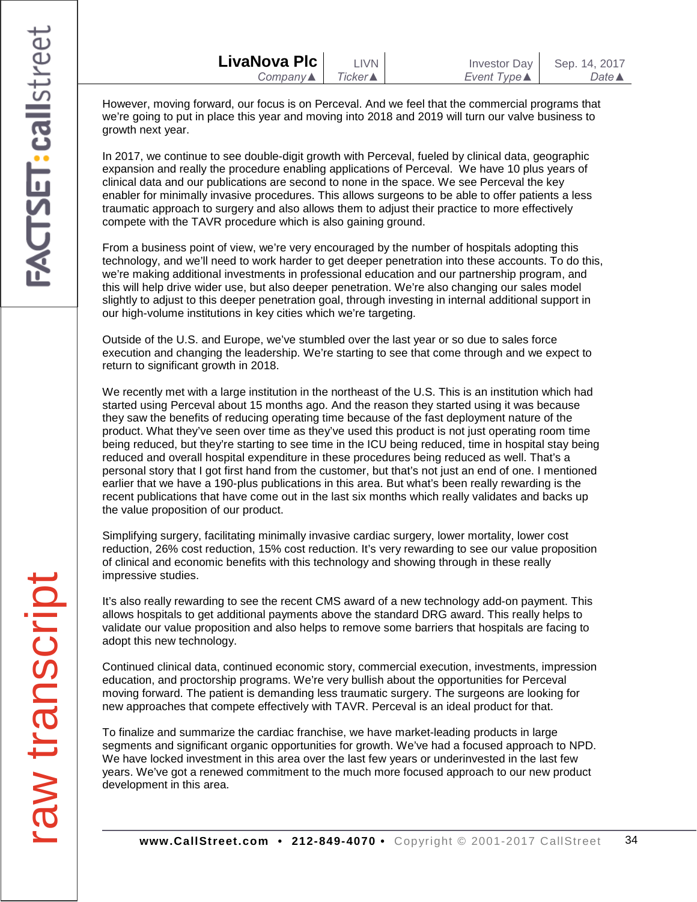However, moving forward, our focus is on Perceval. And we feel that the commercial programs that we're going to put in place this year and moving into 2018 and 2019 will turn our valve business to growth next year.

In 2017, we continue to see double-digit growth with Perceval, fueled by clinical data, geographic expansion and really the procedure enabling applications of Perceval. We have 10 plus years of clinical data and our publications are second to none in the space. We see Perceval the key enabler for minimally invasive procedures. This allows surgeons to be able to offer patients a less traumatic approach to surgery and also allows them to adjust their practice to more effectively compete with the TAVR procedure which is also gaining ground.

From a business point of view, we're very encouraged by the number of hospitals adopting this technology, and we'll need to work harder to get deeper penetration into these accounts. To do this, we're making additional investments in professional education and our partnership program, and this will help drive wider use, but also deeper penetration. We're also changing our sales model slightly to adjust to this deeper penetration goal, through investing in internal additional support in our high-volume institutions in key cities which we're targeting.

Outside of the U.S. and Europe, we've stumbled over the last year or so due to sales force execution and changing the leadership. We're starting to see that come through and we expect to return to significant growth in 2018.

We recently met with a large institution in the northeast of the U.S. This is an institution which had started using Perceval about 15 months ago. And the reason they started using it was because they saw the benefits of reducing operating time because of the fast deployment nature of the product. What they've seen over time as they've used this product is not just operating room time being reduced, but they're starting to see time in the ICU being reduced, time in hospital stay being reduced and overall hospital expenditure in these procedures being reduced as well. That's a personal story that I got first hand from the customer, but that's not just an end of one. I mentioned earlier that we have a 190-plus publications in this area. But what's been really rewarding is the recent publications that have come out in the last six months which really validates and backs up the value proposition of our product.

Simplifying surgery, facilitating minimally invasive cardiac surgery, lower mortality, lower cost reduction, 26% cost reduction, 15% cost reduction. It's very rewarding to see our value proposition of clinical and economic benefits with this technology and showing through in these really impressive studies.

It's also really rewarding to see the recent CMS award of a new technology add-on payment. This allows hospitals to get additional payments above the standard DRG award. This really helps to validate our value proposition and also helps to remove some barriers that hospitals are facing to adopt this new technology.

Continued clinical data, continued economic story, commercial execution, investments, impression education, and proctorship programs. We're very bullish about the opportunities for Perceval moving forward. The patient is demanding less traumatic surgery. The surgeons are looking for new approaches that compete effectively with TAVR. Perceval is an ideal product for that.

To finalize and summarize the cardiac franchise, we have market-leading products in large segments and significant organic opportunities for growth. We've had a focused approach to NPD. We have locked investment in this area over the last few years or underinvested in the last few years. We've got a renewed commitment to the much more focused approach to our new product development in this area.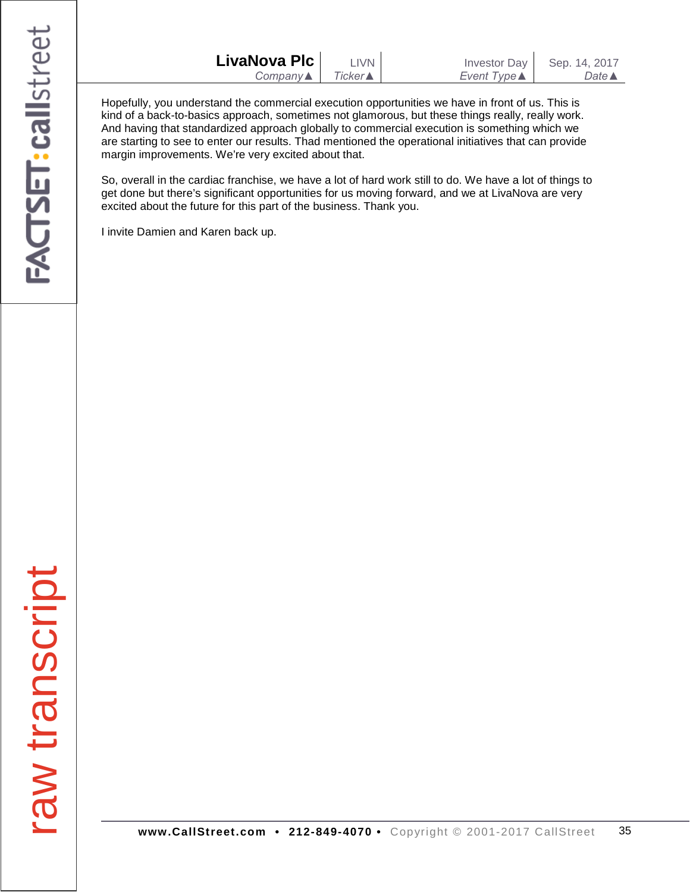Hopefully, you understand the commercial execution opportunities we have in front of us. This is kind of a back-to-basics approach, sometimes not glamorous, but these things really, really work. And having that standardized approach globally to commercial execution is something which we are starting to see to enter our results. Thad mentioned the operational initiatives that can provide margin improvements. We're very excited about that.

So, overall in the cardiac franchise, we have a lot of hard work still to do. We have a lot of things to get done but there's significant opportunities for us moving forward, and we at LivaNova are very excited about the future for this part of the business. Thank you.

I invite Damien and Karen back up.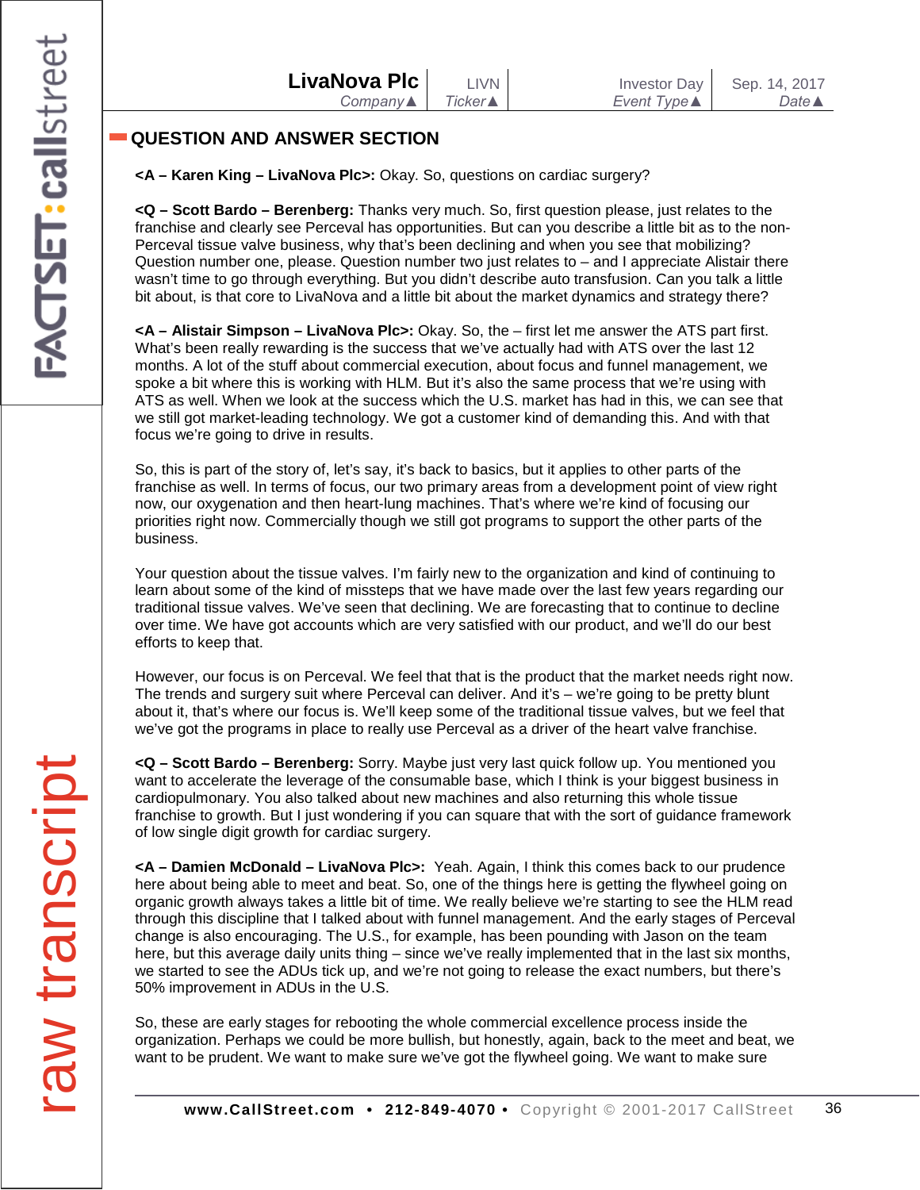## QUESTION AND ANSWER SECTION

**<A – Karen King – LivaNova Plc>:** Okay. So, questions on cardiac surgery?

**<Q – Scott Bardo – Berenberg:** Thanks very much. So, first question please, just relates to the franchise and clearly see Perceval has opportunities. But can you describe a little bit as to the non-Perceval tissue valve business, why that's been declining and when you see that mobilizing? Question number one, please. Question number two just relates to – and I appreciate Alistair there wasn't time to go through everything. But you didn't describe auto transfusion. Can you talk a little bit about, is that core to LivaNova and a little bit about the market dynamics and strategy there?

**<A – Alistair Simpson – LivaNova Plc>:** Okay. So, the – first let me answer the ATS part first. What's been really rewarding is the success that we've actually had with ATS over the last 12 months. A lot of the stuff about commercial execution, about focus and funnel management, we spoke a bit where this is working with HLM. But it's also the same process that we're using with ATS as well. When we look at the success which the U.S. market has had in this, we can see that we still got market-leading technology. We got a customer kind of demanding this. And with that focus we're going to drive in results.

So, this is part of the story of, let's say, it's back to basics, but it applies to other parts of the franchise as well. In terms of focus, our two primary areas from a development point of view right now, our oxygenation and then heart-lung machines. That's where we're kind of focusing our priorities right now. Commercially though we still got programs to support the other parts of the business.

Your question about the tissue valves. I'm fairly new to the organization and kind of continuing to learn about some of the kind of missteps that we have made over the last few years regarding our traditional tissue valves. We've seen that declining. We are forecasting that to continue to decline over time. We have got accounts which are very satisfied with our product, and we'll do our best efforts to keep that.

However, our focus is on Perceval. We feel that that is the product that the market needs right now. The trends and surgery suit where Perceval can deliver. And it's – we're going to be pretty blunt about it, that's where our focus is. We'll keep some of the traditional tissue valves, but we feel that we've got the programs in place to really use Perceval as a driver of the heart valve franchise.

**<Q – Scott Bardo – Berenberg:** Sorry. Maybe just very last quick follow up. You mentioned you want to accelerate the leverage of the consumable base, which I think is your biggest business in cardiopulmonary. You also talked about new machines and also returning this whole tissue franchise to growth. But I just wondering if you can square that with the sort of guidance framework of low single digit growth for cardiac surgery.

**<A – Damien McDonald – LivaNova Plc>:** Yeah. Again, I think this comes back to our prudence here about being able to meet and beat. So, one of the things here is getting the flywheel going on organic growth always takes a little bit of time. We really believe we're starting to see the HLM read through this discipline that I talked about with funnel management. And the early stages of Perceval change is also encouraging. The U.S., for example, has been pounding with Jason on the team here, but this average daily units thing – since we've really implemented that in the last six months, we started to see the ADUs tick up, and we're not going to release the exact numbers, but there's 50% improvement in ADUs in the U.S.

So, these are early stages for rebooting the whole commercial excellence process inside the organization. Perhaps we could be more bullish, but honestly, again, back to the meet and beat, we want to be prudent. We want to make sure we've got the flywheel going. We want to make sure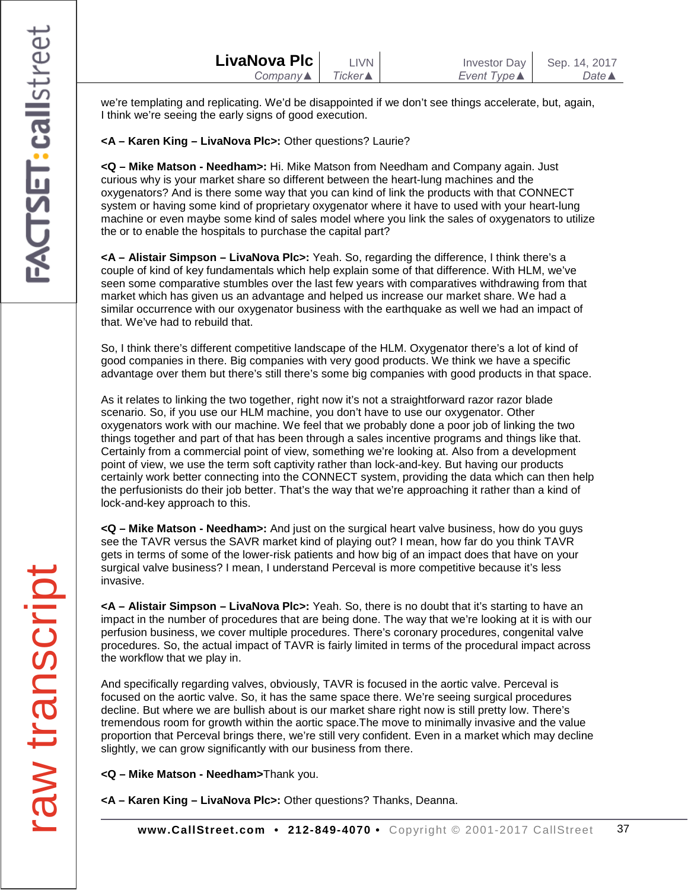we're templating and replicating. We'd be disappointed if we don't see things accelerate, but, again, I think we're seeing the early signs of good execution.

**<A – Karen King – LivaNova Plc>:** Other questions? Laurie?

**<Q – Mike Matson - Needham>:** Hi. Mike Matson from Needham and Company again. Just curious why is your market share so different between the heart-lung machines and the oxygenators? And is there some way that you can kind of link the products with that CONNECT system or having some kind of proprietary oxygenator where it have to used with your heart-lung machine or even maybe some kind of sales model where you link the sales of oxygenators to utilize the or to enable the hospitals to purchase the capital part?

**<A – Alistair Simpson – LivaNova Plc>:** Yeah. So, regarding the difference, I think there's a couple of kind of key fundamentals which help explain some of that difference. With HLM, we've seen some comparative stumbles over the last few years with comparatives withdrawing from that market which has given us an advantage and helped us increase our market share. We had a similar occurrence with our oxygenator business with the earthquake as well we had an impact of that. We've had to rebuild that.

So, I think there's different competitive landscape of the HLM. Oxygenator there's a lot of kind of good companies in there. Big companies with very good products. We think we have a specific advantage over them but there's still there's some big companies with good products in that space.

As it relates to linking the two together, right now it's not a straightforward razor razor blade scenario. So, if you use our HLM machine, you don't have to use our oxygenator. Other oxygenators work with our machine. We feel that we probably done a poor job of linking the two things together and part of that has been through a sales incentive programs and things like that. Certainly from a commercial point of view, something we're looking at. Also from a development point of view, we use the term soft captivity rather than lock-and-key. But having our products certainly work better connecting into the CONNECT system, providing the data which can then help the perfusionists do their job better. That's the way that we're approaching it rather than a kind of lock-and-key approach to this.

**<Q – Mike Matson - Needham>:** And just on the surgical heart valve business, how do you guys see the TAVR versus the SAVR market kind of playing out? I mean, how far do you think TAVR gets in terms of some of the lower-risk patients and how big of an impact does that have on your surgical valve business? I mean, I understand Perceval is more competitive because it's less invasive.

**<A – Alistair Simpson – LivaNova Plc>:** Yeah. So, there is no doubt that it's starting to have an impact in the number of procedures that are being done. The way that we're looking at it is with our perfusion business, we cover multiple procedures. There's coronary procedures, congenital valve procedures. So, the actual impact of TAVR is fairly limited in terms of the procedural impact across the workflow that we play in.

And specifically regarding valves, obviously, TAVR is focused in the aortic valve. Perceval is focused on the aortic valve. So, it has the same space there. We're seeing surgical procedures decline. But where we are bullish about is our market share right now is still pretty low. There's tremendous room for growth within the aortic space.The move to minimally invasive and the value proportion that Perceval brings there, we're still very confident. Even in a market which may decline slightly, we can grow significantly with our business from there.

**<Q – Mike Matson - Needham>**Thank you.

**<A – Karen King – LivaNova Plc>:** Other questions? Thanks, Deanna.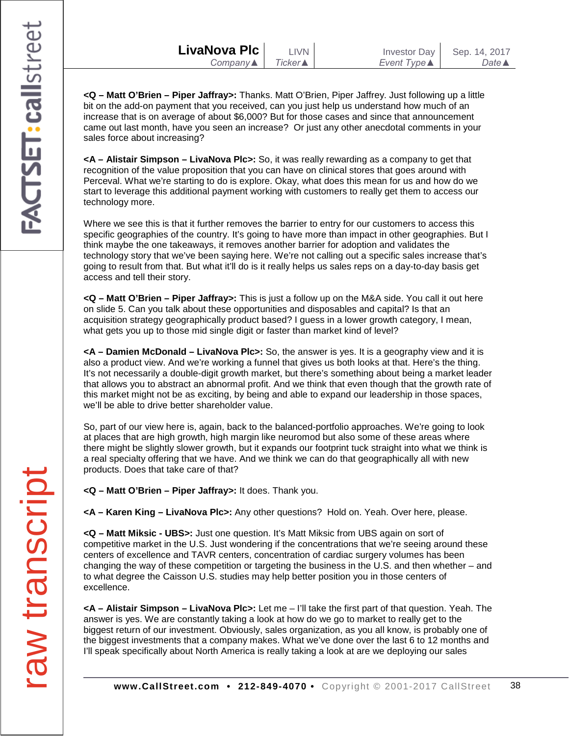**<Q – Matt O'Brien – Piper Jaffray>:** Thanks. Matt O'Brien, Piper Jaffrey. Just following up a little bit on the add-on payment that you received, can you just help us understand how much of an increase that is on average of about $6,000? But for those cases and since that announcement came out last month, have you seen an increase? Or just any other anecdotal comments in your sales force about increasing?

**<A – Alistair Simpson – LivaNova Plc>:** So, it was really rewarding as a company to get that recognition of the value proposition that you can have on clinical stores that goes around with Perceval. What we're starting to do is explore. Okay, what does this mean for us and how do we start to leverage this additional payment working with customers to really get them to access our technology more.

Where we see this is that it further removes the barrier to entry for our customers to access this specific geographies of the country. It's going to have more than impact in other geographies. But I think maybe the one takeaways, it removes another barrier for adoption and validates the technology story that we've been saying here. We're not calling out a specific sales increase that's going to result from that. But what it'll do is it really helps us sales reps on a day-to-day basis get access and tell their story.

**<Q – Matt O'Brien – Piper Jaffray>:** This is just a follow up on the M&A side. You call it out here on slide 5. Can you talk about these opportunities and disposables and capital? Is that an acquisition strategy geographically product based? I guess in a lower growth category, I mean, what gets you up to those mid single digit or faster than market kind of level?

**<A – Damien McDonald – LivaNova Plc>:** So, the answer is yes. It is a geography view and it is also a product view. And we're working a funnel that gives us both looks at that. Here's the thing. It's not necessarily a double-digit growth market, but there's something about being a market leader that allows you to abstract an abnormal profit. And we think that even though that the growth rate of this market might not be as exciting, by being and able to expand our leadership in those spaces, we'll be able to drive better shareholder value.

So, part of our view here is, again, back to the balanced-portfolio approaches. We're going to look at places that are high growth, high margin like neuromod but also some of these areas where there might be slightly slower growth, but it expands our footprint tuck straight into what we think is a real specialty offering that we have. And we think we can do that geographically all with new products. Does that take care of that?

**<Q – Matt O'Brien – Piper Jaffray>:** It does. Thank you.

**<A – Karen King – LivaNova Plc>:** Any other questions? Hold on. Yeah. Over here, please.

**<Q – Matt Miksic - UBS>:** Just one question. It's Matt Miksic from UBS again on sort of competitive market in the U.S. Just wondering if the concentrations that we're seeing around these centers of excellence and TAVR centers, concentration of cardiac surgery volumes has been changing the way of these competition or targeting the business in the U.S. and then whether – and to what degree the Caisson U.S. studies may help better position you in those centers of excellence.

**<A – Alistair Simpson – LivaNova Plc>:** Let me – I'll take the first part of that question. Yeah. The answer is yes. We are constantly taking a look at how do we go to market to really get to the biggest return of our investment. Obviously, sales organization, as you all know, is probably one of the biggest investments that a company makes. What we've done over the last 6 to 12 months and I'll speak specifically about North America is really taking a look at are we deploying our sales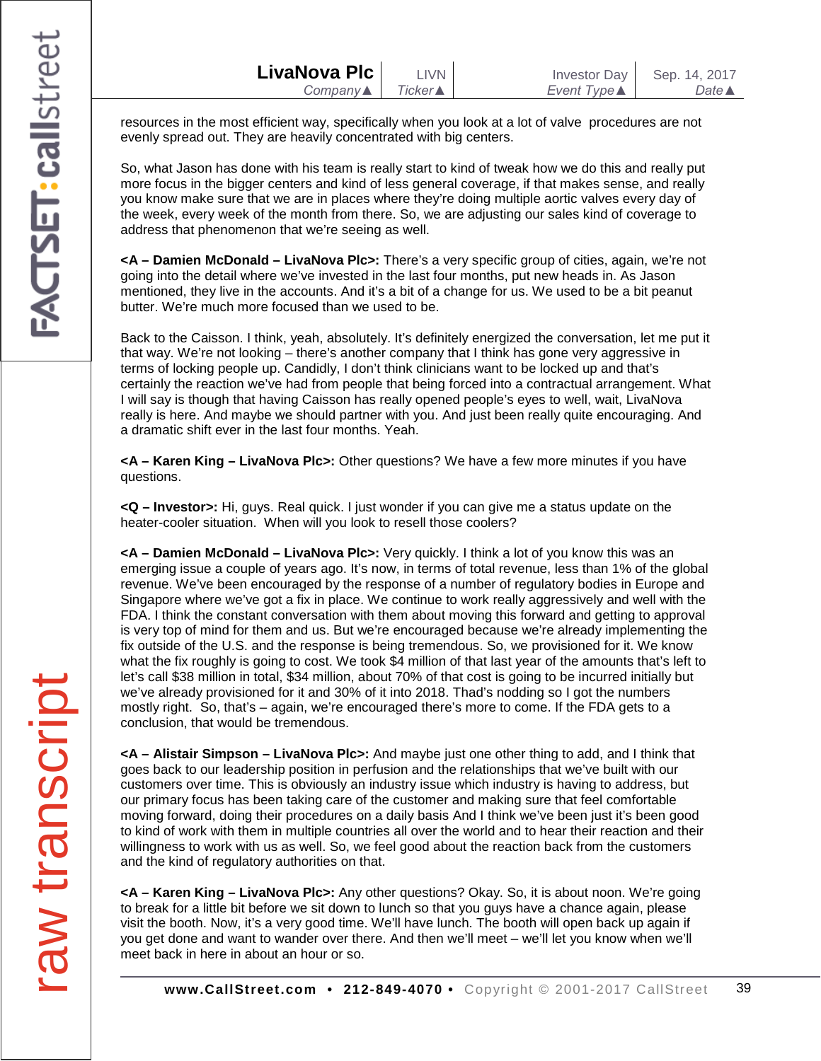resources in the most efficient way, specifically when you look at a lot of valve procedures are not evenly spread out. They are heavily concentrated with big centers.

So, what Jason has done with his team is really start to kind of tweak how we do this and really put more focus in the bigger centers and kind of less general coverage, if that makes sense, and really you know make sure that we are in places where they're doing multiple aortic valves every day of the week, every week of the month from there. So, we are adjusting our sales kind of coverage to address that phenomenon that we're seeing as well.

**<A – Damien McDonald – LivaNova Plc>:** There's a very specific group of cities, again, we're not going into the detail where we've invested in the last four months, put new heads in. As Jason mentioned, they live in the accounts. And it's a bit of a change for us. We used to be a bit peanut butter. We're much more focused than we used to be.

Back to the Caisson. I think, yeah, absolutely. It's definitely energized the conversation, let me put it that way. We're not looking – there's another company that I think has gone very aggressive in terms of locking people up. Candidly, I don't think clinicians want to be locked up and that's certainly the reaction we've had from people that being forced into a contractual arrangement. What I will say is though that having Caisson has really opened people's eyes to well, wait, LivaNova really is here. And maybe we should partner with you. And just been really quite encouraging. And a dramatic shift ever in the last four months. Yeah.

**<A – Karen King – LivaNova Plc>:** Other questions? We have a few more minutes if you have questions.

**<Q – Investor>:** Hi, guys. Real quick. I just wonder if you can give me a status update on the heater-cooler situation. When will you look to resell those coolers?

**<A – Damien McDonald – LivaNova Plc>:** Very quickly. I think a lot of you know this was an emerging issue a couple of years ago. It's now, in terms of total revenue, less than 1% of the global revenue. We've been encouraged by the response of a number of regulatory bodies in Europe and Singapore where we've got a fix in place. We continue to work really aggressively and well with the FDA. I think the constant conversation with them about moving this forward and getting to approval is very top of mind for them and us. But we're encouraged because we're already implementing the fix outside of the U.S. and the response is being tremendous. So, we provisioned for it. We know what the fix roughly is going to cost. We took $4 million of that last year of the amounts that's left to let's call $38 million in total, $34 million, about 70% of that cost is going to be incurred initially but we've already provisioned for it and 30% of it into 2018. Thad's nodding so I got the numbers mostly right. So, that's – again, we're encouraged there's more to come. If the FDA gets to a conclusion, that would be tremendous.

**<A – Alistair Simpson – LivaNova Plc>:** And maybe just one other thing to add, and I think that goes back to our leadership position in perfusion and the relationships that we've built with our customers over time. This is obviously an industry issue which industry is having to address, but our primary focus has been taking care of the customer and making sure that feel comfortable moving forward, doing their procedures on a daily basis And I think we've been just it's been good to kind of work with them in multiple countries all over the world and to hear their reaction and their willingness to work with us as well. So, we feel good about the reaction back from the customers and the kind of regulatory authorities on that.

**<A – Karen King – LivaNova Plc>:** Any other questions? Okay. So, it is about noon. We're going to break for a little bit before we sit down to lunch so that you guys have a chance again, please visit the booth. Now, it's a very good time. We'll have lunch. The booth will open back up again if you get done and want to wander over there. And then we'll meet – we'll let you know when we'll meet back in here in about an hour or so.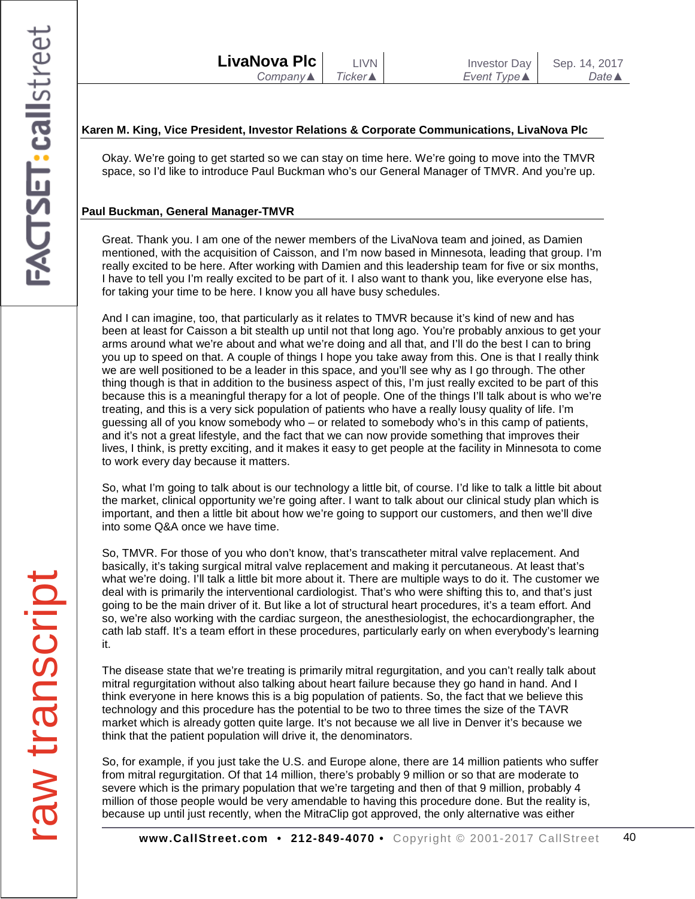**Karen M. King, Vice President, Investor Relations & Corporate Communications, LivaNova Plc**

Okay. We're going to get started so we can stay on time here. We're going to move into the TMVR space, so I'd like to introduce Paul Buckman who's our General Manager of TMVR. And you're up.

**Paul Buckman, General Manager-TMVR**

Great. Thank you. I am one of the newer members of the LivaNova team and joined, as Damien mentioned, with the acquisition of Caisson, and I'm now based in Minnesota, leading that group. I'm really excited to be here. After working with Damien and this leadership team for five or six months, I have to tell you I'm really excited to be part of it. I also want to thank you, like everyone else has, for taking your time to be here. I know you all have busy schedules.

And I can imagine, too, that particularly as it relates to TMVR because it's kind of new and has been at least for Caisson a bit stealth up until not that long ago. You're probably anxious to get your arms around what we're about and what we're doing and all that, and I'll do the best I can to bring you up to speed on that. A couple of things I hope you take away from this. One is that I really think we are well positioned to be a leader in this space, and you'll see why as I go through. The other thing though is that in addition to the business aspect of this, I'm just really excited to be part of this because this is a meaningful therapy for a lot of people. One of the things I'll talk about is who we're treating, and this is a very sick population of patients who have a really lousy quality of life. I'm guessing all of you know somebody who – or related to somebody who's in this camp of patients, and it's not a great lifestyle, and the fact that we can now provide something that improves their lives, I think, is pretty exciting, and it makes it easy to get people at the facility in Minnesota to come to work every day because it matters.

So, what I'm going to talk about is our technology a little bit, of course. I'd like to talk a little bit about the market, clinical opportunity we're going after. I want to talk about our clinical study plan which is important, and then a little bit about how we're going to support our customers, and then we'll dive into some Q&A once we have time.

So, TMVR. For those of you who don't know, that's transcatheter mitral valve replacement. And basically, it's taking surgical mitral valve replacement and making it percutaneous. At least that's what we're doing. I'll talk a little bit more about it. There are multiple ways to do it. The customer we deal with is primarily the interventional cardiologist. That's who were shifting this to, and that's just going to be the main driver of it. But like a lot of structural heart procedures, it's a team effort. And so, we're also working with the cardiac surgeon, the anesthesiologist, the echocardiongrapher, the cath lab staff. It's a team effort in these procedures, particularly early on when everybody's learning it.

The disease state that we're treating is primarily mitral regurgitation, and you can't really talk about mitral regurgitation without also talking about heart failure because they go hand in hand. And I think everyone in here knows this is a big population of patients. So, the fact that we believe this technology and this procedure has the potential to be two to three times the size of the TAVR market which is already gotten quite large. It's not because we all live in Denver it's because we think that the patient population will drive it, the denominators.

So, for example, if you just take the U.S. and Europe alone, there are 14 million patients who suffer from mitral regurgitation. Of that 14 million, there's probably 9 million or so that are moderate to severe which is the primary population that we're targeting and then of that 9 million, probably 4 million of those people would be very amendable to having this procedure done. But the reality is, because up until just recently, when the MitraClip got approved, the only alternative was either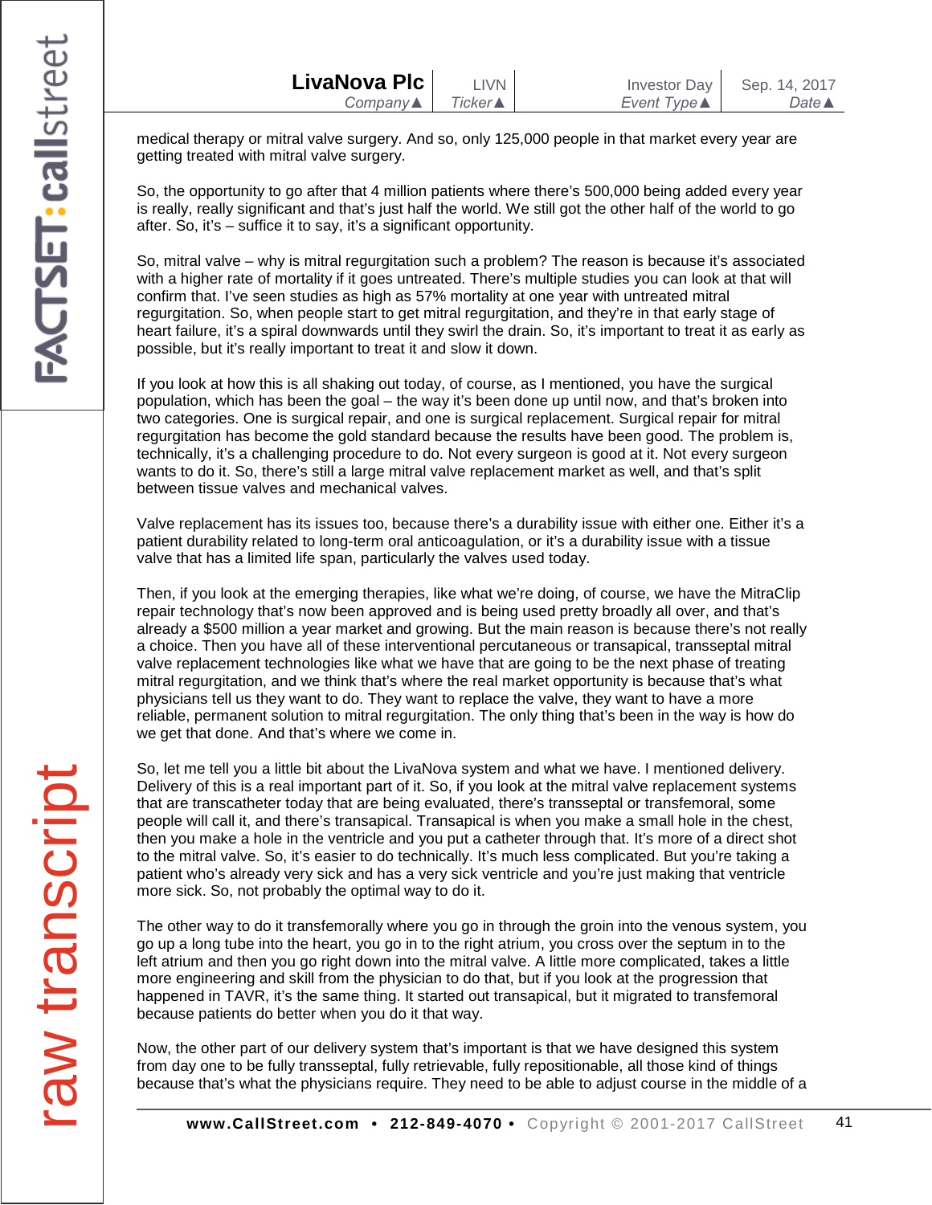medical therapy or mitral valve surgery. And so, only 125,000 people in that market every year are getting treated with mitral valve surgery.

So, the opportunity to go after that 4 million patients where there's 500,000 being added every year is really, really significant and that's just half the world. We still got the other half of the world to go after. So, it's – suffice it to say, it's a significant opportunity.

So, mitral valve – why is mitral regurgitation such a problem? The reason is because it's associated with a higher rate of mortality if it goes untreated. There's multiple studies you can look at that will confirm that. I've seen studies as high as 57% mortality at one year with untreated mitral regurgitation. So, when people start to get mitral regurgitation, and they're in that early stage of heart failure, it's a spiral downwards until they swirl the drain. So, it's important to treat it as early as possible, but it's really important to treat it and slow it down.

If you look at how this is all shaking out today, of course, as I mentioned, you have the surgical population, which has been the goal – the way it's been done up until now, and that's broken into two categories. One is surgical repair, and one is surgical replacement. Surgical repair for mitral regurgitation has become the gold standard because the results have been good. The problem is, technically, it's a challenging procedure to do. Not every surgeon is good at it. Not every surgeon wants to do it. So, there's still a large mitral valve replacement market as well, and that's split between tissue valves and mechanical valves.

Valve replacement has its issues too, because there's a durability issue with either one. Either it's a patient durability related to long-term oral anticoagulation, or it's a durability issue with a tissue valve that has a limited life span, particularly the valves used today.

Then, if you look at the emerging therapies, like what we're doing, of course, we have the MitraClip repair technology that's now been approved and is being used pretty broadly all over, and that's already a $500 million a year market and growing. But the main reason is because there's not really a choice. Then you have all of these interventional percutaneous or transapical, transseptal mitral valve replacement technologies like what we have that are going to be the next phase of treating mitral regurgitation, and we think that's where the real market opportunity is because that's what physicians tell us they want to do. They want to replace the valve, they want to have a more reliable, permanent solution to mitral regurgitation. The only thing that's been in the way is how do we get that done. And that's where we come in.

So, let me tell you a little bit about the LivaNova system and what we have. I mentioned delivery. Delivery of this is a real important part of it. So, if you look at the mitral valve replacement systems that are transcatheter today that are being evaluated, there's transseptal or transfemoral, some people will call it, and there's transapical. Transapical is when you make a small hole in the chest, then you make a hole in the ventricle and you put a catheter through that. It's more of a direct shot to the mitral valve. So, it's easier to do technically. It's much less complicated. But you're taking a patient who's already very sick and has a very sick ventricle and you're just making that ventricle more sick. So, not probably the optimal way to do it.

The other way to do it transfemorally where you go in through the groin into the venous system, you go up a long tube into the heart, you go in to the right atrium, you cross over the septum in to the left atrium and then you go right down into the mitral valve. A little more complicated, takes a little more engineering and skill from the physician to do that, but if you look at the progression that happened in TAVR, it's the same thing. It started out transapical, but it migrated to transfemoral because patients do better when you do it that way.

Now, the other part of our delivery system that's important is that we have designed this system from day one to be fully transseptal, fully retrievable, fully repositionable, all those kind of things because that's what the physicians require. They need to be able to adjust course in the middle of a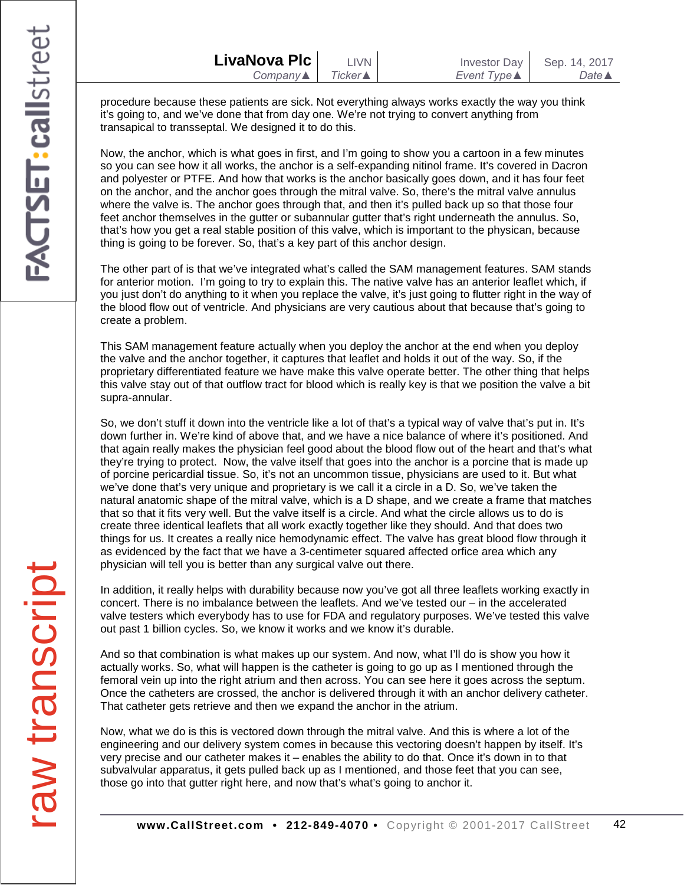procedure because these patients are sick. Not everything always works exactly the way you think it's going to, and we've done that from day one. We're not trying to convert anything from transapical to transseptal. We designed it to do this.

Now, the anchor, which is what goes in first, and I'm going to show you a cartoon in a few minutes so you can see how it all works, the anchor is a self-expanding nitinol frame. It's covered in Dacron and polyester or PTFE. And how that works is the anchor basically goes down, and it has four feet on the anchor, and the anchor goes through the mitral valve. So, there's the mitral valve annulus where the valve is. The anchor goes through that, and then it's pulled back up so that those four feet anchor themselves in the gutter or subannular gutter that's right underneath the annulus. So, that's how you get a real stable position of this valve, which is important to the physican, because thing is going to be forever. So, that's a key part of this anchor design.

The other part of is that we've integrated what's called the SAM management features. SAM stands for anterior motion. I'm going to try to explain this. The native valve has an anterior leaflet which, if you just don't do anything to it when you replace the valve, it's just going to flutter right in the way of the blood flow out of ventricle. And physicians are very cautious about that because that's going to create a problem.

This SAM management feature actually when you deploy the anchor at the end when you deploy the valve and the anchor together, it captures that leaflet and holds it out of the way. So, if the proprietary differentiated feature we have make this valve operate better. The other thing that helps this valve stay out of that outflow tract for blood which is really key is that we position the valve a bit supra-annular.

So, we don't stuff it down into the ventricle like a lot of that's a typical way of valve that's put in. It's down further in. We're kind of above that, and we have a nice balance of where it's positioned. And that again really makes the physician feel good about the blood flow out of the heart and that's what they're trying to protect. Now, the valve itself that goes into the anchor is a porcine that is made up of porcine pericardial tissue. So, it's not an uncommon tissue, physicians are used to it. But what we've done that's very unique and proprietary is we call it a circle in a D. So, we've taken the natural anatomic shape of the mitral valve, which is a D shape, and we create a frame that matches that so that it fits very well. But the valve itself is a circle. And what the circle allows us to do is create three identical leaflets that all work exactly together like they should. And that does two things for us. It creates a really nice hemodynamic effect. The valve has great blood flow through it as evidenced by the fact that we have a 3-centimeter squared affected orfice area which any physician will tell you is better than any surgical valve out there.

In addition, it really helps with durability because now you've got all three leaflets working exactly in concert. There is no imbalance between the leaflets. And we've tested our – in the accelerated valve testers which everybody has to use for FDA and regulatory purposes. We've tested this valve out past 1 billion cycles. So, we know it works and we know it's durable.

And so that combination is what makes up our system. And now, what I'll do is show you how it actually works. So, what will happen is the catheter is going to go up as I mentioned through the femoral vein up into the right atrium and then across. You can see here it goes across the septum. Once the catheters are crossed, the anchor is delivered through it with an anchor delivery catheter. That catheter gets retrieve and then we expand the anchor in the atrium.

Now, what we do is this is vectored down through the mitral valve. And this is where a lot of the engineering and our delivery system comes in because this vectoring doesn't happen by itself. It's very precise and our catheter makes it – enables the ability to do that. Once it's down in to that subvalvular apparatus, it gets pulled back up as I mentioned, and those feet that you can see, those go into that gutter right here, and now that's what's going to anchor it.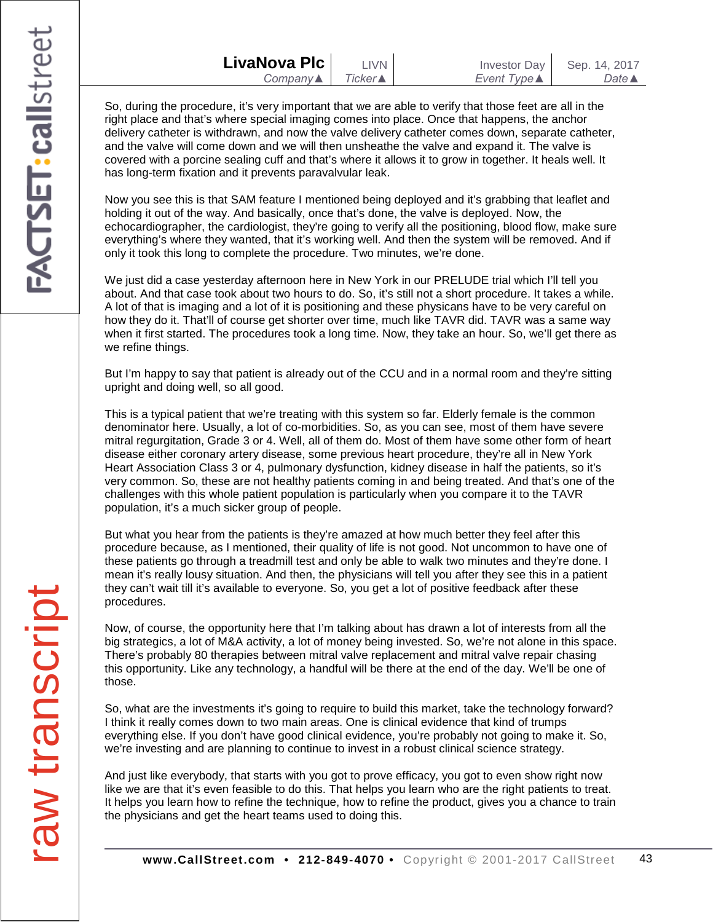So, during the procedure, it's very important that we are able to verify that those feet are all in the right place and that's where special imaging comes into place. Once that happens, the anchor delivery catheter is withdrawn, and now the valve delivery catheter comes down, separate catheter, and the valve will come down and we will then unsheathe the valve and expand it. The valve is covered with a porcine sealing cuff and that's where it allows it to grow in together. It heals well. It has long-term fixation and it prevents paravalvular leak.

Now you see this is that SAM feature I mentioned being deployed and it's grabbing that leaflet and holding it out of the way. And basically, once that's done, the valve is deployed. Now, the echocardiographer, the cardiologist, they're going to verify all the positioning, blood flow, make sure everything's where they wanted, that it's working well. And then the system will be removed. And if only it took this long to complete the procedure. Two minutes, we're done.

We just did a case yesterday afternoon here in New York in our PRELUDE trial which I'll tell you about. And that case took about two hours to do. So, it's still not a short procedure. It takes a while. A lot of that is imaging and a lot of it is positioning and these physicans have to be very careful on how they do it. That'll of course get shorter over time, much like TAVR did. TAVR was a same way when it first started. The procedures took a long time. Now, they take an hour. So, we'll get there as we refine things.

But I'm happy to say that patient is already out of the CCU and in a normal room and they're sitting upright and doing well, so all good.

This is a typical patient that we're treating with this system so far. Elderly female is the common denominator here. Usually, a lot of co-morbidities. So, as you can see, most of them have severe mitral regurgitation, Grade 3 or 4. Well, all of them do. Most of them have some other form of heart disease either coronary artery disease, some previous heart procedure, they're all in New York Heart Association Class 3 or 4, pulmonary dysfunction, kidney disease in half the patients, so it's very common. So, these are not healthy patients coming in and being treated. And that's one of the challenges with this whole patient population is particularly when you compare it to the TAVR population, it's a much sicker group of people.

But what you hear from the patients is they're amazed at how much better they feel after this procedure because, as I mentioned, their quality of life is not good. Not uncommon to have one of these patients go through a treadmill test and only be able to walk two minutes and they're done. I mean it's really lousy situation. And then, the physicians will tell you after they see this in a patient they can't wait till it's available to everyone. So, you get a lot of positive feedback after these procedures.

Now, of course, the opportunity here that I'm talking about has drawn a lot of interests from all the big strategics, a lot of M&A activity, a lot of money being invested. So, we're not alone in this space. There's probably 80 therapies between mitral valve replacement and mitral valve repair chasing this opportunity. Like any technology, a handful will be there at the end of the day. We'll be one of those.

So, what are the investments it's going to require to build this market, take the technology forward? I think it really comes down to two main areas. One is clinical evidence that kind of trumps everything else. If you don't have good clinical evidence, you're probably not going to make it. So, we're investing and are planning to continue to invest in a robust clinical science strategy.

And just like everybody, that starts with you got to prove efficacy, you got to even show right now like we are that it's even feasible to do this. That helps you learn who are the right patients to treat. It helps you learn how to refine the technique, how to refine the product, gives you a chance to train the physicians and get the heart teams used to doing this.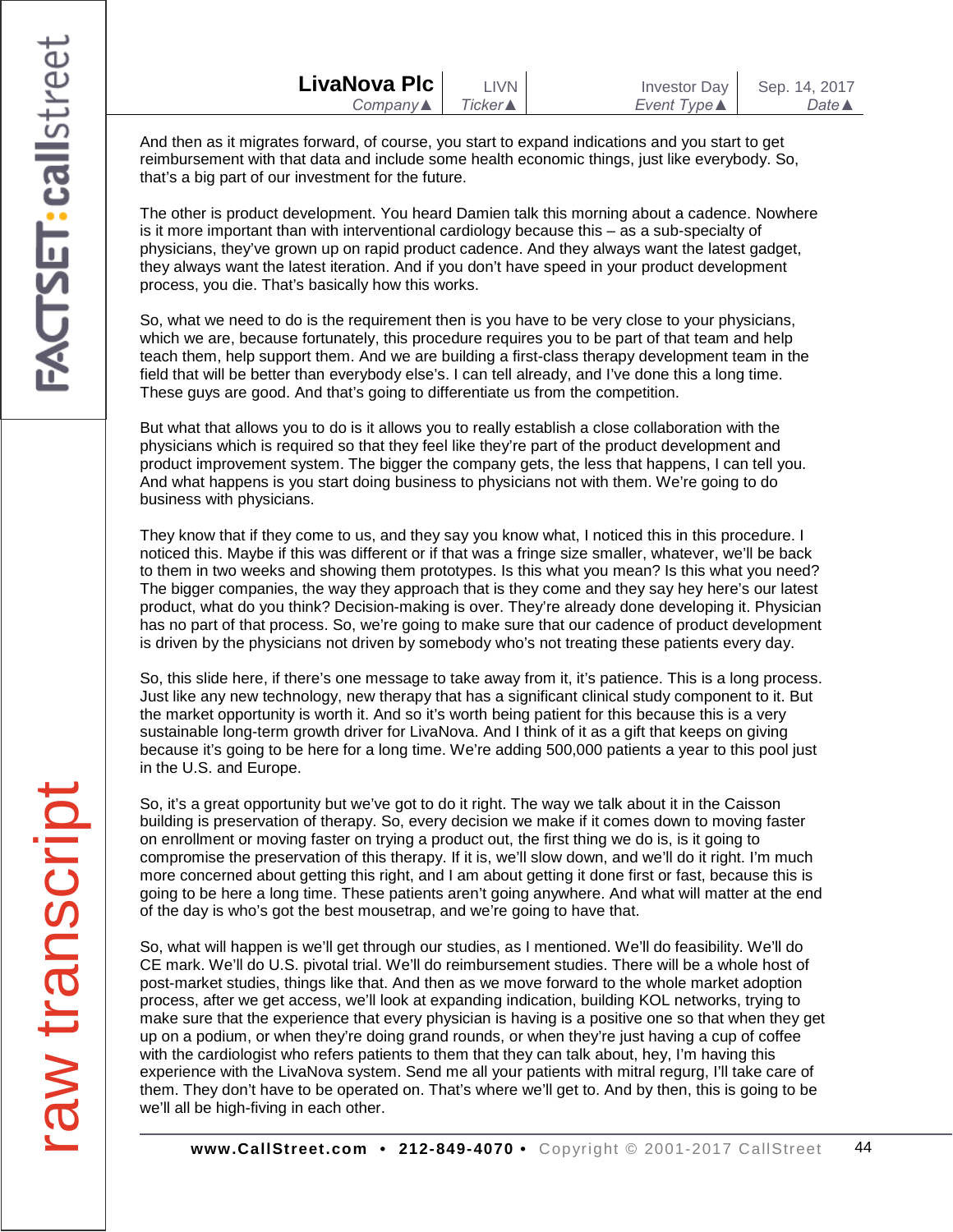And then as it migrates forward, of course, you start to expand indications and you start to get reimbursement with that data and include some health economic things, just like everybody. So, that's a big part of our investment for the future.

The other is product development. You heard Damien talk this morning about a cadence. Nowhere is it more important than with interventional cardiology because this – as a sub-specialty of physicians, they've grown up on rapid product cadence. And they always want the latest gadget, they always want the latest iteration. And if you don't have speed in your product development process, you die. That's basically how this works.

So, what we need to do is the requirement then is you have to be very close to your physicians, which we are, because fortunately, this procedure requires you to be part of that team and help teach them, help support them. And we are building a first-class therapy development team in the field that will be better than everybody else's. I can tell already, and I've done this a long time. These guys are good. And that's going to differentiate us from the competition.

But what that allows you to do is it allows you to really establish a close collaboration with the physicians which is required so that they feel like they're part of the product development and product improvement system. The bigger the company gets, the less that happens, I can tell you. And what happens is you start doing business to physicians not with them. We're going to do business with physicians.

They know that if they come to us, and they say you know what, I noticed this in this procedure. I noticed this. Maybe if this was different or if that was a fringe size smaller, whatever, we'll be back to them in two weeks and showing them prototypes. Is this what you mean? Is this what you need? The bigger companies, the way they approach that is they come and they say hey here's our latest product, what do you think? Decision-making is over. They're already done developing it. Physician has no part of that process. So, we're going to make sure that our cadence of product development is driven by the physicians not driven by somebody who's not treating these patients every day.

So, this slide here, if there's one message to take away from it, it's patience. This is a long process. Just like any new technology, new therapy that has a significant clinical study component to it. But the market opportunity is worth it. And so it's worth being patient for this because this is a very sustainable long-term growth driver for LivaNova. And I think of it as a gift that keeps on giving because it's going to be here for a long time. We're adding 500,000 patients a year to this pool just in the U.S. and Europe.

So, it's a great opportunity but we've got to do it right. The way we talk about it in the Caisson building is preservation of therapy. So, every decision we make if it comes down to moving faster on enrollment or moving faster on trying a product out, the first thing we do is, is it going to compromise the preservation of this therapy. If it is, we'll slow down, and we'll do it right. I'm much more concerned about getting this right, and I am about getting it done first or fast, because this is going to be here a long time. These patients aren't going anywhere. And what will matter at the end of the day is who's got the best mousetrap, and we're going to have that.

So, what will happen is we'll get through our studies, as I mentioned. We'll do feasibility. We'll do CE mark. We'll do U.S. pivotal trial. We'll do reimbursement studies. There will be a whole host of post-market studies, things like that. And then as we move forward to the whole market adoption process, after we get access, we'll look at expanding indication, building KOL networks, trying to make sure that the experience that every physician is having is a positive one so that when they get up on a podium, or when they're doing grand rounds, or when they're just having a cup of coffee with the cardiologist who refers patients to them that they can talk about, hey, I'm having this experience with the LivaNova system. Send me all your patients with mitral regurg, I'll take care of them. They don't have to be operated on. That's where we'll get to. And by then, this is going to be we'll all be high-fiving in each other.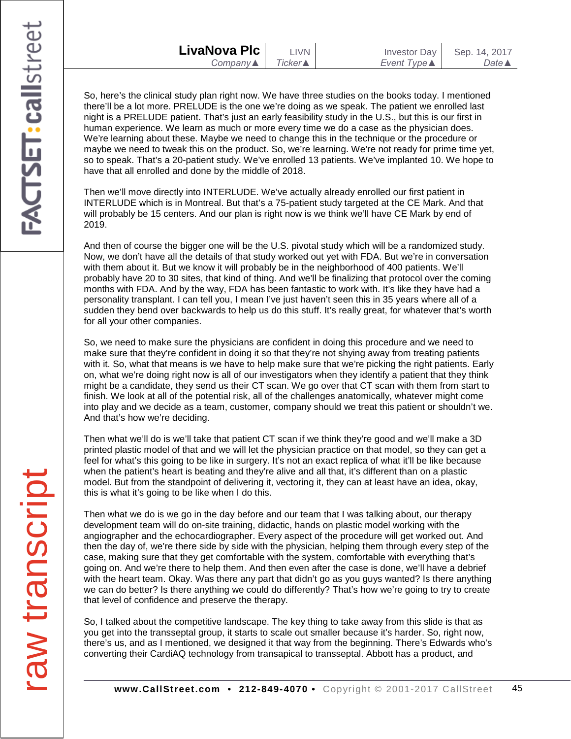So, here's the clinical study plan right now. We have three studies on the books today. I mentioned there'll be a lot more. PRELUDE is the one we're doing as we speak. The patient we enrolled last night is a PRELUDE patient. That's just an early feasibility study in the U.S., but this is our first in human experience. We learn as much or more every time we do a case as the physician does. We're learning about these. Maybe we need to change this in the technique or the procedure or maybe we need to tweak this on the product. So, we're learning. We're not ready for prime time yet, so to speak. That's a 20-patient study. We've enrolled 13 patients. We've implanted 10. We hope to have that all enrolled and done by the middle of 2018.

Then we'll move directly into INTERLUDE. We've actually already enrolled our first patient in INTERLUDE which is in Montreal. But that's a 75-patient study targeted at the CE Mark. And that will probably be 15 centers. And our plan is right now is we think we'll have CE Mark by end of 2019.

And then of course the bigger one will be the U.S. pivotal study which will be a randomized study. Now, we don't have all the details of that study worked out yet with FDA. But we're in conversation with them about it. But we know it will probably be in the neighborhood of 400 patients. We'll probably have 20 to 30 sites, that kind of thing. And we'll be finalizing that protocol over the coming months with FDA. And by the way, FDA has been fantastic to work with. It's like they have had a personality transplant. I can tell you, I mean I've just haven't seen this in 35 years where all of a sudden they bend over backwards to help us do this stuff. It's really great, for whatever that's worth for all your other companies.

So, we need to make sure the physicians are confident in doing this procedure and we need to make sure that they're confident in doing it so that they're not shying away from treating patients with it. So, what that means is we have to help make sure that we're picking the right patients. Early on, what we're doing right now is all of our investigators when they identify a patient that they think might be a candidate, they send us their CT scan. We go over that CT scan with them from start to finish. We look at all of the potential risk, all of the challenges anatomically, whatever might come into play and we decide as a team, customer, company should we treat this patient or shouldn't we. And that's how we're deciding.

Then what we'll do is we'll take that patient CT scan if we think they're good and we'll make a 3D printed plastic model of that and we will let the physician practice on that model, so they can get a feel for what's this going to be like in surgery. It's not an exact replica of what it'll be like because when the patient's heart is beating and they're alive and all that, it's different than on a plastic model. But from the standpoint of delivering it, vectoring it, they can at least have an idea, okay, this is what it's going to be like when I do this.

Then what we do is we go in the day before and our team that I was talking about, our therapy development team will do on-site training, didactic, hands on plastic model working with the angiographer and the echocardiographer. Every aspect of the procedure will get worked out. And then the day of, we're there side by side with the physician, helping them through every step of the case, making sure that they get comfortable with the system, comfortable with everything that's going on. And we're there to help them. And then even after the case is done, we'll have a debrief with the heart team. Okay. Was there any part that didn't go as you guys wanted? Is there anything we can do better? Is there anything we could do differently? That's how we're going to try to create that level of confidence and preserve the therapy.

So, I talked about the competitive landscape. The key thing to take away from this slide is that as you get into the transseptal group, it starts to scale out smaller because it's harder. So, right now, there's us, and as I mentioned, we designed it that way from the beginning. There's Edwards who's converting their CardiAQ technology from transapical to transseptal. Abbott has a product, and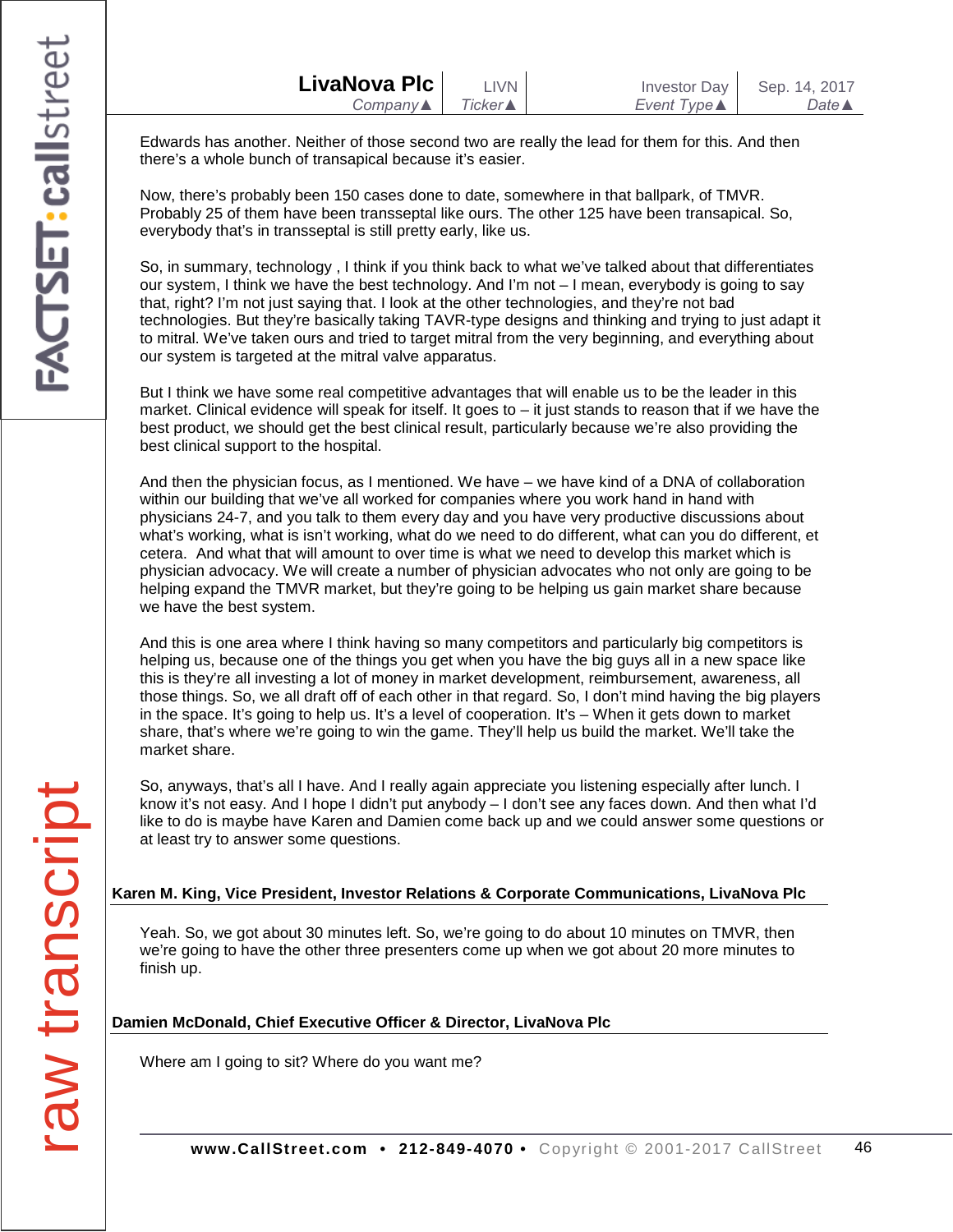Edwards has another. Neither of those second two are really the lead for them for this. And then there's a whole bunch of transapical because it's easier.

Now, there's probably been 150 cases done to date, somewhere in that ballpark, of TMVR. Probably 25 of them have been transseptal like ours. The other 125 have been transapical. So, everybody that's in transseptal is still pretty early, like us.

So, in summary, technology , I think if you think back to what we've talked about that differentiates our system, I think we have the best technology. And I'm not – I mean, everybody is going to say that, right? I'm not just saying that. I look at the other technologies, and they're not bad technologies. But they're basically taking TAVR-type designs and thinking and trying to just adapt it to mitral. We've taken ours and tried to target mitral from the very beginning, and everything about our system is targeted at the mitral valve apparatus.

But I think we have some real competitive advantages that will enable us to be the leader in this market. Clinical evidence will speak for itself. It goes to – it just stands to reason that if we have the best product, we should get the best clinical result, particularly because we're also providing the best clinical support to the hospital.

And then the physician focus, as I mentioned. We have – we have kind of a DNA of collaboration within our building that we've all worked for companies where you work hand in hand with physicians 24-7, and you talk to them every day and you have very productive discussions about what's working, what is isn't working, what do we need to do different, what can you do different, et cetera. And what that will amount to over time is what we need to develop this market which is physician advocacy. We will create a number of physician advocates who not only are going to be helping expand the TMVR market, but they're going to be helping us gain market share because we have the best system.

And this is one area where I think having so many competitors and particularly big competitors is helping us, because one of the things you get when you have the big guys all in a new space like this is they're all investing a lot of money in market development, reimbursement, awareness, all those things. So, we all draft off of each other in that regard. So, I don't mind having the big players in the space. It's going to help us. It's a level of cooperation. It's – When it gets down to market share, that's where we're going to win the game. They'll help us build the market. We'll take the market share.

So, anyways, that's all I have. And I really again appreciate you listening especially after lunch. I know it's not easy. And I hope I didn't put anybody – I don't see any faces down. And then what I'd like to do is maybe have Karen and Damien come back up and we could answer some questions or at least try to answer some questions.

**Karen M. King, Vice President, Investor Relations & Corporate Communications, LivaNova Plc**

Yeah. So, we got about 30 minutes left. So, we're going to do about 10 minutes on TMVR, then we're going to have the other three presenters come up when we got about 20 more minutes to finish up.

**Damien McDonald, Chief Executive Officer & Director, LivaNova Plc**

Where am I going to sit? Where do you want me?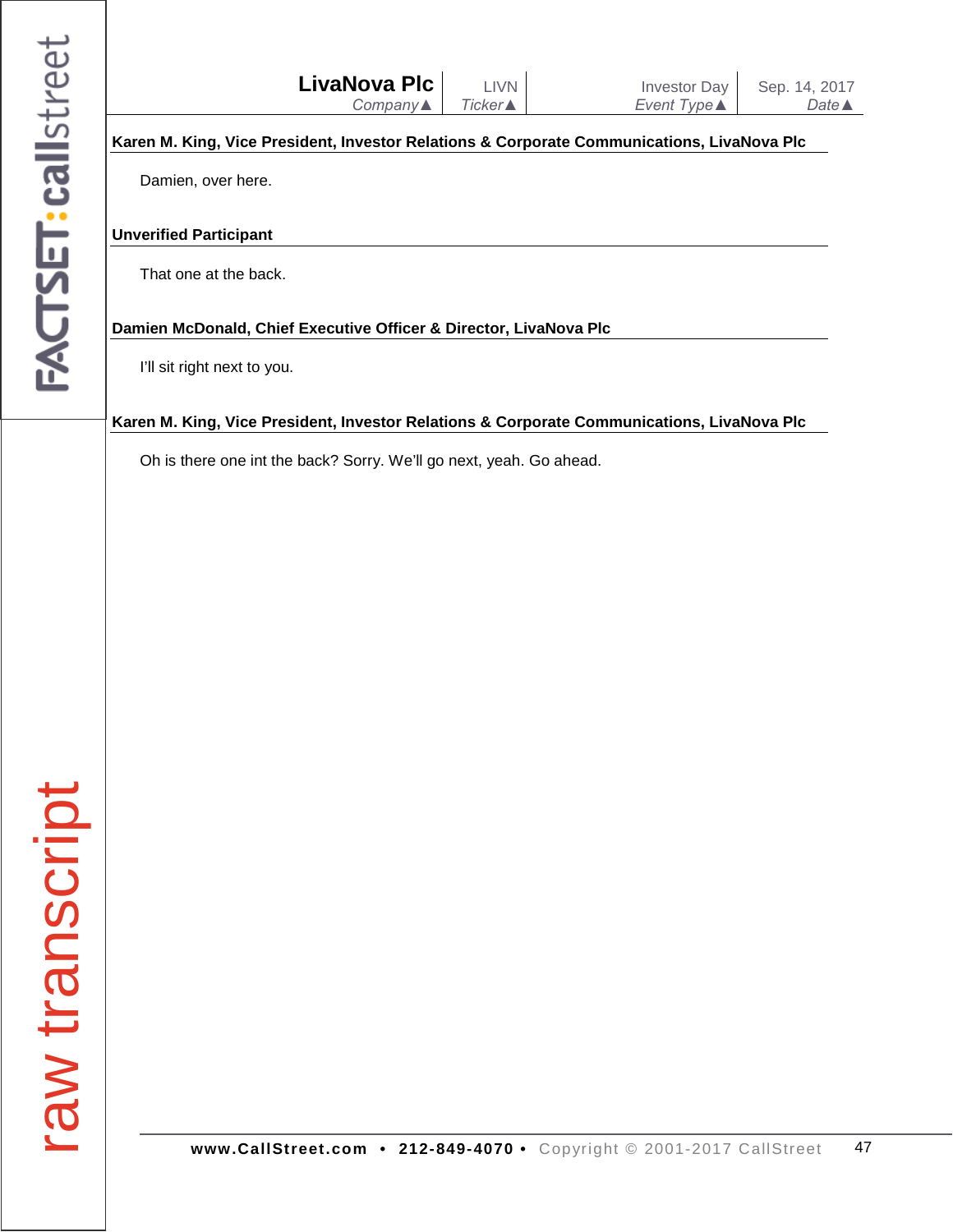**Karen M. King, Vice President, Investor Relations & Corporate Communications, LivaNova Plc**

Damien, over here.

**Unverified Participant**

That one at the back.

**Damien McDonald, Chief Executive Officer & Director, LivaNova Plc**

I'll sit right next to you.

**Karen M. King, Vice President, Investor Relations & Corporate Communications, LivaNova Plc**

Oh is there one int the back? Sorry. We'll go next, yeah. Go ahead.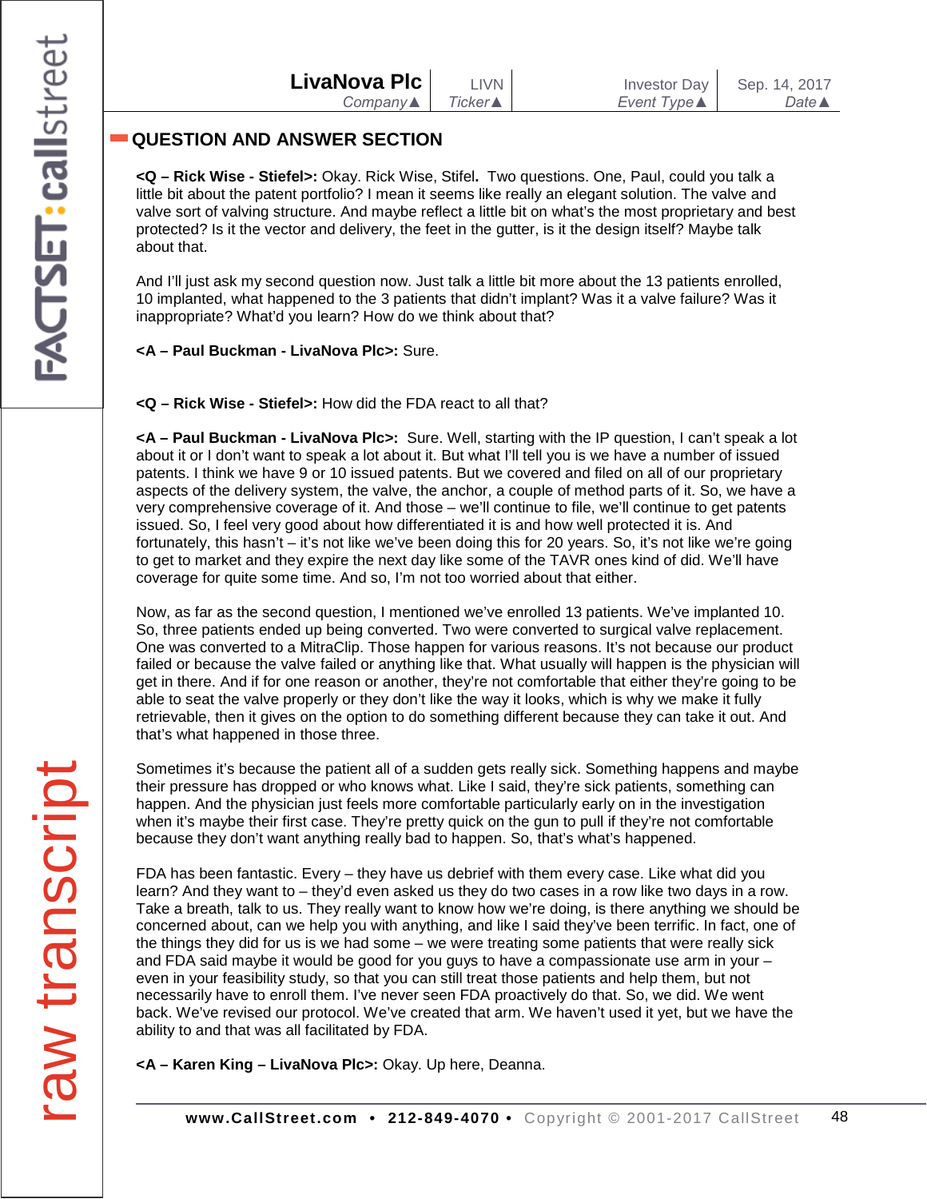## QUESTION AND ANSWER SECTION

**<Q – Rick Wise - Stiefel>:** Okay. Rick Wise, Stifel**.** Two questions. One, Paul, could you talk a little bit about the patent portfolio? I mean it seems like really an elegant solution. The valve and valve sort of valving structure. And maybe reflect a little bit on what's the most proprietary and best protected? Is it the vector and delivery, the feet in the gutter, is it the design itself? Maybe talk about that.

And I'll just ask my second question now. Just talk a little bit more about the 13 patients enrolled, 10 implanted, what happened to the 3 patients that didn't implant? Was it a valve failure? Was it inappropriate? What'd you learn? How do we think about that?

**<A – Paul Buckman - LivaNova Plc>:** Sure.

**<Q – Rick Wise - Stiefel>:** How did the FDA react to all that?

**<A – Paul Buckman - LivaNova Plc>:** Sure. Well, starting with the IP question, I can't speak a lot about it or I don't want to speak a lot about it. But what I'll tell you is we have a number of issued patents. I think we have 9 or 10 issued patents. But we covered and filed on all of our proprietary aspects of the delivery system, the valve, the anchor, a couple of method parts of it. So, we have a very comprehensive coverage of it. And those – we'll continue to file, we'll continue to get patents issued. So, I feel very good about how differentiated it is and how well protected it is. And fortunately, this hasn't – it's not like we've been doing this for 20 years. So, it's not like we're going to get to market and they expire the next day like some of the TAVR ones kind of did. We'll have coverage for quite some time. And so, I'm not too worried about that either.

Now, as far as the second question, I mentioned we've enrolled 13 patients. We've implanted 10. So, three patients ended up being converted. Two were converted to surgical valve replacement. One was converted to a MitraClip. Those happen for various reasons. It's not because our product failed or because the valve failed or anything like that. What usually will happen is the physician will get in there. And if for one reason or another, they're not comfortable that either they're going to be able to seat the valve properly or they don't like the way it looks, which is why we make it fully retrievable, then it gives on the option to do something different because they can take it out. And that's what happened in those three.

Sometimes it's because the patient all of a sudden gets really sick. Something happens and maybe their pressure has dropped or who knows what. Like I said, they're sick patients, something can happen. And the physician just feels more comfortable particularly early on in the investigation when it's maybe their first case. They're pretty quick on the gun to pull if they're not comfortable because they don't want anything really bad to happen. So, that's what's happened.

FDA has been fantastic. Every – they have us debrief with them every case. Like what did you learn? And they want to – they'd even asked us they do two cases in a row like two days in a row. Take a breath, talk to us. They really want to know how we're doing, is there anything we should be concerned about, can we help you with anything, and like I said they've been terrific. In fact, one of the things they did for us is we had some – we were treating some patients that were really sick and FDA said maybe it would be good for you guys to have a compassionate use arm in your – even in your feasibility study, so that you can still treat those patients and help them, but not necessarily have to enroll them. I've never seen FDA proactively do that. So, we did. We went back. We've revised our protocol. We've created that arm. We haven't used it yet, but we have the ability to and that was all facilitated by FDA.

**<A – Karen King – LivaNova Plc>:** Okay. Up here, Deanna.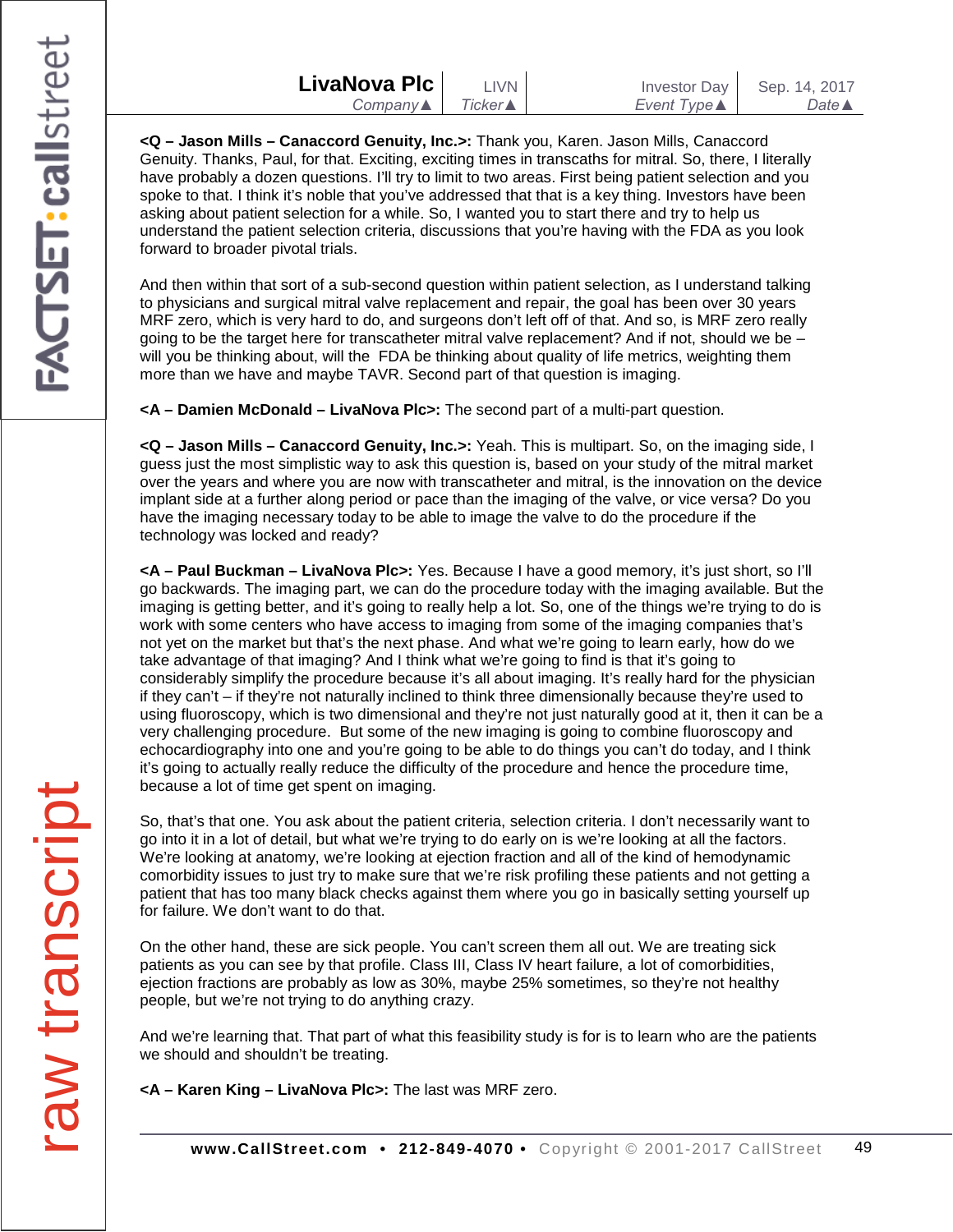**<Q – Jason Mills – Canaccord Genuity, Inc.>:** Thank you, Karen. Jason Mills, Canaccord Genuity. Thanks, Paul, for that. Exciting, exciting times in transcaths for mitral. So, there, I literally have probably a dozen questions. I'll try to limit to two areas. First being patient selection and you spoke to that. I think it's noble that you've addressed that that is a key thing. Investors have been asking about patient selection for a while. So, I wanted you to start there and try to help us understand the patient selection criteria, discussions that you're having with the FDA as you look forward to broader pivotal trials.

And then within that sort of a sub-second question within patient selection, as I understand talking to physicians and surgical mitral valve replacement and repair, the goal has been over 30 years MRF zero, which is very hard to do, and surgeons don't left off of that. And so, is MRF zero really going to be the target here for transcatheter mitral valve replacement? And if not, should we be – will you be thinking about, will the FDA be thinking about quality of life metrics, weighting them more than we have and maybe TAVR. Second part of that question is imaging.

**<A – Damien McDonald – LivaNova Plc>:** The second part of a multi-part question.

**<Q – Jason Mills – Canaccord Genuity, Inc.>:** Yeah. This is multipart. So, on the imaging side, I guess just the most simplistic way to ask this question is, based on your study of the mitral market over the years and where you are now with transcatheter and mitral, is the innovation on the device implant side at a further along period or pace than the imaging of the valve, or vice versa? Do you have the imaging necessary today to be able to image the valve to do the procedure if the technology was locked and ready?

**<A – Paul Buckman – LivaNova Plc>:** Yes. Because I have a good memory, it's just short, so I'll go backwards. The imaging part, we can do the procedure today with the imaging available. But the imaging is getting better, and it's going to really help a lot. So, one of the things we're trying to do is work with some centers who have access to imaging from some of the imaging companies that's not yet on the market but that's the next phase. And what we're going to learn early, how do we take advantage of that imaging? And I think what we're going to find is that it's going to considerably simplify the procedure because it's all about imaging. It's really hard for the physician if they can't – if they're not naturally inclined to think three dimensionally because they're used to using fluoroscopy, which is two dimensional and they're not just naturally good at it, then it can be a very challenging procedure. But some of the new imaging is going to combine fluoroscopy and echocardiography into one and you're going to be able to do things you can't do today, and I think it's going to actually really reduce the difficulty of the procedure and hence the procedure time, because a lot of time get spent on imaging.

So, that's that one. You ask about the patient criteria, selection criteria. I don't necessarily want to go into it in a lot of detail, but what we're trying to do early on is we're looking at all the factors. We're looking at anatomy, we're looking at ejection fraction and all of the kind of hemodynamic comorbidity issues to just try to make sure that we're risk profiling these patients and not getting a patient that has too many black checks against them where you go in basically setting yourself up for failure. We don't want to do that.

On the other hand, these are sick people. You can't screen them all out. We are treating sick patients as you can see by that profile. Class III, Class IV heart failure, a lot of comorbidities, ejection fractions are probably as low as 30%, maybe 25% sometimes, so they're not healthy people, but we're not trying to do anything crazy.

And we're learning that. That part of what this feasibility study is for is to learn who are the patients we should and shouldn't be treating.

**<A – Karen King – LivaNova Plc>:** The last was MRF zero.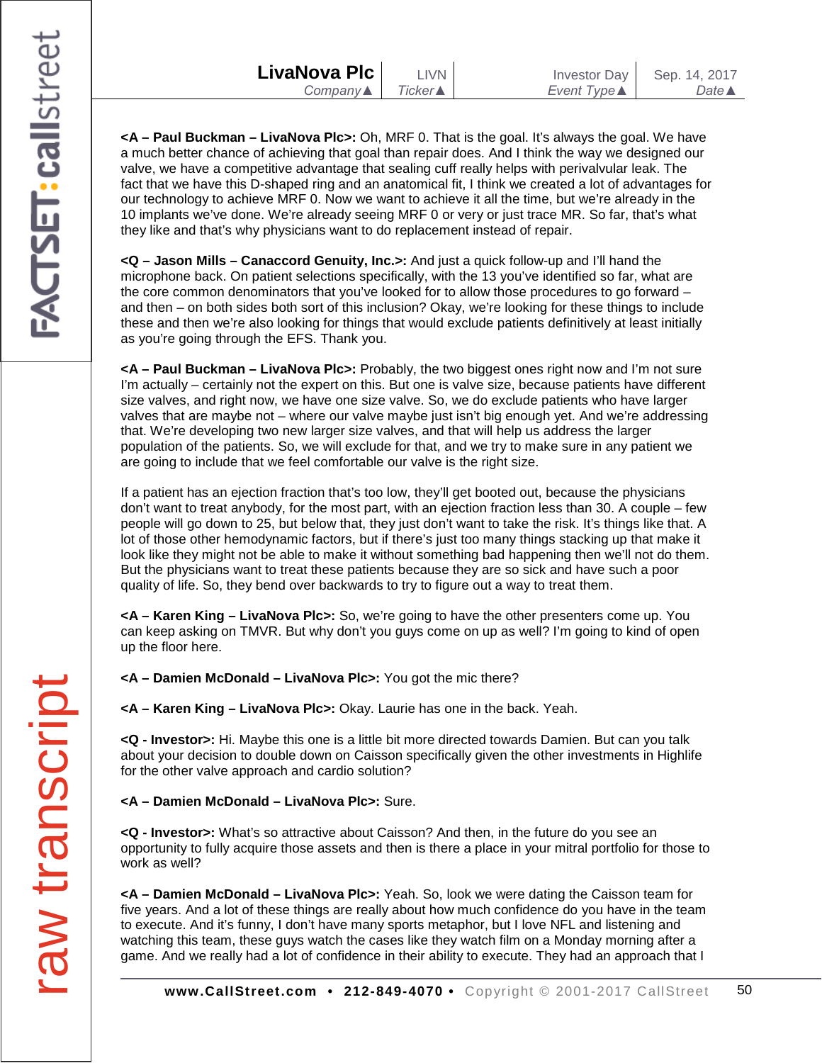**<A – Paul Buckman – LivaNova Plc>:** Oh, MRF 0. That is the goal. It's always the goal. We have a much better chance of achieving that goal than repair does. And I think the way we designed our valve, we have a competitive advantage that sealing cuff really helps with perivalvular leak. The fact that we have this D-shaped ring and an anatomical fit, I think we created a lot of advantages for our technology to achieve MRF 0. Now we want to achieve it all the time, but we're already in the 10 implants we've done. We're already seeing MRF 0 or very or just trace MR. So far, that's what they like and that's why physicians want to do replacement instead of repair.

**<Q – Jason Mills – Canaccord Genuity, Inc.>:** And just a quick follow-up and I'll hand the microphone back. On patient selections specifically, with the 13 you've identified so far, what are the core common denominators that you've looked for to allow those procedures to go forward – and then – on both sides both sort of this inclusion? Okay, we're looking for these things to include these and then we're also looking for things that would exclude patients definitively at least initially as you're going through the EFS. Thank you.

**<A – Paul Buckman – LivaNova Plc>:** Probably, the two biggest ones right now and I'm not sure I'm actually – certainly not the expert on this. But one is valve size, because patients have different size valves, and right now, we have one size valve. So, we do exclude patients who have larger valves that are maybe not – where our valve maybe just isn't big enough yet. And we're addressing that. We're developing two new larger size valves, and that will help us address the larger population of the patients. So, we will exclude for that, and we try to make sure in any patient we are going to include that we feel comfortable our valve is the right size.

If a patient has an ejection fraction that's too low, they'll get booted out, because the physicians don't want to treat anybody, for the most part, with an ejection fraction less than 30. A couple – few people will go down to 25, but below that, they just don't want to take the risk. It's things like that. A lot of those other hemodynamic factors, but if there's just too many things stacking up that make it look like they might not be able to make it without something bad happening then we'll not do them. But the physicians want to treat these patients because they are so sick and have such a poor quality of life. So, they bend over backwards to try to figure out a way to treat them.

**<A – Karen King – LivaNova Plc>:** So, we're going to have the other presenters come up. You can keep asking on TMVR. But why don't you guys come on up as well? I'm going to kind of open up the floor here.

**<A – Damien McDonald – LivaNova Plc>:** You got the mic there?

**<A – Karen King – LivaNova Plc>:** Okay. Laurie has one in the back. Yeah.

**<Q - Investor>:** Hi. Maybe this one is a little bit more directed towards Damien. But can you talk about your decision to double down on Caisson specifically given the other investments in Highlife for the other valve approach and cardio solution?

**<A – Damien McDonald – LivaNova Plc>:** Sure.

**<Q - Investor>:** What's so attractive about Caisson? And then, in the future do you see an opportunity to fully acquire those assets and then is there a place in your mitral portfolio for those to work as well?

**<A – Damien McDonald – LivaNova Plc>:** Yeah. So, look we were dating the Caisson team for five years. And a lot of these things are really about how much confidence do you have in the team to execute. And it's funny, I don't have many sports metaphor, but I love NFL and listening and watching this team, these guys watch the cases like they watch film on a Monday morning after a game. And we really had a lot of confidence in their ability to execute. They had an approach that I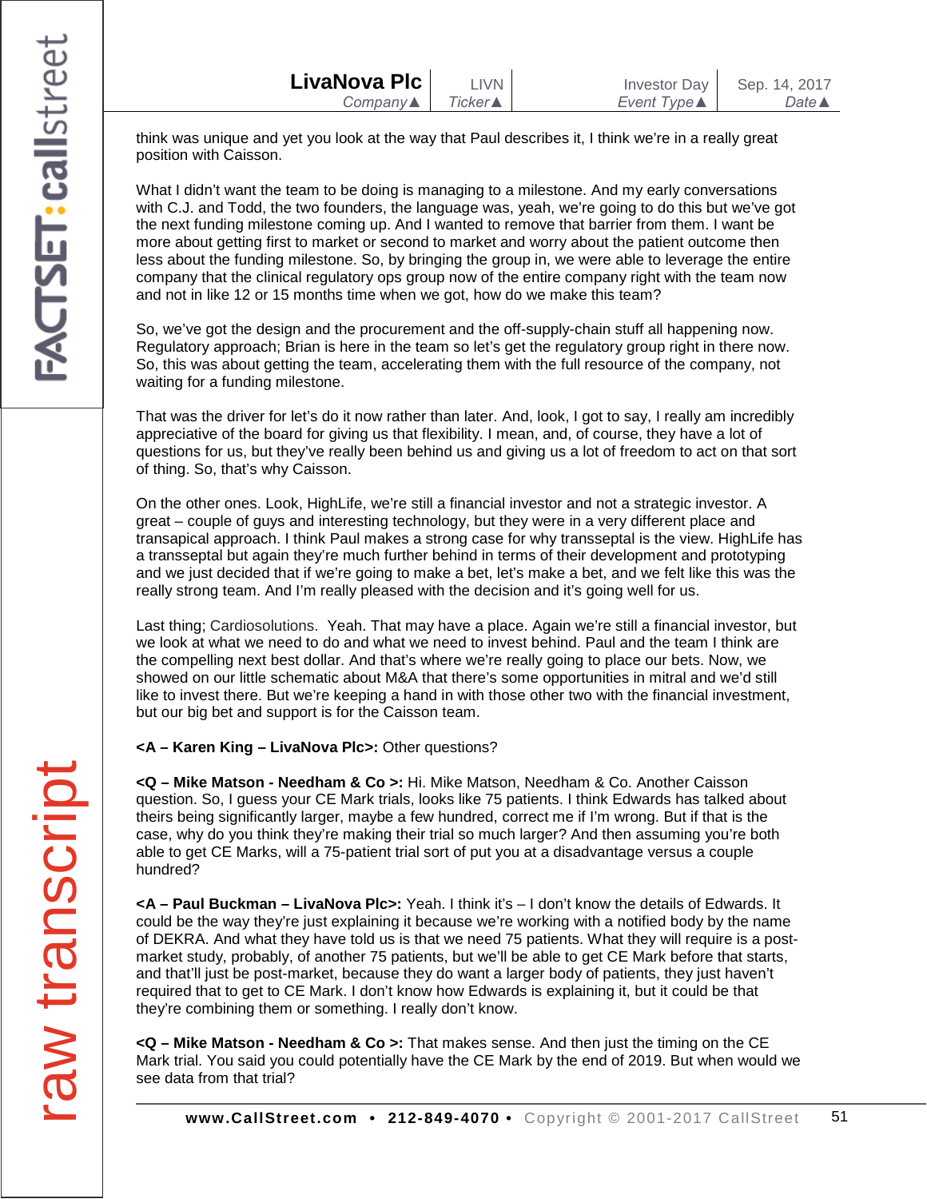think was unique and yet you look at the way that Paul describes it, I think we're in a really great position with Caisson.

What I didn't want the team to be doing is managing to a milestone. And my early conversations with C.J. and Todd, the two founders, the language was, yeah, we're going to do this but we've got the next funding milestone coming up. And I wanted to remove that barrier from them. I want be more about getting first to market or second to market and worry about the patient outcome then less about the funding milestone. So, by bringing the group in, we were able to leverage the entire company that the clinical regulatory ops group now of the entire company right with the team now and not in like 12 or 15 months time when we got, how do we make this team?

So, we've got the design and the procurement and the off-supply-chain stuff all happening now. Regulatory approach; Brian is here in the team so let's get the regulatory group right in there now. So, this was about getting the team, accelerating them with the full resource of the company, not waiting for a funding milestone.

That was the driver for let's do it now rather than later. And, look, I got to say, I really am incredibly appreciative of the board for giving us that flexibility. I mean, and, of course, they have a lot of questions for us, but they've really been behind us and giving us a lot of freedom to act on that sort of thing. So, that's why Caisson.

On the other ones. Look, HighLife, we're still a financial investor and not a strategic investor. A great – couple of guys and interesting technology, but they were in a very different place and transapical approach. I think Paul makes a strong case for why transseptal is the view. HighLife has a transseptal but again they're much further behind in terms of their development and prototyping and we just decided that if we're going to make a bet, let's make a bet, and we felt like this was the really strong team. And I'm really pleased with the decision and it's going well for us.

Last thing; Cardiosolutions. Yeah. That may have a place. Again we're still a financial investor, but we look at what we need to do and what we need to invest behind. Paul and the team I think are the compelling next best dollar. And that's where we're really going to place our bets. Now, we showed on our little schematic about M&A that there's some opportunities in mitral and we'd still like to invest there. But we're keeping a hand in with those other two with the financial investment, but our big bet and support is for the Caisson team.

**<A – Karen King – LivaNova Plc>:** Other questions?

**<Q – Mike Matson - Needham & Co >:** Hi. Mike Matson, Needham & Co. Another Caisson question. So, I guess your CE Mark trials, looks like 75 patients. I think Edwards has talked about theirs being significantly larger, maybe a few hundred, correct me if I'm wrong. But if that is the case, why do you think they're making their trial so much larger? And then assuming you're both able to get CE Marks, will a 75-patient trial sort of put you at a disadvantage versus a couple hundred?

**<A – Paul Buckman – LivaNova Plc>:** Yeah. I think it's – I don't know the details of Edwards. It could be the way they're just explaining it because we're working with a notified body by the name of DEKRA. And what they have told us is that we need 75 patients. What they will require is a post-market study, probably, of another 75 patients, but we'll be able to get CE Mark before that starts, and that'll just be post-market, because they do want a larger body of patients, they just haven't required that to get to CE Mark. I don't know how Edwards is explaining it, but it could be that they're combining them or something. I really don't know.

**<Q – Mike Matson - Needham & Co >:** That makes sense. And then just the timing on the CE Mark trial. You said you could potentially have the CE Mark by the end of 2019. But when would we see data from that trial?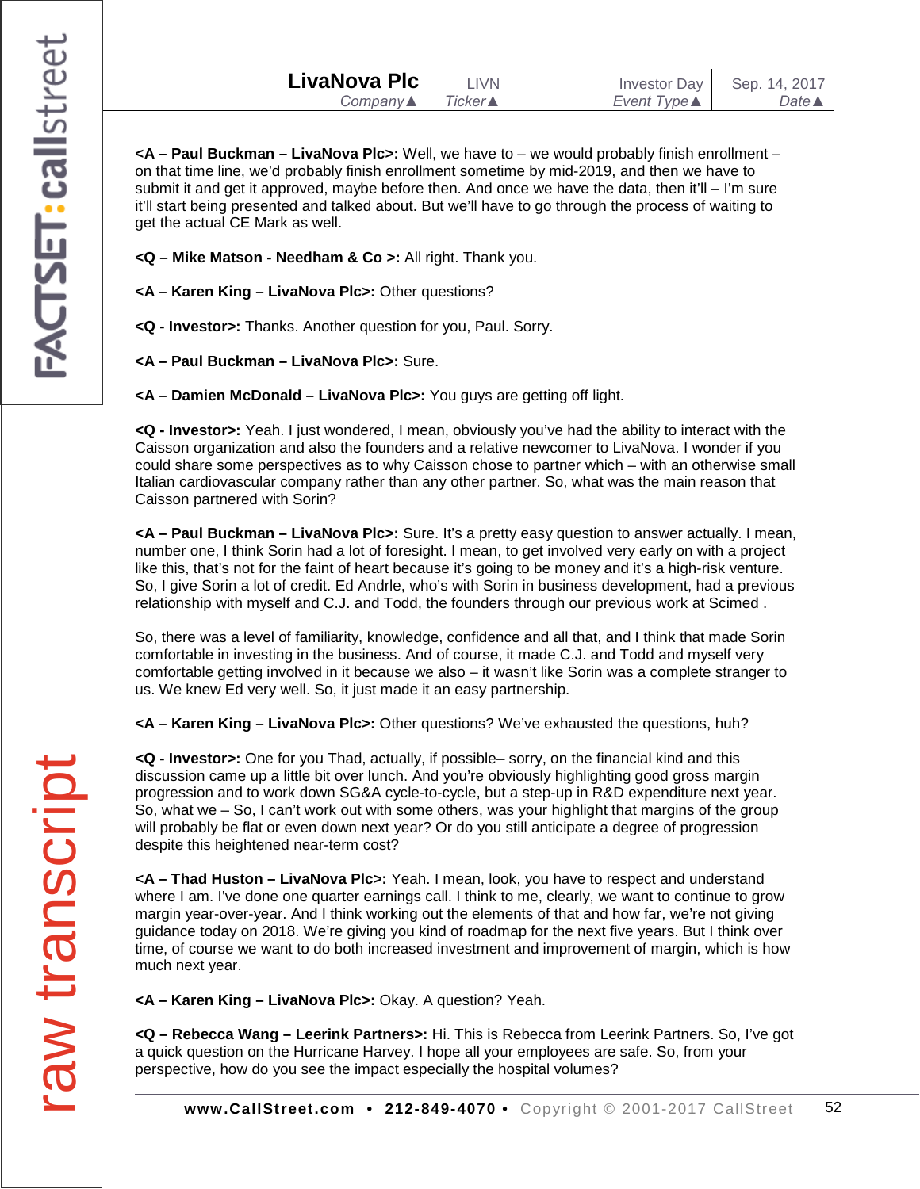**<A – Paul Buckman – LivaNova Plc>:** Well, we have to – we would probably finish enrollment – on that time line, we'd probably finish enrollment sometime by mid-2019, and then we have to submit it and get it approved, maybe before then. And once we have the data, then it'll – I'm sure it'll start being presented and talked about. But we'll have to go through the process of waiting to get the actual CE Mark as well.

**<Q – Mike Matson - Needham & Co >:** All right. Thank you.

**<A – Karen King – LivaNova Plc>:** Other questions?

**<Q - Investor>:** Thanks. Another question for you, Paul. Sorry.

**<A – Paul Buckman – LivaNova Plc>:** Sure.

**<A – Damien McDonald – LivaNova Plc>:** You guys are getting off light.

**<Q - Investor>:** Yeah. I just wondered, I mean, obviously you've had the ability to interact with the Caisson organization and also the founders and a relative newcomer to LivaNova. I wonder if you could share some perspectives as to why Caisson chose to partner which – with an otherwise small Italian cardiovascular company rather than any other partner. So, what was the main reason that Caisson partnered with Sorin?

**<A – Paul Buckman – LivaNova Plc>:** Sure. It's a pretty easy question to answer actually. I mean, number one, I think Sorin had a lot of foresight. I mean, to get involved very early on with a project like this, that's not for the faint of heart because it's going to be money and it's a high-risk venture. So, I give Sorin a lot of credit. Ed Andrle, who's with Sorin in business development, had a previous relationship with myself and C.J. and Todd, the founders through our previous work at Scimed .

So, there was a level of familiarity, knowledge, confidence and all that, and I think that made Sorin comfortable in investing in the business. And of course, it made C.J. and Todd and myself very comfortable getting involved in it because we also – it wasn't like Sorin was a complete stranger to us. We knew Ed very well. So, it just made it an easy partnership.

**<A – Karen King – LivaNova Plc>:** Other questions? We've exhausted the questions, huh?

**<Q - Investor>:** One for you Thad, actually, if possible– sorry, on the financial kind and this discussion came up a little bit over lunch. And you're obviously highlighting good gross margin progression and to work down SG&A cycle-to-cycle, but a step-up in R&D expenditure next year. So, what we – So, I can't work out with some others, was your highlight that margins of the group will probably be flat or even down next year? Or do you still anticipate a degree of progression despite this heightened near-term cost?

**<A – Thad Huston – LivaNova Plc>:** Yeah. I mean, look, you have to respect and understand where I am. I've done one quarter earnings call. I think to me, clearly, we want to continue to grow margin year-over-year. And I think working out the elements of that and how far, we're not giving guidance today on 2018. We're giving you kind of roadmap for the next five years. But I think over time, of course we want to do both increased investment and improvement of margin, which is how much next year.

**<A – Karen King – LivaNova Plc>:** Okay. A question? Yeah.

**<Q – Rebecca Wang – Leerink Partners>:** Hi. This is Rebecca from Leerink Partners. So, I've got a quick question on the Hurricane Harvey. I hope all your employees are safe. So, from your perspective, how do you see the impact especially the hospital volumes?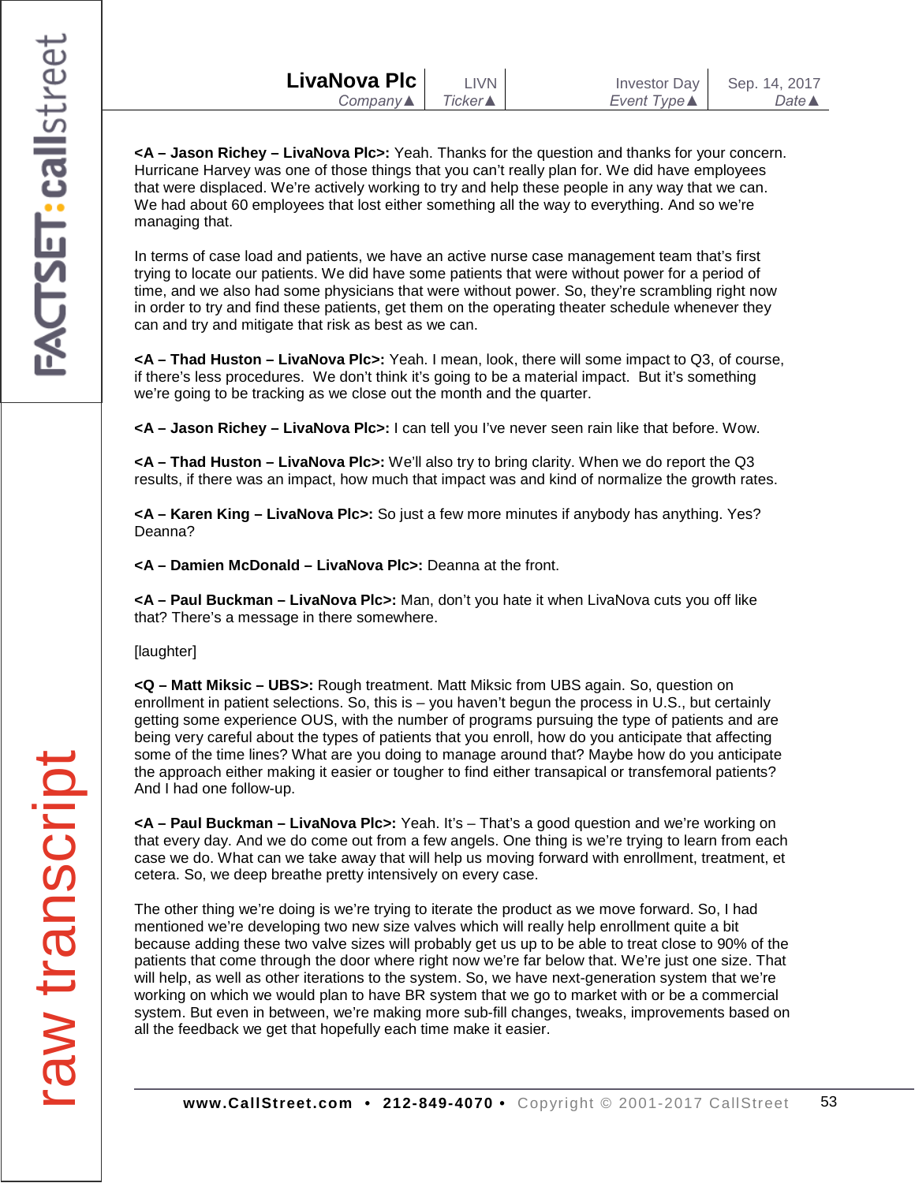**<A – Jason Richey – LivaNova Plc>:** Yeah. Thanks for the question and thanks for your concern. Hurricane Harvey was one of those things that you can't really plan for. We did have employees that were displaced. We're actively working to try and help these people in any way that we can. We had about 60 employees that lost either something all the way to everything. And so we're managing that.

In terms of case load and patients, we have an active nurse case management team that's first trying to locate our patients. We did have some patients that were without power for a period of time, and we also had some physicians that were without power. So, they're scrambling right now in order to try and find these patients, get them on the operating theater schedule whenever they can and try and mitigate that risk as best as we can.

**<A – Thad Huston – LivaNova Plc>:** Yeah. I mean, look, there will some impact to Q3, of course, if there's less procedures. We don't think it's going to be a material impact. But it's something we're going to be tracking as we close out the month and the quarter.

**<A – Jason Richey – LivaNova Plc>:** I can tell you I've never seen rain like that before. Wow.

**<A – Thad Huston – LivaNova Plc>:** We'll also try to bring clarity. When we do report the Q3 results, if there was an impact, how much that impact was and kind of normalize the growth rates.

**<A – Karen King – LivaNova Plc>:** So just a few more minutes if anybody has anything. Yes? Deanna?

**<A – Damien McDonald – LivaNova Plc>:** Deanna at the front.

**<A – Paul Buckman – LivaNova Plc>:** Man, don't you hate it when LivaNova cuts you off like that? There's a message in there somewhere.

[laughter]

**<Q – Matt Miksic – UBS>:** Rough treatment. Matt Miksic from UBS again. So, question on enrollment in patient selections. So, this is – you haven't begun the process in U.S., but certainly getting some experience OUS, with the number of programs pursuing the type of patients and are being very careful about the types of patients that you enroll, how do you anticipate that affecting some of the time lines? What are you doing to manage around that? Maybe how do you anticipate the approach either making it easier or tougher to find either transapical or transfemoral patients? And I had one follow-up.

**<A – Paul Buckman – LivaNova Plc>:** Yeah. It's – That's a good question and we're working on that every day. And we do come out from a few angels. One thing is we're trying to learn from each case we do. What can we take away that will help us moving forward with enrollment, treatment, et cetera. So, we deep breathe pretty intensively on every case.

The other thing we're doing is we're trying to iterate the product as we move forward. So, I had mentioned we're developing two new size valves which will really help enrollment quite a bit because adding these two valve sizes will probably get us up to be able to treat close to 90% of the patients that come through the door where right now we're far below that. We're just one size. That will help, as well as other iterations to the system. So, we have next-generation system that we're working on which we would plan to have BR system that we go to market with or be a commercial system. But even in between, we're making more sub-fill changes, tweaks, improvements based on all the feedback we get that hopefully each time make it easier.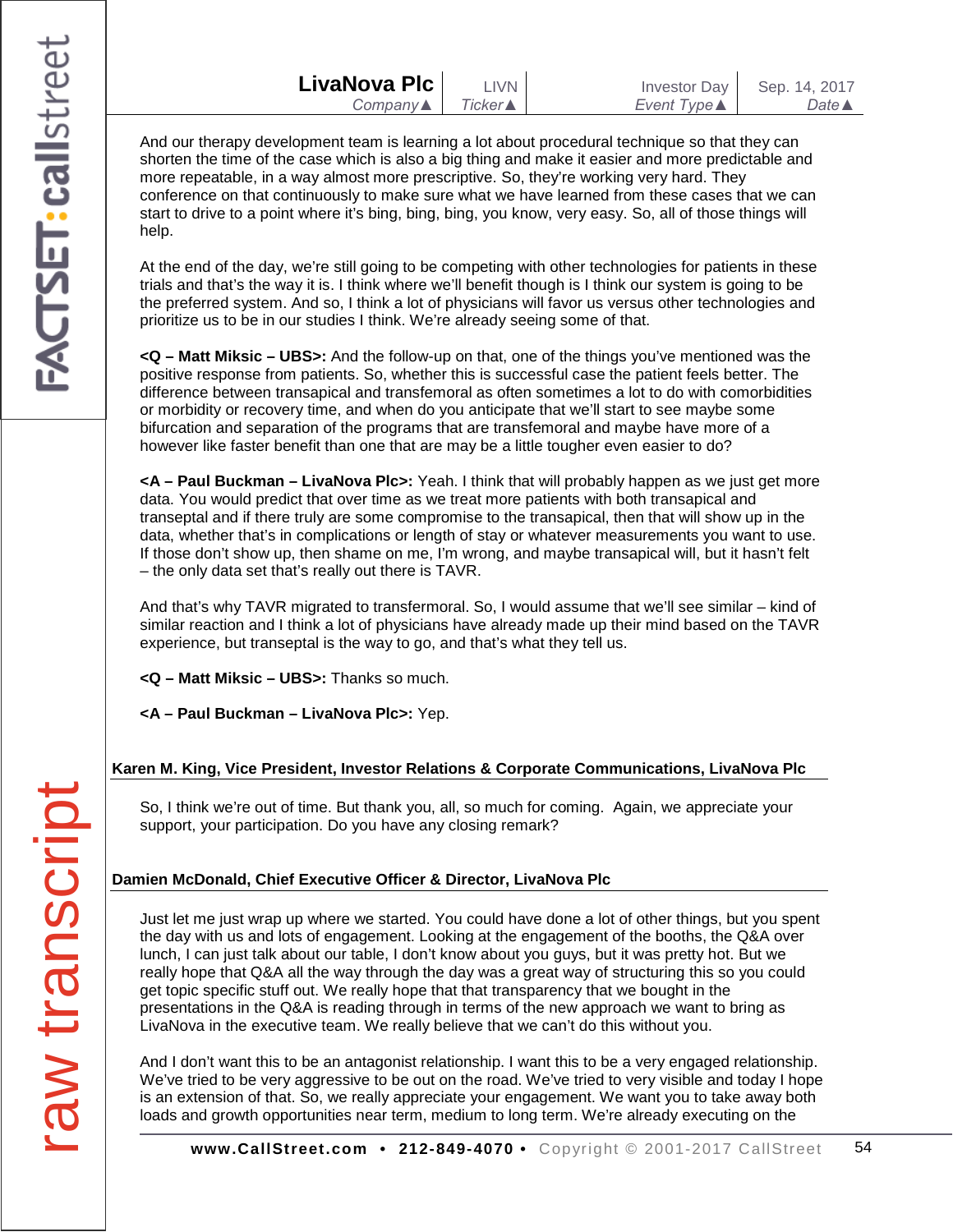And our therapy development team is learning a lot about procedural technique so that they can shorten the time of the case which is also a big thing and make it easier and more predictable and more repeatable, in a way almost more prescriptive. So, they're working very hard. They conference on that continuously to make sure what we have learned from these cases that we can start to drive to a point where it's bing, bing, bing, you know, very easy. So, all of those things will help.

At the end of the day, we're still going to be competing with other technologies for patients in these trials and that's the way it is. I think where we'll benefit though is I think our system is going to be the preferred system. And so, I think a lot of physicians will favor us versus other technologies and prioritize us to be in our studies I think. We're already seeing some of that.

**<Q – Matt Miksic – UBS>:** And the follow-up on that, one of the things you've mentioned was the positive response from patients. So, whether this is successful case the patient feels better. The difference between transapical and transfemoral as often sometimes a lot to do with comorbidities or morbidity or recovery time, and when do you anticipate that we'll start to see maybe some bifurcation and separation of the programs that are transfemoral and maybe have more of a however like faster benefit than one that are may be a little tougher even easier to do?

**<A – Paul Buckman – LivaNova Plc>:** Yeah. I think that will probably happen as we just get more data. You would predict that over time as we treat more patients with both transapical and transeptal and if there truly are some compromise to the transapical, then that will show up in the data, whether that's in complications or length of stay or whatever measurements you want to use. If those don't show up, then shame on me, I'm wrong, and maybe transapical will, but it hasn't felt – the only data set that's really out there is TAVR.

And that's why TAVR migrated to transfermoral. So, I would assume that we'll see similar – kind of similar reaction and I think a lot of physicians have already made up their mind based on the TAVR experience, but transeptal is the way to go, and that's what they tell us.

**<Q – Matt Miksic – UBS>:** Thanks so much.

**<A – Paul Buckman – LivaNova Plc>:** Yep.

**Karen M. King, Vice President, Investor Relations & Corporate Communications, LivaNova Plc**

So, I think we're out of time. But thank you, all, so much for coming. Again, we appreciate your support, your participation. Do you have any closing remark?

**Damien McDonald, Chief Executive Officer & Director, LivaNova Plc**

Just let me just wrap up where we started. You could have done a lot of other things, but you spent the day with us and lots of engagement. Looking at the engagement of the booths, the Q&A over lunch, I can just talk about our table, I don't know about you guys, but it was pretty hot. But we really hope that Q&A all the way through the day was a great way of structuring this so you could get topic specific stuff out. We really hope that that transparency that we bought in the presentations in the Q&A is reading through in terms of the new approach we want to bring as LivaNova in the executive team. We really believe that we can't do this without you.

And I don't want this to be an antagonist relationship. I want this to be a very engaged relationship. We've tried to be very aggressive to be out on the road. We've tried to very visible and today I hope is an extension of that. So, we really appreciate your engagement. We want you to take away both loads and growth opportunities near term, medium to long term. We're already executing on the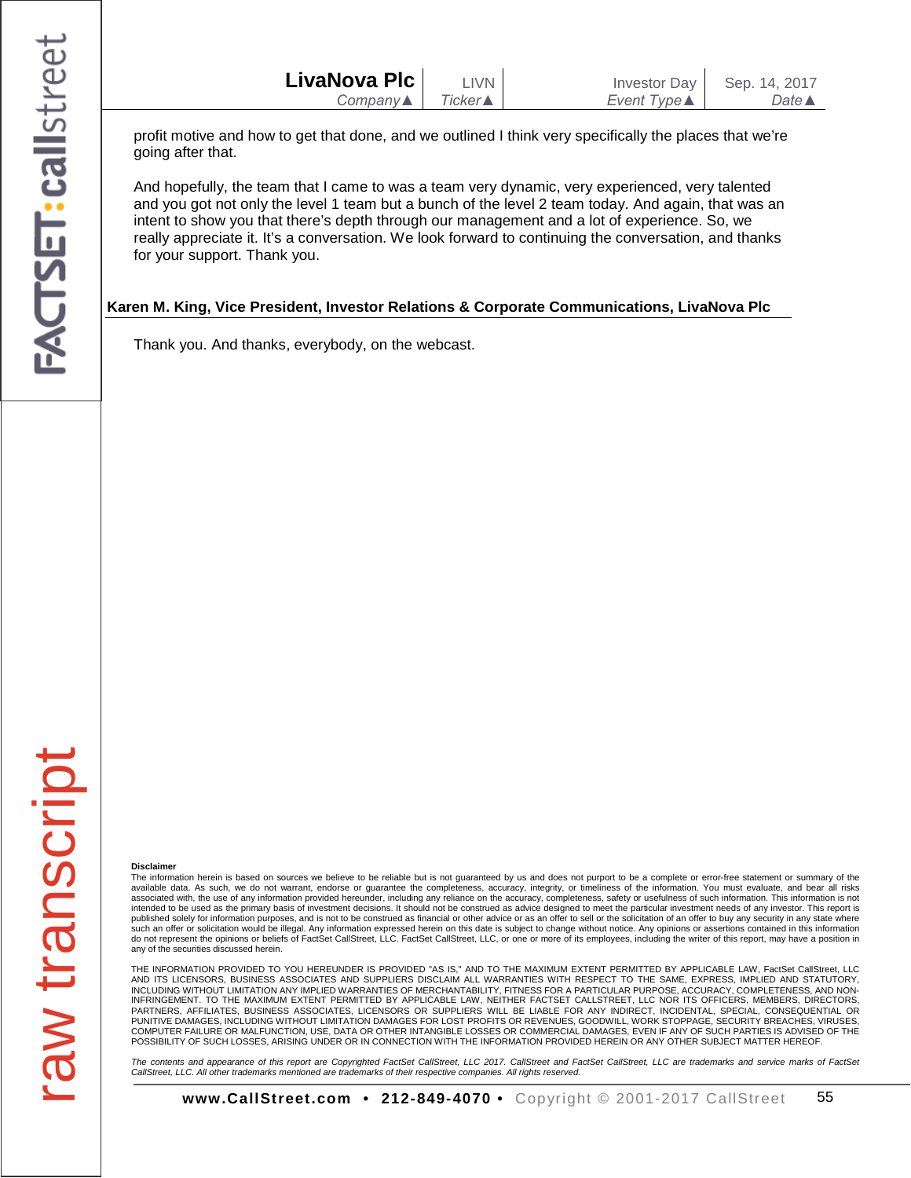profit motive and how to get that done, and we outlined I think very specifically the places that we're going after that.

And hopefully, the team that I came to was a team very dynamic, very experienced, very talented and you got not only the level 1 team but a bunch of the level 2 team today. And again, that was an intent to show you that there's depth through our management and a lot of experience. So, we really appreciate it. It's a conversation. We look forward to continuing the conversation, and thanks for your support. Thank you.

**Karen M. King, Vice President, Investor Relations & Corporate Communications, LivaNova Plc**

Thank you. And thanks, everybody, on the webcast.

**Disclaimer**

The information herein is based on sources we believe to be reliable but is not guaranteed by us and does not purport to be a complete or error-free statement or summary of the available data. As such, we do not warrant, endorse or guarantee the completeness, accuracy, integrity, or timeliness of the information. You must evaluate, and bear all risks associated with, the use of any information provided hereunder, including any reliance on the accuracy, completeness, safety or usefulness of such information. This information is not intended to be used as the primary basis of investment decisions. It should not be construed as advice designed to meet the particular investment needs of any investor. This report is published solely for information purposes, and is not to be construed as financial or other advice or as an offer to sell or the solicitation of an offer to buy any security in any state where such an offer or solicitation would be illegal. Any information expressed herein on this date is subject to change without notice. Any opinions or assertions contained in this information do not represent the opinions or beliefs of FactSet CallStreet, LLC. FactSet CallStreet, LLC, or one or more of its employees, including the writer of this report, may have a position in any of the securities discussed herein.

THE INFORMATION PROVIDED TO YOU HEREUNDER IS PROVIDED "AS IS," AND TO THE MAXIMUM EXTENT PERMITTED BY APPLICABLE LAW, FactSet CallStreet, LLC AND ITS LICENSORS, BUSINESS ASSOCIATES AND SUPPLIERS DISCLAIM ALL WARRANTIES WITH RESPECT TO THE SAME, EXPRESS, IMPLIED AND STATUTORY, INCLUDING WITHOUT LIMITATION ANY IMPLIED WARRANTIES OF MERCHANTABILITY, FITNESS FOR A PARTICULAR PURPOSE, ACCURACY, COMPLETENESS, AND NON-INFRINGEMENT. TO THE MAXIMUM EXTENT PERMITTED BY APPLICABLE LAW, NEITHER FACTSET CALLSTREET, LLC NOR ITS OFFICERS, MEMBERS, DIRECTORS, PARTNERS, AFFILIATES, BUSINESS ASSOCIATES, LICENSORS OR SUPPLIERS WILL BE LIABLE FOR ANY INDIRECT, INCIDENTAL, SPECIAL, CONSEQUENTIAL OR PUNITIVE DAMAGES, INCLUDING WITHOUT LIMITATION DAMAGES FOR LOST PROFITS OR REVENUES, GOODWILL, WORK STOPPAGE, SECURITY BREACHES, VIRUSES, COMPUTER FAILURE OR MALFUNCTION, USE, DATA OR OTHER INTANGIBLE LOSSES OR COMMERCIAL DAMAGES, EVEN IF ANY OF SUCH PARTIES IS ADVISED OF THE POSSIBILITY OF SUCH LOSSES, ARISING UNDER OR IN CONNECTION WITH THE INFORMATION PROVIDED HEREIN OR ANY OTHER SUBJECT MATTER HEREOF.

*The contents and appearance of this report are Copyrighted FactSet CallStreet, LLC 2017. CallStreet and FactSet CallStreet, LLC are trademarks and service marks of FactSet CallStreet, LLC. All other trademarks mentioned are trademarks of their respective companies. All rights reserved.*